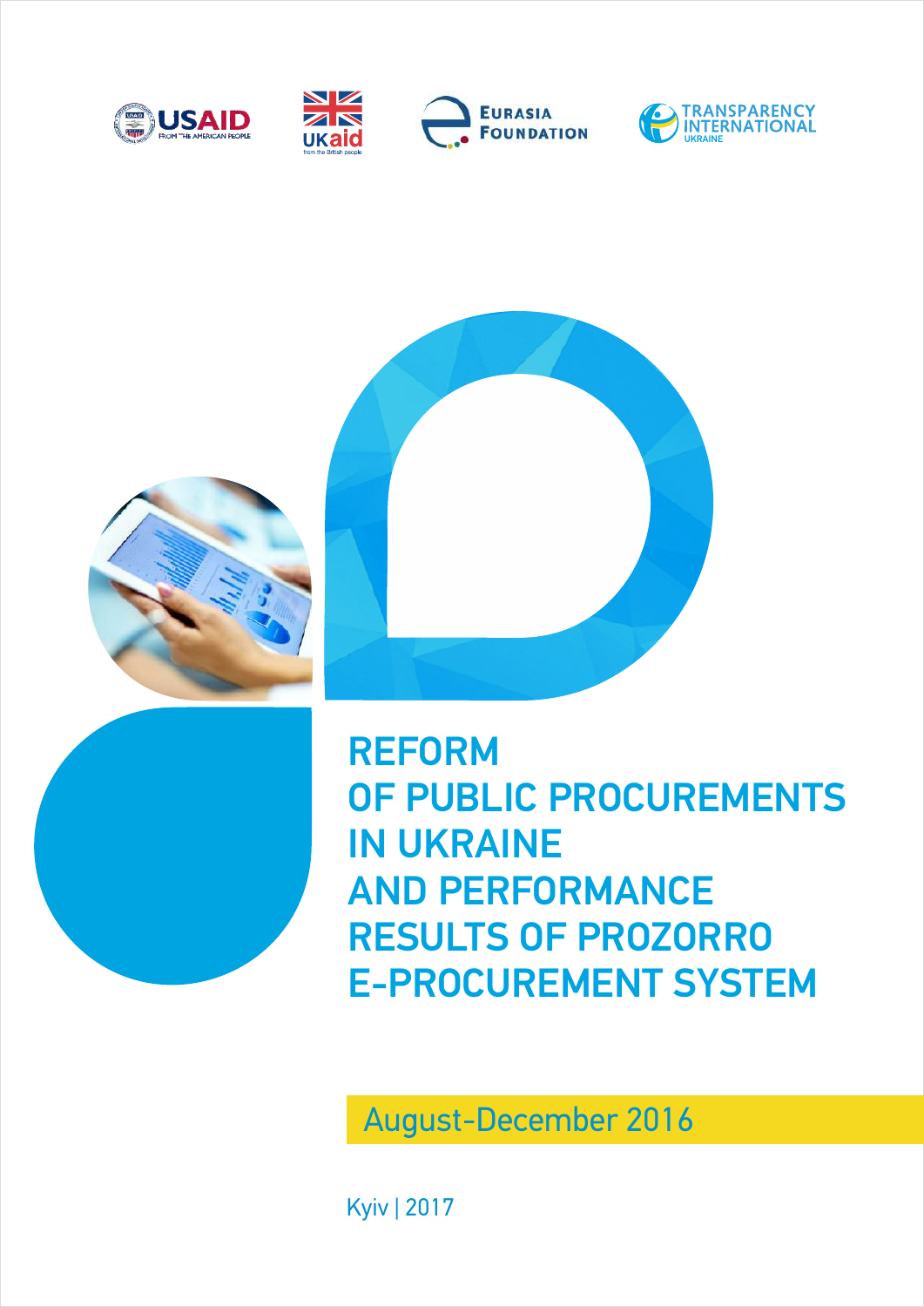USAID FROM THE AMERICAN PEOPLE

UKaid from the British people

EURASIA FOUNDATION

TRANSPARENCY INTERNATIONAL UKRAINE

# REFORM OF PUBLIC PROCUREMENTS IN UKRAINE AND PERFORMANCE RESULTS OF PROZORRO E-PROCUREMENT SYSTEM

August-December 2016

Kyiv | 2017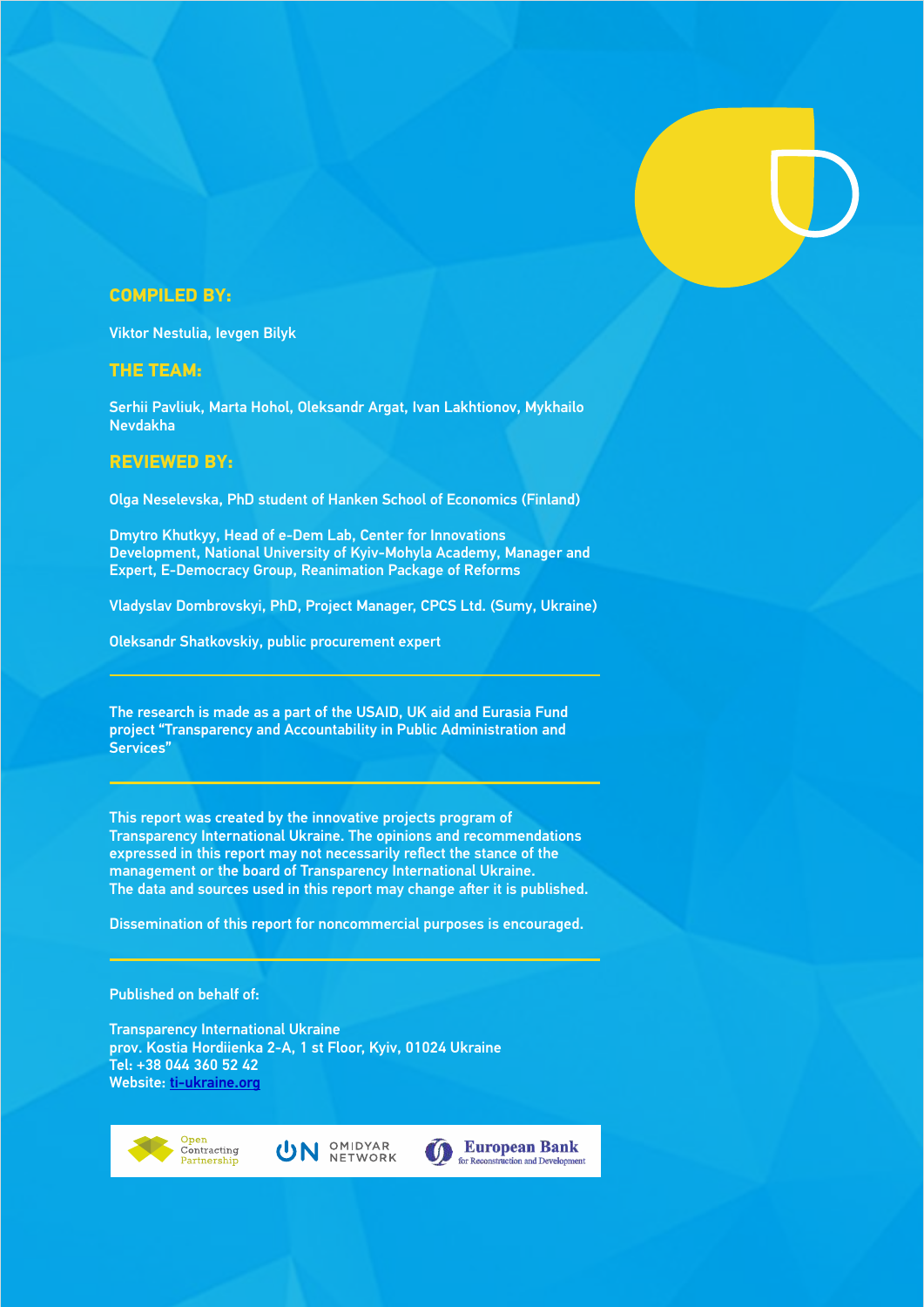**COMPILED BY:**

Viktor Nestulia, Ievgen Bilyk

**THE TEAM:**

Serhii Pavliuk, Marta Hohol, Oleksandr Argat, Ivan Lakhtionov, Mykhailo Nevdakha

**REVIEWED BY:**

Olga Neselevska, PhD student of Hanken School of Economics (Finland)

Dmytro Khutkyy, Head of e-Dem Lab, Center for Innovations Development, National University of Kyiv-Mohyla Academy, Manager and Expert, E-Democracy Group, Reanimation Package of Reforms

Vladyslav Dombrovskyi, PhD, Project Manager, CPCS Ltd. (Sumy, Ukraine)

Oleksandr Shatkovskiy, public procurement expert

---

The research is made as a part of the USAID, UK aid and Eurasia Fund project "Transparency and Accountability in Public Administration and Services"

---

This report was created by the innovative projects program of Transparency International Ukraine. The opinions and recommendations expressed in this report may not necessarily reflect the stance of the management or the board of Transparency International Ukraine.
The data and sources used in this report may change after it is published.

Dissemination of this report for noncommercial purposes is encouraged.

---

Published on behalf of:

Transparency International Ukraine
prov. Kostia Hordiienka 2-A, 1 st Floor, Kyiv, 01024 Ukraine
Tel: +38 044 360 52 42
Website: ti-ukraine.org

Open Contracting Partnership | OMIDYAR NETWORK | European Bank for Reconstruction and Development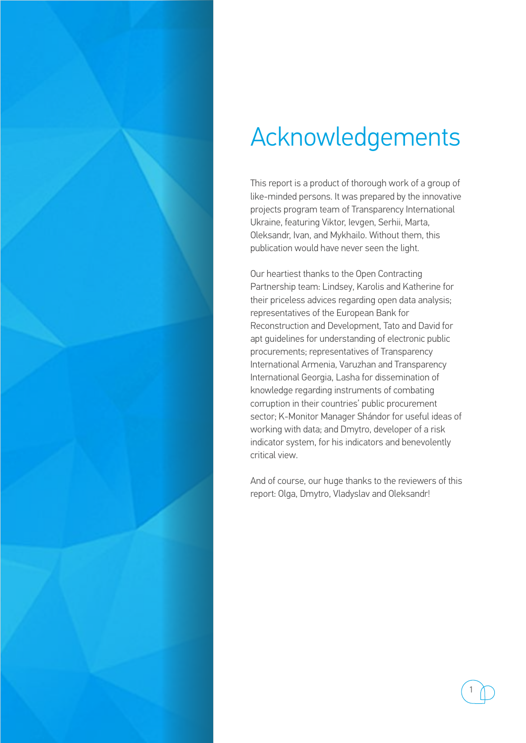# Acknowledgements

This report is a product of thorough work of a group of like-minded persons. It was prepared by the innovative projects program team of Transparency International Ukraine, featuring Viktor, Ievgen, Serhii, Marta, Oleksandr, Ivan, and Mykhailo. Without them, this publication would have never seen the light.

Our heartiest thanks to the Open Contracting Partnership team: Lindsey, Karolis and Katherine for their priceless advices regarding open data analysis; representatives of the European Bank for Reconstruction and Development, Tato and David for apt guidelines for understanding of electronic public procurements; representatives of Transparency International Armenia, Varuzhan and Transparency International Georgia, Lasha for dissemination of knowledge regarding instruments of combating corruption in their countries' public procurement sector; K-Monitor Manager Shándor for useful ideas of working with data; and Dmytro, developer of a risk indicator system, for his indicators and benevolently critical view.

And of course, our huge thanks to the reviewers of this report: Olga, Dmytro, Vladyslav and Oleksandr!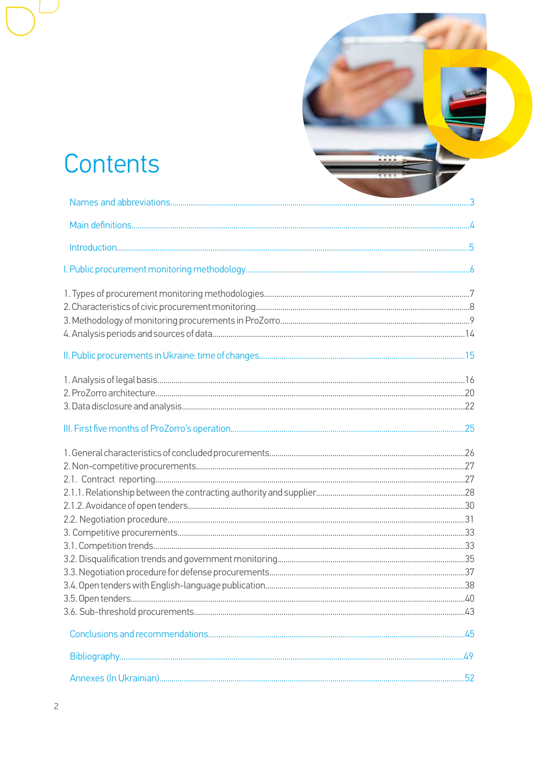# Contents

Names and abbreviations....3

Main definitions....4

Introduction....5

I. Public procurement monitoring methodology....6

1. Types of procurement monitoring methodologies....7
2. Characteristics of civic procurement monitoring....8
3. Methodology of monitoring procurements in ProZorro....9
4. Analysis periods and sources of data....14

II. Public procurements in Ukraine: time of changes....15

1. Analysis of legal basis....16
2. ProZorro architecture....20
3. Data disclosure and analysis....22

III. First five months of ProZorro's operation....25

1. General characteristics of concluded procurements....26
2. Non-competitive procurements....27

2.1. Contract reporting....27

2.1.1. Relationship between the contracting authority and supplier....28

2.1.2. Avoidance of open tenders....30

2.2. Negotiation procedure....31

3. Competitive procurements....33

3.1. Competition trends....33

3.2. Disqualification trends and government monitoring....35

3.3. Negotiation procedure for defense procurements....37

3.4. Open tenders with English-language publication....38

3.5. Open tenders....40

3.6. Sub-threshold procurements....43

Conclusions and recommendations....45

Bibliography....49

Annexes (In Ukrainian)....52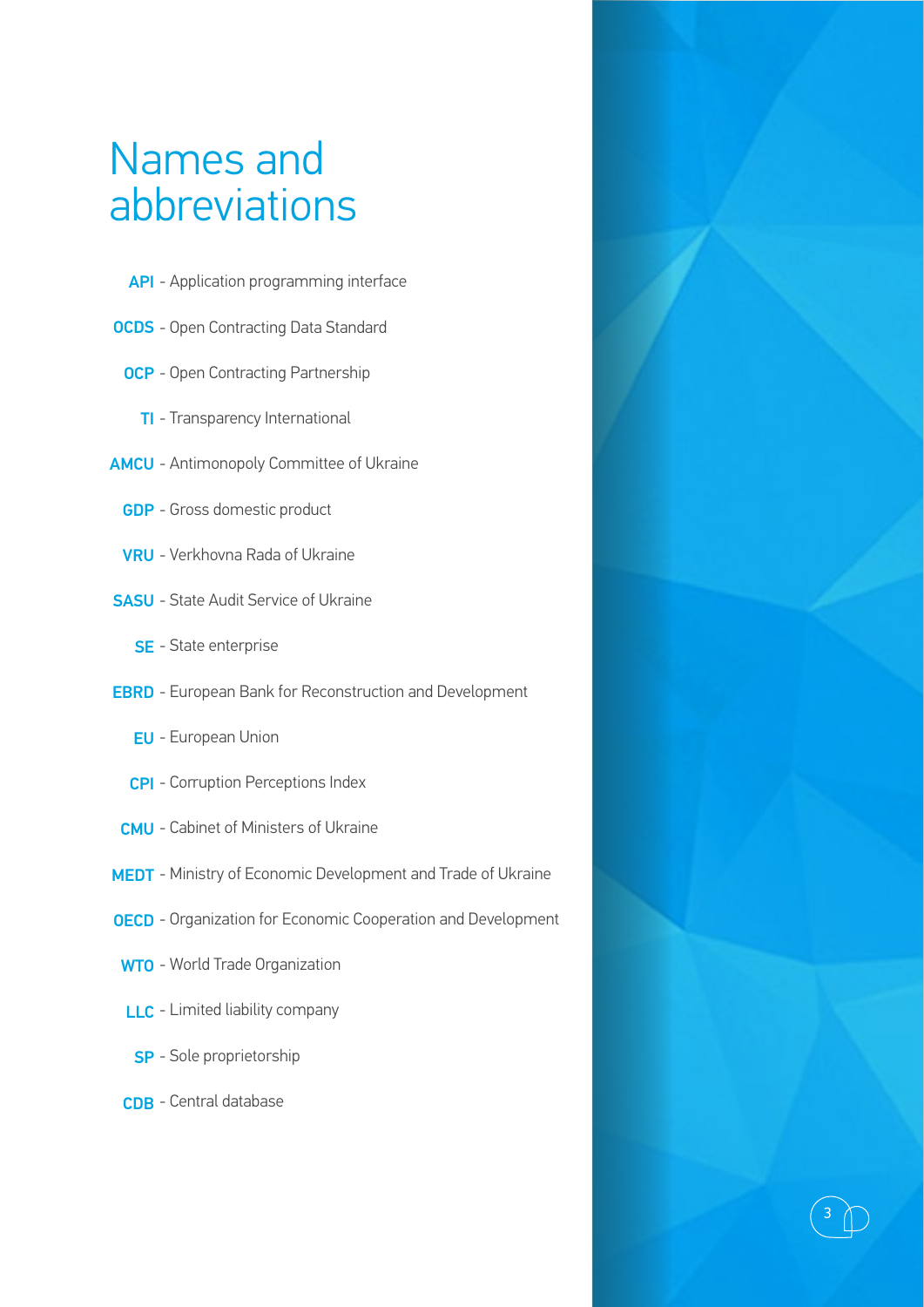# Names and abbreviations

- **API** - Application programming interface
- **OCDS** - Open Contracting Data Standard
- **OCP** - Open Contracting Partnership
- **TI** - Transparency International
- **AMCU** - Antimonopoly Committee of Ukraine
- **GDP** - Gross domestic product
- **VRU** - Verkhovna Rada of Ukraine
- **SASU** - State Audit Service of Ukraine
- **SE** - State enterprise
- **EBRD** - European Bank for Reconstruction and Development
- **EU** - European Union
- **CPI** - Corruption Perceptions Index
- **CMU** - Cabinet of Ministers of Ukraine
- **MEDT** - Ministry of Economic Development and Trade of Ukraine
- **OECD** - Organization for Economic Cooperation and Development
- **WTO** - World Trade Organization
- **LLC** - Limited liability company
- **SP** - Sole proprietorship
- **CDB** - Central database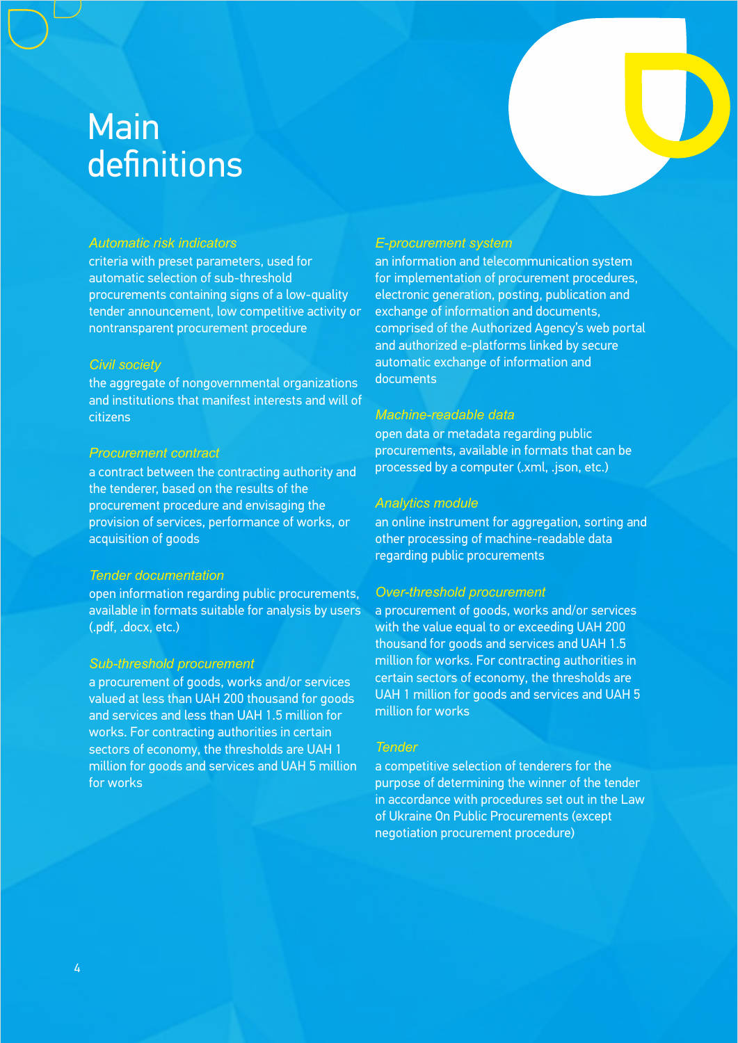# Main definitions

*Automatic risk indicators*
criteria with preset parameters, used for automatic selection of sub-threshold procurements containing signs of a low-quality tender announcement, low competitive activity or nontransparent procurement procedure

*Civil society*
the aggregate of nongovernmental organizations and institutions that manifest interests and will of citizens

*Procurement contract*
a contract between the contracting authority and the tenderer, based on the results of the procurement procedure and envisaging the provision of services, performance of works, or acquisition of goods

*Tender documentation*
open information regarding public procurements, available in formats suitable for analysis by users (.pdf, .docx, etc.)

*Sub-threshold procurement*
a procurement of goods, works and/or services valued at less than UAH 200 thousand for goods and services and less than UAH 1.5 million for works. For contracting authorities in certain sectors of economy, the thresholds are UAH 1 million for goods and services and UAH 5 million for works

*E-procurement system*
an information and telecommunication system for implementation of procurement procedures, electronic generation, posting, publication and exchange of information and documents, comprised of the Authorized Agency's web portal and authorized e-platforms linked by secure automatic exchange of information and documents

*Machine-readable data*
open data or metadata regarding public procurements, available in formats that can be processed by a computer (.xml, .json, etc.)

*Analytics module*
an online instrument for aggregation, sorting and other processing of machine-readable data regarding public procurements

*Over-threshold procurement*
a procurement of goods, works and/or services with the value equal to or exceeding UAH 200 thousand for goods and services and UAH 1.5 million for works. For contracting authorities in certain sectors of economy, the thresholds are UAH 1 million for goods and services and UAH 5 million for works

*Tender*
a competitive selection of tenderers for the purpose of determining the winner of the tender in accordance with procedures set out in the Law of Ukraine On Public Procurements (except negotiation procurement procedure)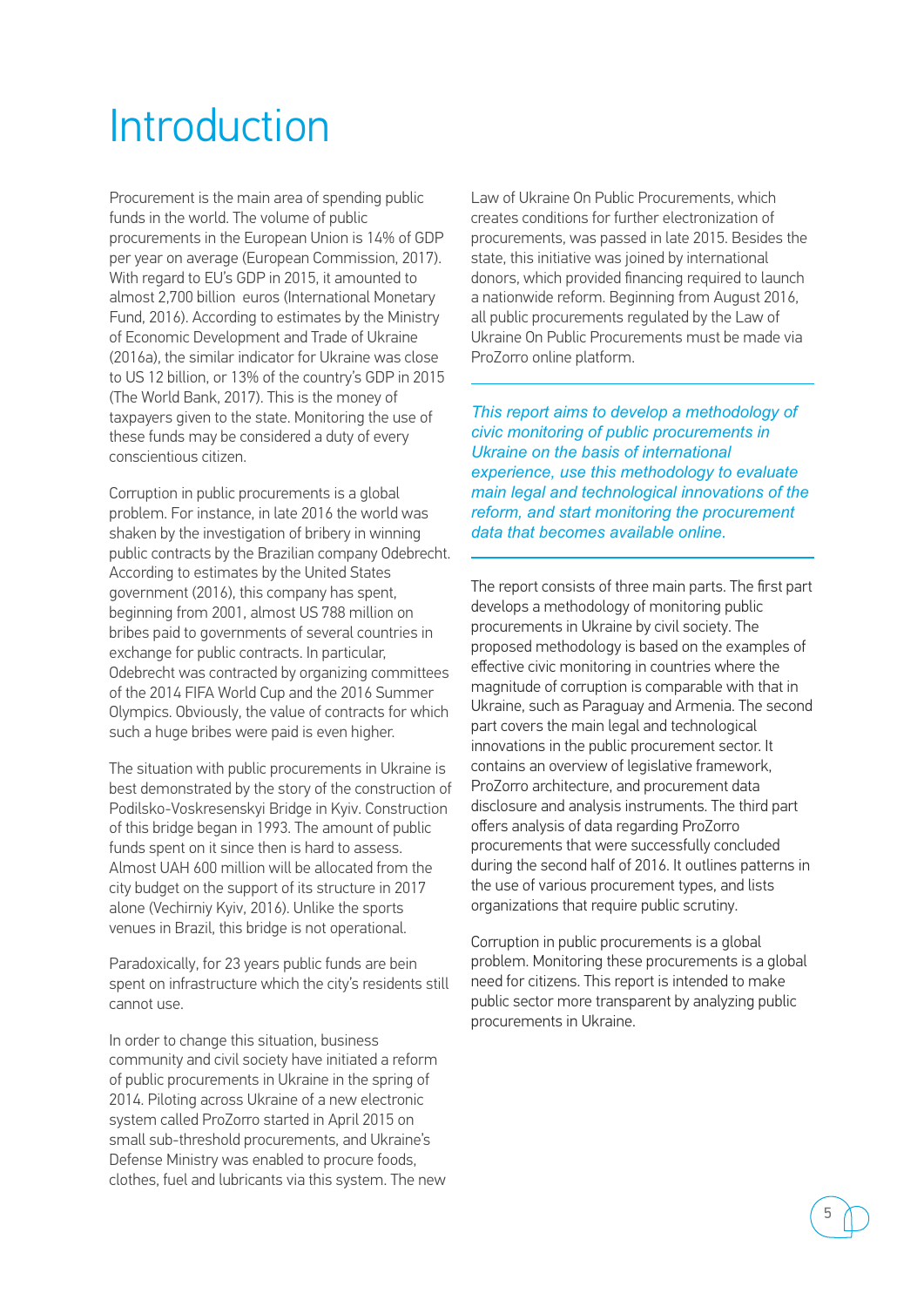# Introduction

Procurement is the main area of spending public funds in the world. The volume of public procurements in the European Union is 14% of GDP per year on average (European Commission, 2017). With regard to EU's GDP in 2015, it amounted to almost 2,700 billion euros (International Monetary Fund, 2016). According to estimates by the Ministry of Economic Development and Trade of Ukraine (2016a), the similar indicator for Ukraine was close to US 12 billion, or 13% of the country's GDP in 2015 (The World Bank, 2017). This is the money of taxpayers given to the state. Monitoring the use of these funds may be considered a duty of every conscientious citizen.

Corruption in public procurements is a global problem. For instance, in late 2016 the world was shaken by the investigation of bribery in winning public contracts by the Brazilian company Odebrecht. According to estimates by the United States government (2016), this company has spent, beginning from 2001, almost US 788 million on bribes paid to governments of several countries in exchange for public contracts. In particular, Odebrecht was contracted by organizing committees of the 2014 FIFA World Cup and the 2016 Summer Olympics. Obviously, the value of contracts for which such a huge bribes were paid is even higher.

The situation with public procurements in Ukraine is best demonstrated by the story of the construction of Podilsko-Voskresenskyi Bridge in Kyiv. Construction of this bridge began in 1993. The amount of public funds spent on it since then is hard to assess. Almost UAH 600 million will be allocated from the city budget on the support of its structure in 2017 alone (Vechirniy Kyiv, 2016). Unlike the sports venues in Brazil, this bridge is not operational.

Paradoxically, for 23 years public funds are bein spent on infrastructure which the city's residents still cannot use.

In order to change this situation, business community and civil society have initiated a reform of public procurements in Ukraine in the spring of 2014. Piloting across Ukraine of a new electronic system called ProZorro started in April 2015 on small sub-threshold procurements, and Ukraine's Defense Ministry was enabled to procure foods, clothes, fuel and lubricants via this system. The new Law of Ukraine On Public Procurements, which creates conditions for further electronization of procurements, was passed in late 2015. Besides the state, this initiative was joined by international donors, which provided financing required to launch a nationwide reform. Beginning from August 2016, all public procurements regulated by the Law of Ukraine On Public Procurements must be made via ProZorro online platform.

*This report aims to develop a methodology of civic monitoring of public procurements in Ukraine on the basis of international experience, use this methodology to evaluate main legal and technological innovations of the reform, and start monitoring the procurement data that becomes available online.*

The report consists of three main parts. The first part develops a methodology of monitoring public procurements in Ukraine by civil society. The proposed methodology is based on the examples of effective civic monitoring in countries where the magnitude of corruption is comparable with that in Ukraine, such as Paraguay and Armenia. The second part covers the main legal and technological innovations in the public procurement sector. It contains an overview of legislative framework, ProZorro architecture, and procurement data disclosure and analysis instruments. The third part offers analysis of data regarding ProZorro procurements that were successfully concluded during the second half of 2016. It outlines patterns in the use of various procurement types, and lists organizations that require public scrutiny.

Corruption in public procurements is a global problem. Monitoring these procurements is a global need for citizens. This report is intended to make public sector more transparent by analyzing public procurements in Ukraine.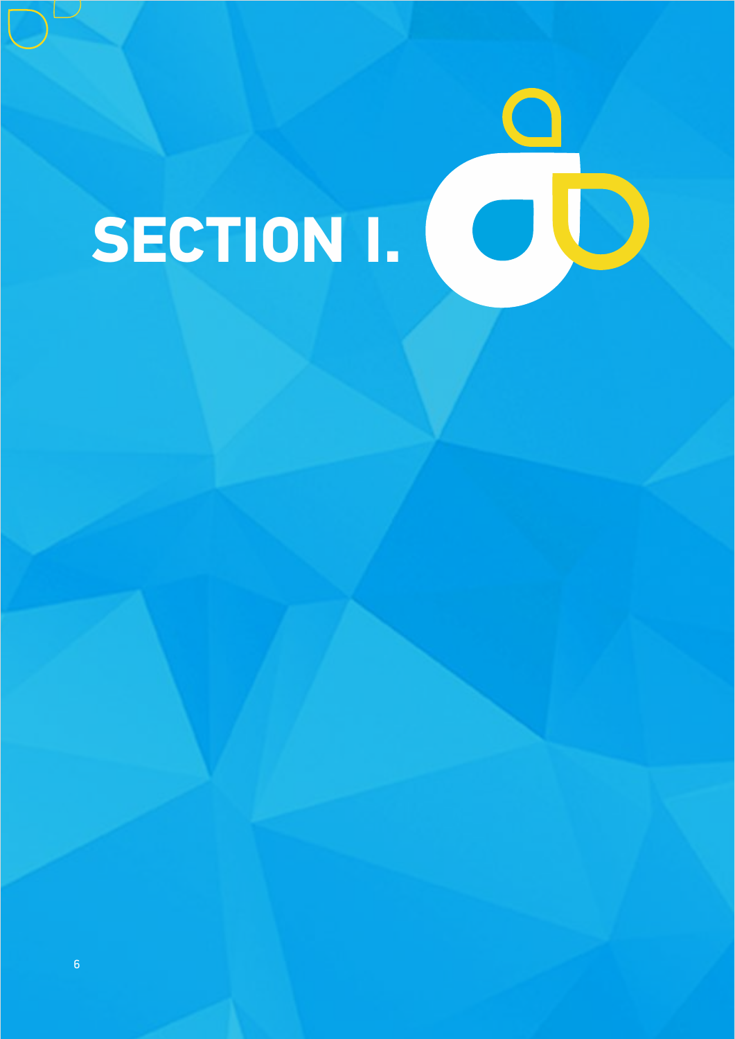# SECTION I.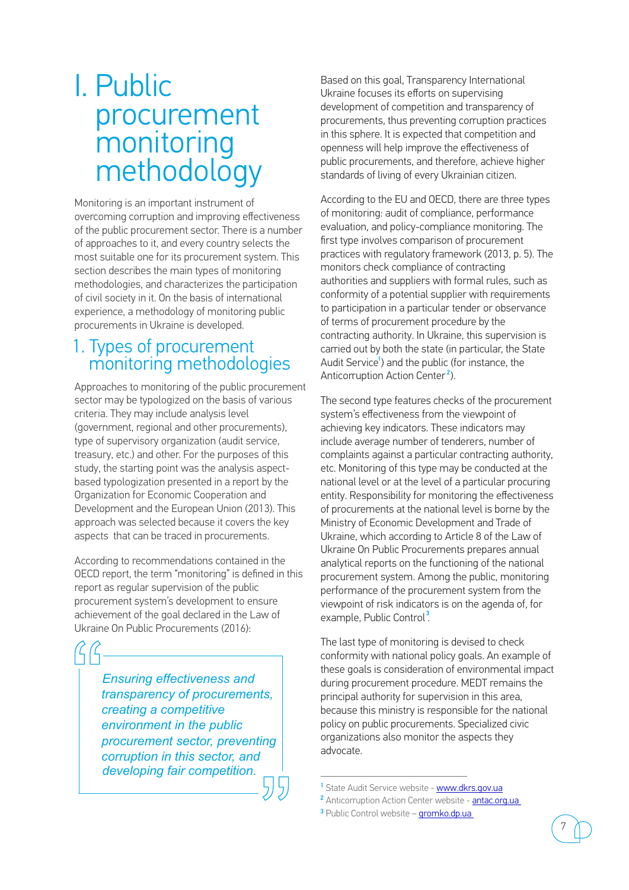# I. Public procurement monitoring methodology

Monitoring is an important instrument of overcoming corruption and improving effectiveness of the public procurement sector. There is a number of approaches to it, and every country selects the most suitable one for its procurement system. This section describes the main types of monitoring methodologies, and characterizes the participation of civil society in it. On the basis of international experience, a methodology of monitoring public procurements in Ukraine is developed.

## 1. Types of procurement monitoring methodologies

Approaches to monitoring of the public procurement sector may be typologized on the basis of various criteria. They may include analysis level (government, regional and other procurements), type of supervisory organization (audit service, treasury, etc.) and other. For the purposes of this study, the starting point was the analysis aspect-based typologization presented in a report by the Organization for Economic Cooperation and Development and the European Union (2013). This approach was selected because it covers the key aspects that can be traced in procurements.

According to recommendations contained in the OECD report, the term "monitoring" is defined in this report as regular supervision of the public procurement system's development to ensure achievement of the goal declared in the Law of Ukraine On Public Procurements (2016):

> *Ensuring effectiveness and transparency of procurements, creating a competitive environment in the public procurement sector, preventing corruption in this sector, and developing fair competition.*

Based on this goal, Transparency International Ukraine focuses its efforts on supervising development of competition and transparency of procurements, thus preventing corruption practices in this sphere. It is expected that competition and openness will help improve the effectiveness of public procurements, and therefore, achieve higher standards of living of every Ukrainian citizen.

According to the EU and OECD, there are three types of monitoring: audit of compliance, performance evaluation, and policy-compliance monitoring. The first type involves comparison of procurement practices with regulatory framework (2013, p. 5). The monitors check compliance of contracting authorities and suppliers with formal rules, such as conformity of a potential supplier with requirements to participation in a particular tender or observance of terms of procurement procedure by the contracting authority. In Ukraine, this supervision is carried out by both the state (in particular, the State Audit Service[1]) and the public (for instance, the Anticorruption Action Center[2]).

The second type features checks of the procurement system's effectiveness from the viewpoint of achieving key indicators. These indicators may include average number of tenderers, number of complaints against a particular contracting authority, etc. Monitoring of this type may be conducted at the national level or at the level of a particular procuring entity. Responsibility for monitoring the effectiveness of procurements at the national level is borne by the Ministry of Economic Development and Trade of Ukraine, which according to Article 8 of the Law of Ukraine On Public Procurements prepares annual analytical reports on the functioning of the national procurement system. Among the public, monitoring performance of the procurement system from the viewpoint of risk indicators is on the agenda of, for example, Public Control[3].

The last type of monitoring is devised to check conformity with national policy goals. An example of these goals is consideration of environmental impact during procurement procedure. MEDT remains the principal authority for supervision in this area, because this ministry is responsible for the national policy on public procurements. Specialized civic organizations also monitor the aspects they advocate.

---

[1] State Audit Service website - www.dkrs.gov.ua

[2] Anticorruption Action Center website - antac.org.ua

[3] Public Control website – gromko.dp.ua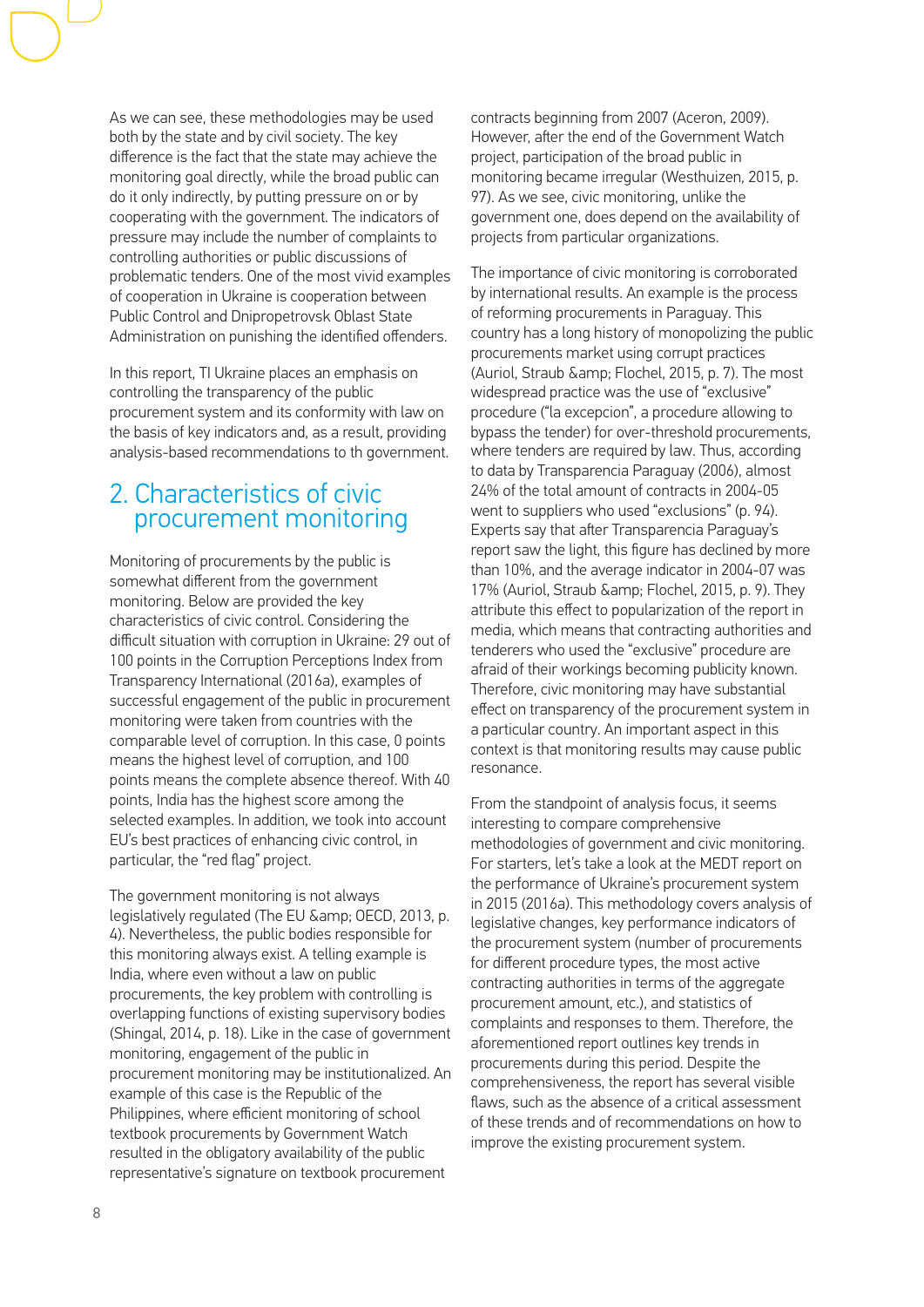As we can see, these methodologies may be used both by the state and by civil society. The key difference is the fact that the state may achieve the monitoring goal directly, while the broad public can do it only indirectly, by putting pressure on or by cooperating with the government. The indicators of pressure may include the number of complaints to controlling authorities or public discussions of problematic tenders. One of the most vivid examples of cooperation in Ukraine is cooperation between Public Control and Dnipropetrovsk Oblast State Administration on punishing the identified offenders.

In this report, TI Ukraine places an emphasis on controlling the transparency of the public procurement system and its conformity with law on the basis of key indicators and, as a result, providing analysis-based recommendations to th government.

## 2. Characteristics of civic procurement monitoring

Monitoring of procurements by the public is somewhat different from the government monitoring. Below are provided the key characteristics of civic control. Considering the difficult situation with corruption in Ukraine: 29 out of 100 points in the Corruption Perceptions Index from Transparency International (2016a), examples of successful engagement of the public in procurement monitoring were taken from countries with the comparable level of corruption. In this case, 0 points means the highest level of corruption, and 100 points means the complete absence thereof. With 40 points, India has the highest score among the selected examples. In addition, we took into account EU's best practices of enhancing civic control, in particular, the "red flag" project.

The government monitoring is not always legislatively regulated (The EU &amp; OECD, 2013, p. 4). Nevertheless, the public bodies responsible for this monitoring always exist. A telling example is India, where even without a law on public procurements, the key problem with controlling is overlapping functions of existing supervisory bodies (Shingal, 2014, p. 18). Like in the case of government monitoring, engagement of the public in procurement monitoring may be institutionalized. An example of this case is the Republic of the Philippines, where efficient monitoring of school textbook procurements by Government Watch resulted in the obligatory availability of the public representative's signature on textbook procurement contracts beginning from 2007 (Aceron, 2009). However, after the end of the Government Watch project, participation of the broad public in monitoring became irregular (Westhuizen, 2015, p. 97). As we see, civic monitoring, unlike the government one, does depend on the availability of projects from particular organizations.

The importance of civic monitoring is corroborated by international results. An example is the process of reforming procurements in Paraguay. This country has a long history of monopolizing the public procurements market using corrupt practices (Auriol, Straub &amp; Flochel, 2015, p. 7). The most widespread practice was the use of "exclusive" procedure ("la excepcion", a procedure allowing to bypass the tender) for over-threshold procurements, where tenders are required by law. Thus, according to data by Transparencia Paraguay (2006), almost 24% of the total amount of contracts in 2004-05 went to suppliers who used "exclusions" (p. 94). Experts say that after Transparencia Paraguay's report saw the light, this figure has declined by more than 10%, and the average indicator in 2004-07 was 17% (Auriol, Straub &amp; Flochel, 2015, p. 9). They attribute this effect to popularization of the report in media, which means that contracting authorities and tenderers who used the "exclusive" procedure are afraid of their workings becoming publicity known. Therefore, civic monitoring may have substantial effect on transparency of the procurement system in a particular country. An important aspect in this context is that monitoring results may cause public resonance.

From the standpoint of analysis focus, it seems interesting to compare comprehensive methodologies of government and civic monitoring. For starters, let's take a look at the MEDT report on the performance of Ukraine's procurement system in 2015 (2016a). This methodology covers analysis of legislative changes, key performance indicators of the procurement system (number of procurements for different procedure types, the most active contracting authorities in terms of the aggregate procurement amount, etc.), and statistics of complaints and responses to them. Therefore, the aforementioned report outlines key trends in procurements during this period. Despite the comprehensiveness, the report has several visible flaws, such as the absence of a critical assessment of these trends and of recommendations on how to improve the existing procurement system.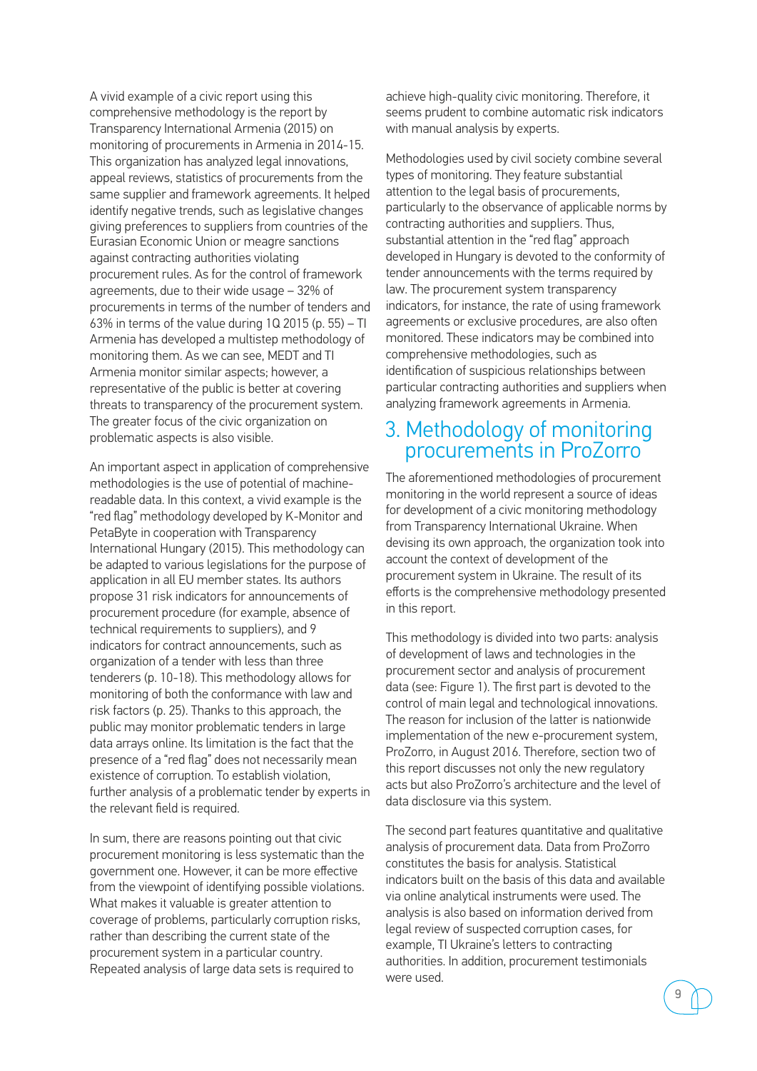A vivid example of a civic report using this comprehensive methodology is the report by Transparency International Armenia (2015) on monitoring of procurements in Armenia in 2014-15. This organization has analyzed legal innovations, appeal reviews, statistics of procurements from the same supplier and framework agreements. It helped identify negative trends, such as legislative changes giving preferences to suppliers from countries of the Eurasian Economic Union or meagre sanctions against contracting authorities violating procurement rules. As for the control of framework agreements, due to their wide usage – 32% of procurements in terms of the number of tenders and 63% in terms of the value during 1Q 2015 (p. 55) – TI Armenia has developed a multistep methodology of monitoring them. As we can see, MEDT and TI Armenia monitor similar aspects; however, a representative of the public is better at covering threats to transparency of the procurement system. The greater focus of the civic organization on problematic aspects is also visible.

An important aspect in application of comprehensive methodologies is the use of potential of machine-readable data. In this context, a vivid example is the "red flag" methodology developed by K-Monitor and PetaByte in cooperation with Transparency International Hungary (2015). This methodology can be adapted to various legislations for the purpose of application in all EU member states. Its authors propose 31 risk indicators for announcements of procurement procedure (for example, absence of technical requirements to suppliers), and 9 indicators for contract announcements, such as organization of a tender with less than three tenderers (p. 10-18). This methodology allows for monitoring of both the conformance with law and risk factors (p. 25). Thanks to this approach, the public may monitor problematic tenders in large data arrays online. Its limitation is the fact that the presence of a "red flag" does not necessarily mean existence of corruption. To establish violation, further analysis of a problematic tender by experts in the relevant field is required.

In sum, there are reasons pointing out that civic procurement monitoring is less systematic than the government one. However, it can be more effective from the viewpoint of identifying possible violations. What makes it valuable is greater attention to coverage of problems, particularly corruption risks, rather than describing the current state of the procurement system in a particular country. Repeated analysis of large data sets is required to achieve high-quality civic monitoring. Therefore, it seems prudent to combine automatic risk indicators with manual analysis by experts.

Methodologies used by civil society combine several types of monitoring. They feature substantial attention to the legal basis of procurements, particularly to the observance of applicable norms by contracting authorities and suppliers. Thus, substantial attention in the "red flag" approach developed in Hungary is devoted to the conformity of tender announcements with the terms required by law. The procurement system transparency indicators, for instance, the rate of using framework agreements or exclusive procedures, are also often monitored. These indicators may be combined into comprehensive methodologies, such as identification of suspicious relationships between particular contracting authorities and suppliers when analyzing framework agreements in Armenia.

## 3. Methodology of monitoring procurements in ProZorro

The aforementioned methodologies of procurement monitoring in the world represent a source of ideas for development of a civic monitoring methodology from Transparency International Ukraine. When devising its own approach, the organization took into account the context of development of the procurement system in Ukraine. The result of its efforts is the comprehensive methodology presented in this report.

This methodology is divided into two parts: analysis of development of laws and technologies in the procurement sector and analysis of procurement data (see: Figure 1). The first part is devoted to the control of main legal and technological innovations. The reason for inclusion of the latter is nationwide implementation of the new e-procurement system, ProZorro, in August 2016. Therefore, section two of this report discusses not only the new regulatory acts but also ProZorro's architecture and the level of data disclosure via this system.

The second part features quantitative and qualitative analysis of procurement data. Data from ProZorro constitutes the basis for analysis. Statistical indicators built on the basis of this data and available via online analytical instruments were used. The analysis is also based on information derived from legal review of suspected corruption cases, for example, TI Ukraine's letters to contracting authorities. In addition, procurement testimonials were used.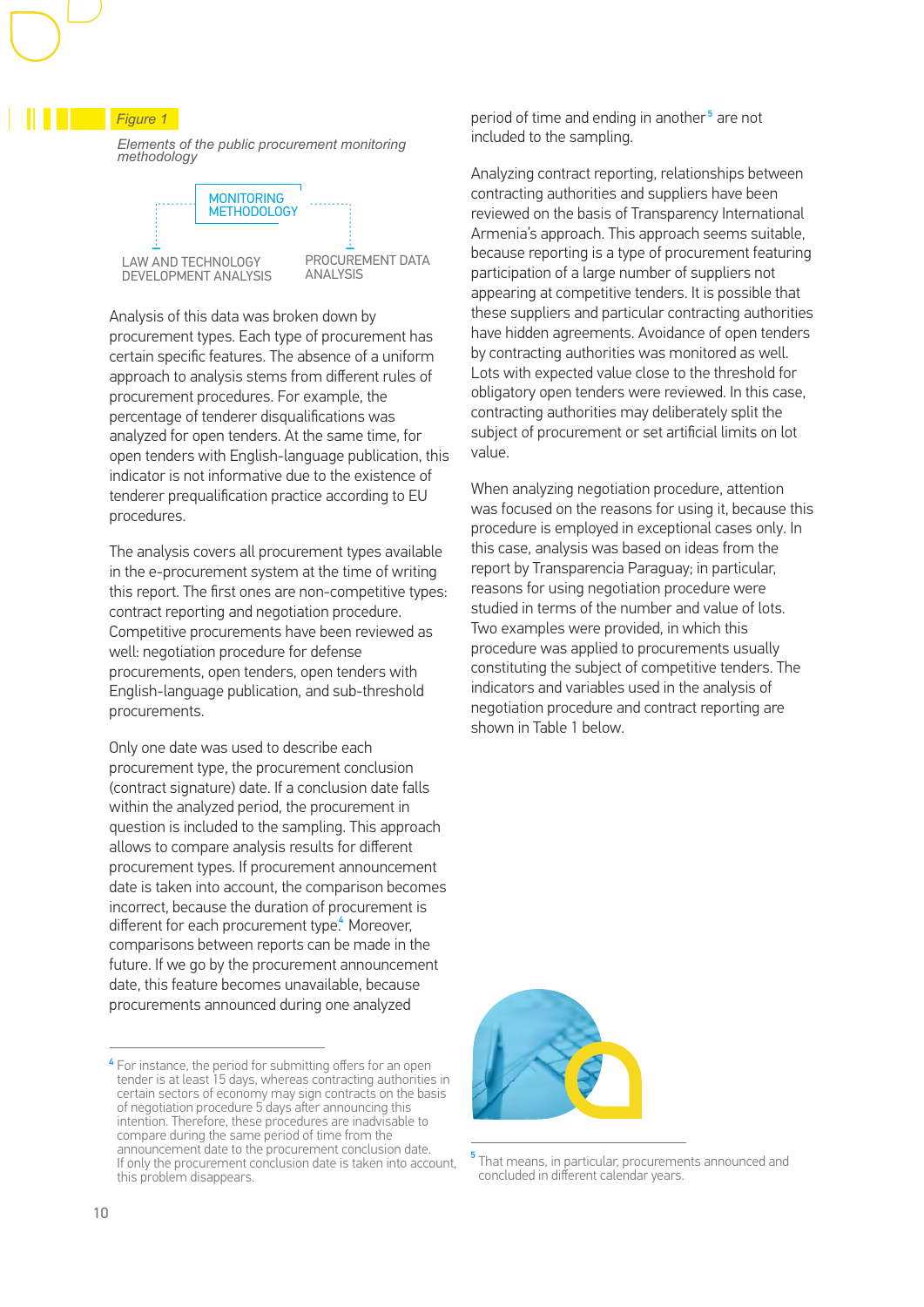*Figure 1*

*Elements of the public procurement monitoring methodology*

MONITORING METHODOLOGY

LAW AND TECHNOLOGY DEVELOPMENT ANALYSIS

PROCUREMENT DATA ANALYSIS

Analysis of this data was broken down by procurement types. Each type of procurement has certain specific features. The absence of a uniform approach to analysis stems from different rules of procurement procedures. For example, the percentage of tenderer disqualifications was analyzed for open tenders. At the same time, for open tenders with English-language publication, this indicator is not informative due to the existence of tenderer prequalification practice according to EU procedures.

The analysis covers all procurement types available in the e-procurement system at the time of writing this report. The first ones are non-competitive types: contract reporting and negotiation procedure. Competitive procurements have been reviewed as well: negotiation procedure for defense procurements, open tenders, open tenders with English-language publication, and sub-threshold procurements.

Only one date was used to describe each procurement type, the procurement conclusion (contract signature) date. If a conclusion date falls within the analyzed period, the procurement in question is included to the sampling. This approach allows to compare analysis results for different procurement types. If procurement announcement date is taken into account, the comparison becomes incorrect, because the duration of procurement is different for each procurement type.[4] Moreover, comparisons between reports can be made in the future. If we go by the procurement announcement date, this feature becomes unavailable, because procurements announced during one analyzed period of time and ending in another[5] are not included to the sampling.

Analyzing contract reporting, relationships between contracting authorities and suppliers have been reviewed on the basis of Transparency International Armenia's approach. This approach seems suitable, because reporting is a type of procurement featuring participation of a large number of suppliers not appearing at competitive tenders. It is possible that these suppliers and particular contracting authorities have hidden agreements. Avoidance of open tenders by contracting authorities was monitored as well. Lots with expected value close to the threshold for obligatory open tenders were reviewed. In this case, contracting authorities may deliberately split the subject of procurement or set artificial limits on lot value.

When analyzing negotiation procedure, attention was focused on the reasons for using it, because this procedure is employed in exceptional cases only. In this case, analysis was based on ideas from the report by Transparencia Paraguay; in particular, reasons for using negotiation procedure were studied in terms of the number and value of lots. Two examples were provided, in which this procedure was applied to procurements usually constituting the subject of competitive tenders. The indicators and variables used in the analysis of negotiation procedure and contract reporting are shown in Table 1 below.

---

[4] For instance, the period for submitting offers for an open tender is at least 15 days, whereas contracting authorities in certain sectors of economy may sign contracts on the basis of negotiation procedure 5 days after announcing this intention. Therefore, these procedures are inadvisable to compare during the same period of time from the announcement date to the procurement conclusion date. If only the procurement conclusion date is taken into account, this problem disappears.

[5] That means, in particular, procurements announced and concluded in different calendar years.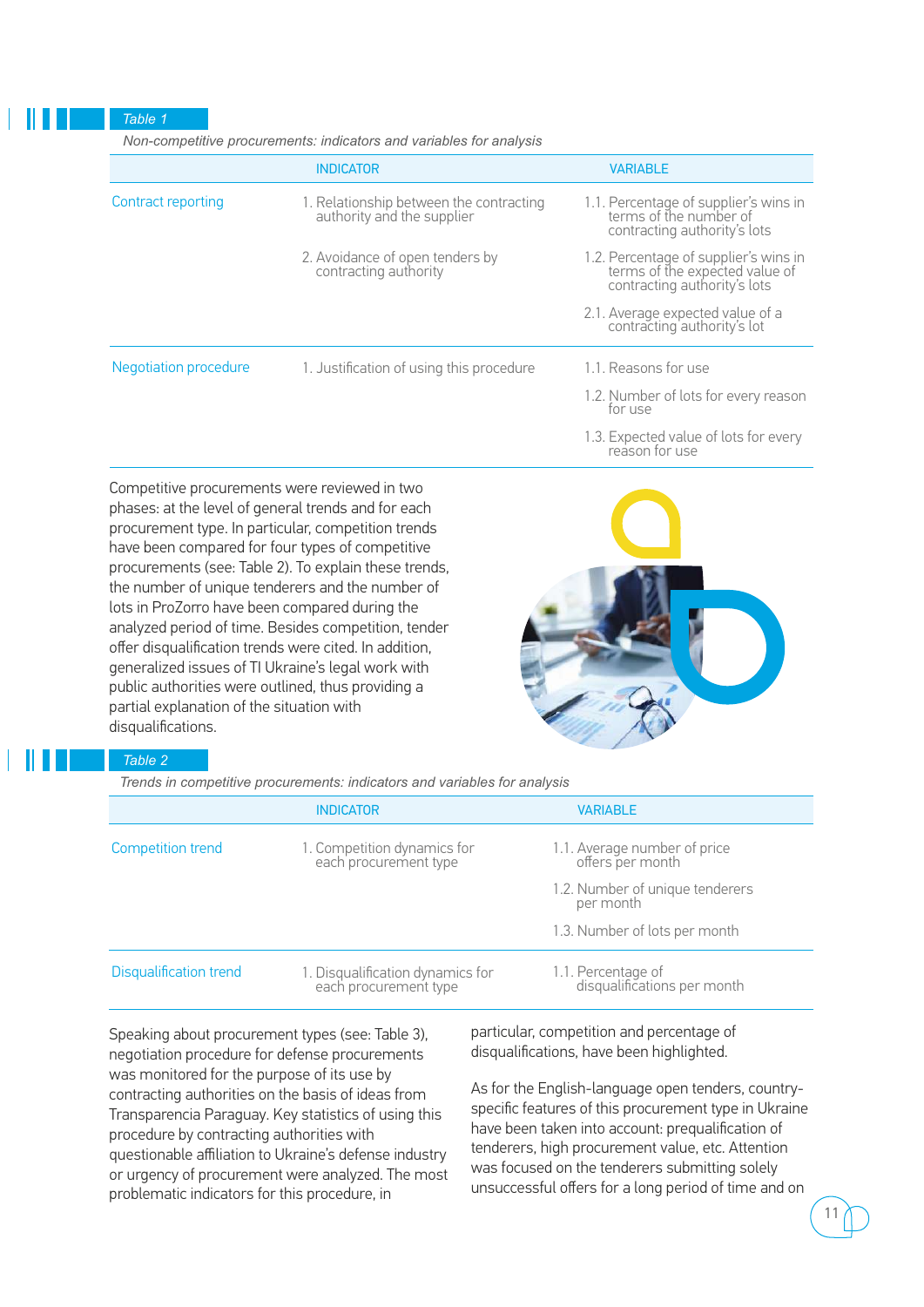*Table 1*

*Non-competitive procurements: indicators and variables for analysis*

| | INDICATOR | VARIABLE |
|---|---|---|
| Contract reporting | 1. Relationship between the contracting authority and the supplier | 1.1. Percentage of supplier's wins in terms of the number of contracting authority's lots |
| | 2. Avoidance of open tenders by contracting authority | 1.2. Percentage of supplier's wins in terms of the expected value of contracting authority's lots |
| | | 2.1. Average expected value of a contracting authority's lot |
| Negotiation procedure | 1. Justification of using this procedure | 1.1. Reasons for use |
| | | 1.2. Number of lots for every reason for use |
| | | 1.3. Expected value of lots for every reason for use |

Competitive procurements were reviewed in two phases: at the level of general trends and for each procurement type. In particular, competition trends have been compared for four types of competitive procurements (see: Table 2). To explain these trends, the number of unique tenderers and the number of lots in ProZorro have been compared during the analyzed period of time. Besides competition, tender offer disqualification trends were cited. In addition, generalized issues of TI Ukraine's legal work with public authorities were outlined, thus providing a partial explanation of the situation with disqualifications.

*Table 2*

*Trends in competitive procurements: indicators and variables for analysis*

| | INDICATOR | VARIABLE |
|---|---|---|
| Competition trend | 1. Competition dynamics for each procurement type | 1.1. Average number of price offers per month |
| | | 1.2. Number of unique tenderers per month |
| | | 1.3. Number of lots per month |
| Disqualification trend | 1. Disqualification dynamics for each procurement type | 1.1. Percentage of disqualifications per month |

Speaking about procurement types (see: Table 3), negotiation procedure for defense procurements was monitored for the purpose of its use by contracting authorities on the basis of ideas from Transparencia Paraguay. Key statistics of using this procedure by contracting authorities with questionable affiliation to Ukraine's defense industry or urgency of procurement were analyzed. The most problematic indicators for this procedure, in particular, competition and percentage of disqualifications, have been highlighted.

As for the English-language open tenders, country-specific features of this procurement type in Ukraine have been taken into account: prequalification of tenderers, high procurement value, etc. Attention was focused on the tenderers submitting solely unsuccessful offers for a long period of time and on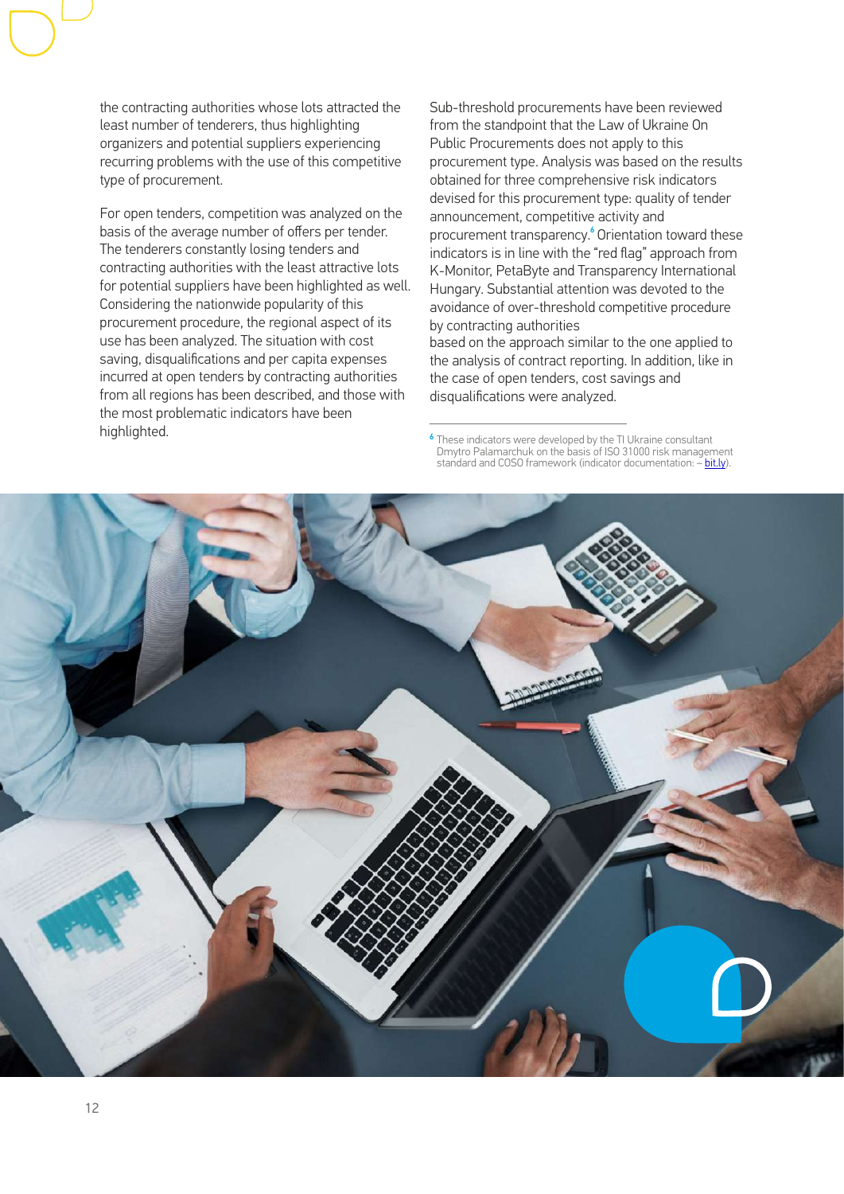the contracting authorities whose lots attracted the least number of tenderers, thus highlighting organizers and potential suppliers experiencing recurring problems with the use of this competitive type of procurement.

For open tenders, competition was analyzed on the basis of the average number of offers per tender. The tenderers constantly losing tenders and contracting authorities with the least attractive lots for potential suppliers have been highlighted as well. Considering the nationwide popularity of this procurement procedure, the regional aspect of its use has been analyzed. The situation with cost saving, disqualifications and per capita expenses incurred at open tenders by contracting authorities from all regions has been described, and those with the most problematic indicators have been highlighted.

Sub-threshold procurements have been reviewed from the standpoint that the Law of Ukraine On Public Procurements does not apply to this procurement type. Analysis was based on the results obtained for three comprehensive risk indicators devised for this procurement type: quality of tender announcement, competitive activity and procurement transparency.[6] Orientation toward these indicators is in line with the "red flag" approach from K-Monitor, PetaByte and Transparency International Hungary. Substantial attention was devoted to the avoidance of over-threshold competitive procedure by contracting authorities
based on the approach similar to the one applied to the analysis of contract reporting. In addition, like in the case of open tenders, cost savings and disqualifications were analyzed.

[6] These indicators were developed by the TI Ukraine consultant Dmytro Palamarchuk on the basis of ISO 31000 risk management standard and COSO framework (indicator documentation: – bit.ly).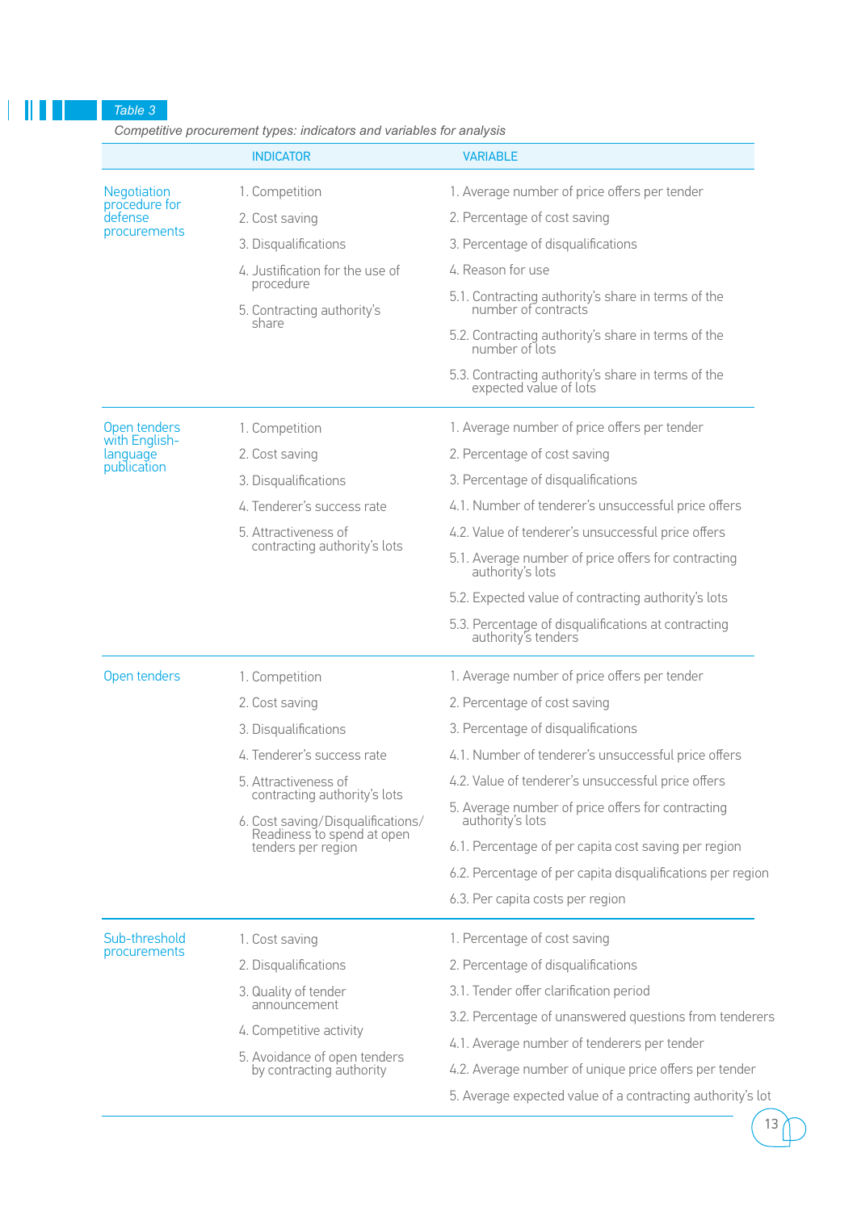*Table 3*

*Competitive procurement types: indicators and variables for analysis*

| | INDICATOR | VARIABLE |
|---|---|---|
| Negotiation procedure for defense procurements | 1. Competition | 1. Average number of price offers per tender |
| | 2. Cost saving | 2. Percentage of cost saving |
| | 3. Disqualifications | 3. Percentage of disqualifications |
| | 4. Justification for the use of procedure | 4. Reason for use |
| | 5. Contracting authority's share | 5.1. Contracting authority's share in terms of the number of contracts |
| | | 5.2. Contracting authority's share in terms of the number of lots |
| | | 5.3. Contracting authority's share in terms of the expected value of lots |
| Open tenders with English-language publication | 1. Competition | 1. Average number of price offers per tender |
| | 2. Cost saving | 2. Percentage of cost saving |
| | 3. Disqualifications | 3. Percentage of disqualifications |
| | 4. Tenderer's success rate | 4.1. Number of tenderer's unsuccessful price offers |
| | 5. Attractiveness of contracting authority's lots | 4.2. Value of tenderer's unsuccessful price offers |
| | | 5.1. Average number of price offers for contracting authority's lots |
| | | 5.2. Expected value of contracting authority's lots |
| | | 5.3. Percentage of disqualifications at contracting authority's tenders |
| Open tenders | 1. Competition | 1. Average number of price offers per tender |
| | 2. Cost saving | 2. Percentage of cost saving |
| | 3. Disqualifications | 3. Percentage of disqualifications |
| | 4. Tenderer's success rate | 4.1. Number of tenderer's unsuccessful price offers |
| | 5. Attractiveness of contracting authority's lots | 4.2. Value of tenderer's unsuccessful price offers |
| | 6. Cost saving/Disqualifications/ Readiness to spend at open tenders per region | 5. Average number of price offers for contracting authority's lots |
| | | 6.1. Percentage of per capita cost saving per region |
| | | 6.2. Percentage of per capita disqualifications per region |
| | | 6.3. Per capita costs per region |
| Sub-threshold procurements | 1. Cost saving | 1. Percentage of cost saving |
| | 2. Disqualifications | 2. Percentage of disqualifications |
| | 3. Quality of tender announcement | 3.1. Tender offer clarification period |
| | | 3.2. Percentage of unanswered questions from tenderers |
| | 4. Competitive activity | 4.1. Average number of tenderers per tender |
| | 5. Avoidance of open tenders by contracting authority | 4.2. Average number of unique price offers per tender |
| | | 5. Average expected value of a contracting authority's lot |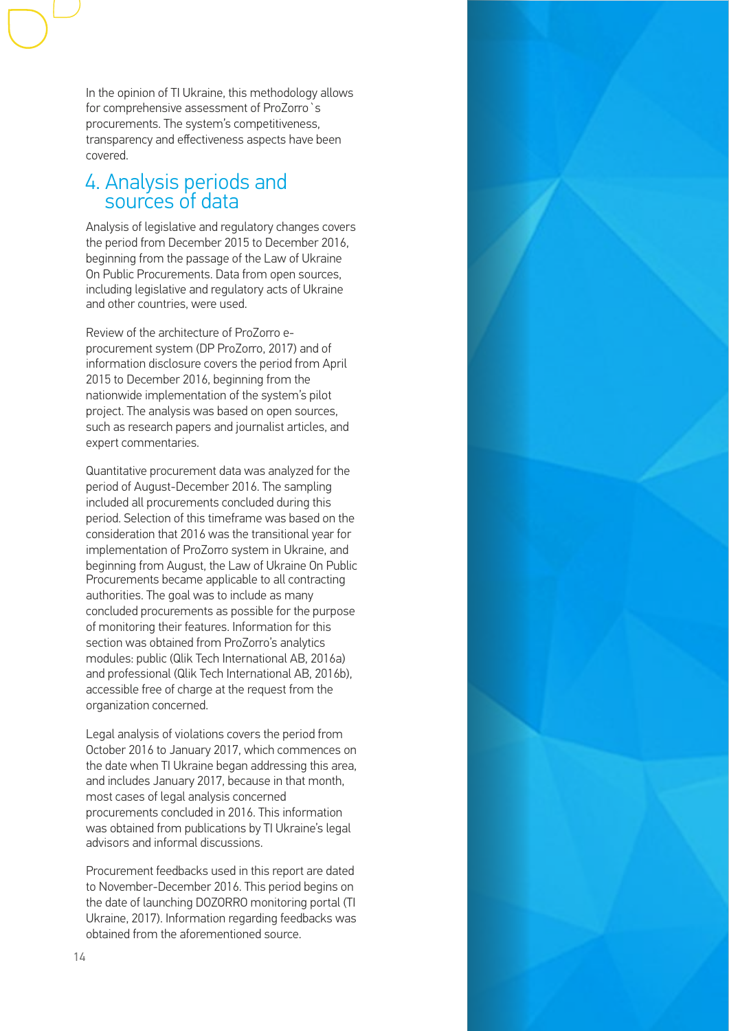In the opinion of TI Ukraine, this methodology allows for comprehensive assessment of ProZorro`s procurements. The system's competitiveness, transparency and effectiveness aspects have been covered.

## 4. Analysis periods and sources of data

Analysis of legislative and regulatory changes covers the period from December 2015 to December 2016, beginning from the passage of the Law of Ukraine On Public Procurements. Data from open sources, including legislative and regulatory acts of Ukraine and other countries, were used.

Review of the architecture of ProZorro e-procurement system (DP ProZorro, 2017) and of information disclosure covers the period from April 2015 to December 2016, beginning from the nationwide implementation of the system's pilot project. The analysis was based on open sources, such as research papers and journalist articles, and expert commentaries.

Quantitative procurement data was analyzed for the period of August-December 2016. The sampling included all procurements concluded during this period. Selection of this timeframe was based on the consideration that 2016 was the transitional year for implementation of ProZorro system in Ukraine, and beginning from August, the Law of Ukraine On Public Procurements became applicable to all contracting authorities. The goal was to include as many concluded procurements as possible for the purpose of monitoring their features. Information for this section was obtained from ProZorro's analytics modules: public (Qlik Tech International AB, 2016a) and professional (Qlik Tech International AB, 2016b), accessible free of charge at the request from the organization concerned.

Legal analysis of violations covers the period from October 2016 to January 2017, which commences on the date when TI Ukraine began addressing this area, and includes January 2017, because in that month, most cases of legal analysis concerned procurements concluded in 2016. This information was obtained from publications by TI Ukraine's legal advisors and informal discussions.

Procurement feedbacks used in this report are dated to November-December 2016. This period begins on the date of launching DOZORRO monitoring portal (TI Ukraine, 2017). Information regarding feedbacks was obtained from the aforementioned source.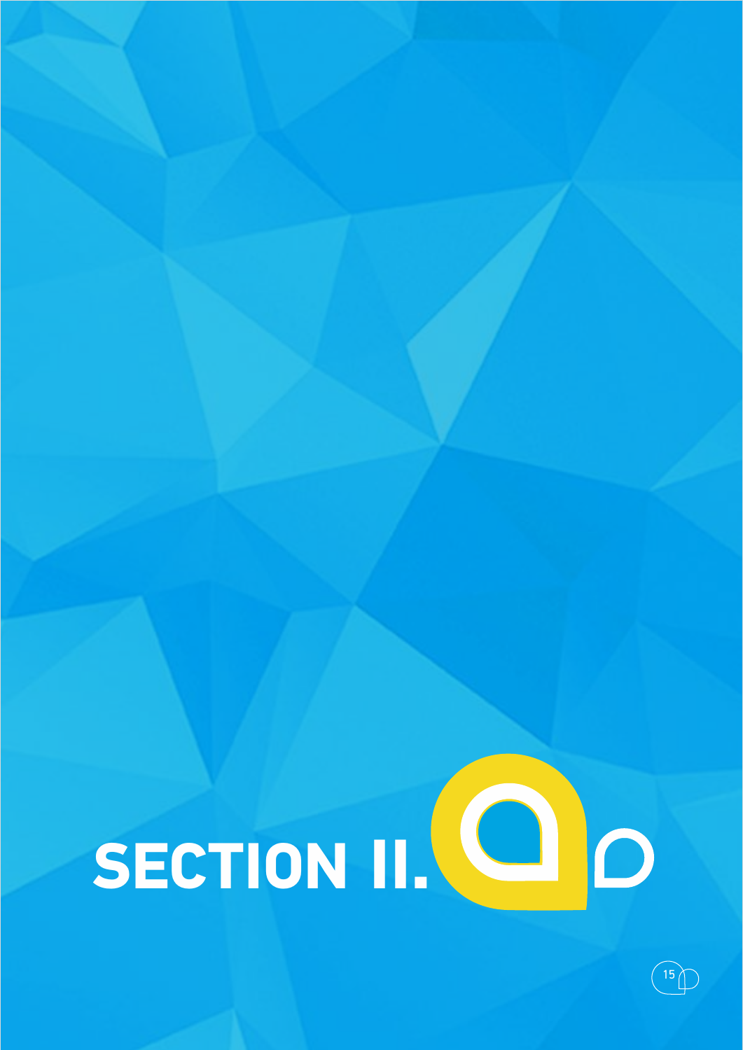# SECTION II.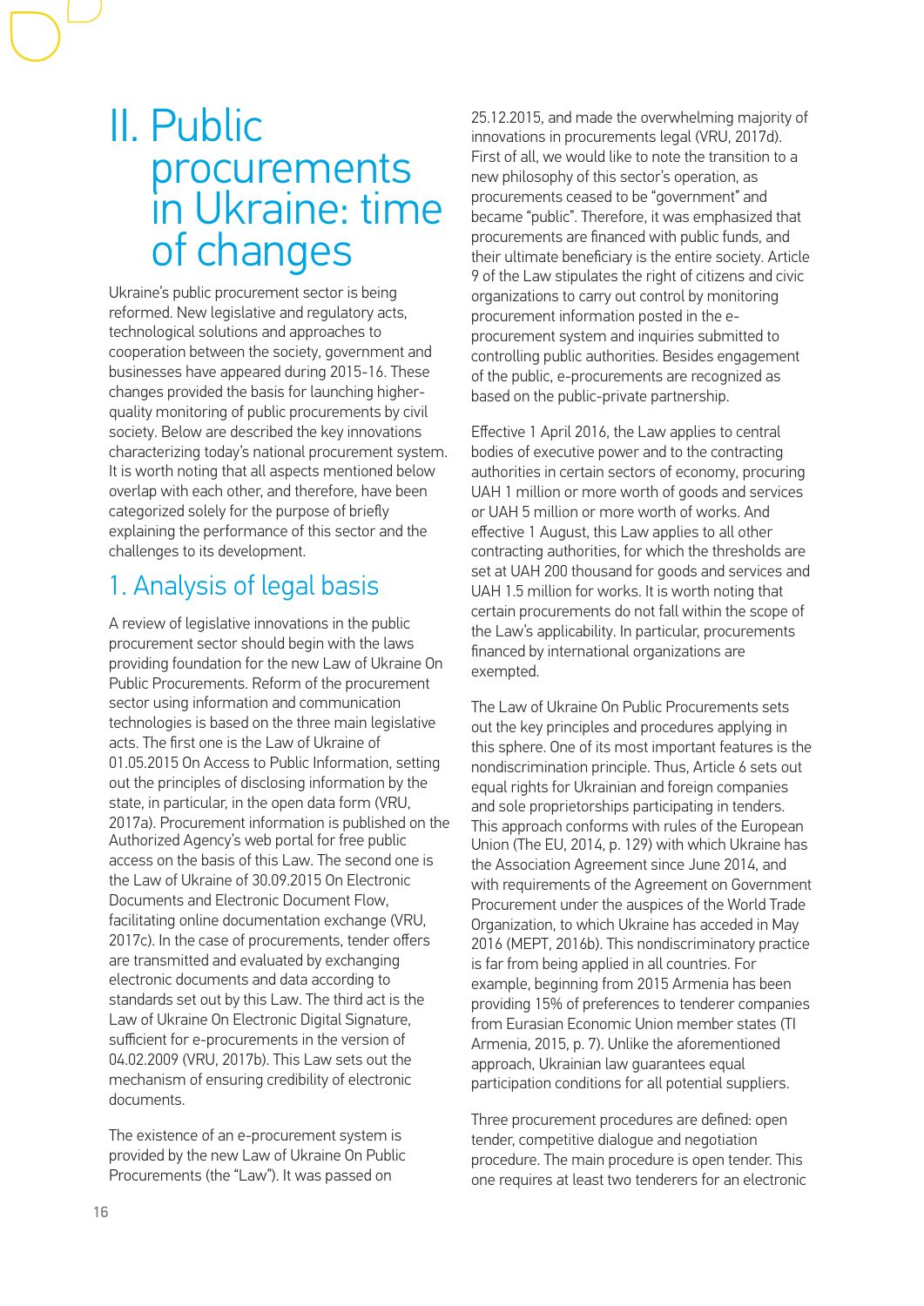# II. Public procurements in Ukraine: time of changes

Ukraine's public procurement sector is being reformed. New legislative and regulatory acts, technological solutions and approaches to cooperation between the society, government and businesses have appeared during 2015-16. These changes provided the basis for launching higher-quality monitoring of public procurements by civil society. Below are described the key innovations characterizing today's national procurement system. It is worth noting that all aspects mentioned below overlap with each other, and therefore, have been categorized solely for the purpose of briefly explaining the performance of this sector and the challenges to its development.

## 1. Analysis of legal basis

A review of legislative innovations in the public procurement sector should begin with the laws providing foundation for the new Law of Ukraine On Public Procurements. Reform of the procurement sector using information and communication technologies is based on the three main legislative acts. The first one is the Law of Ukraine of 01.05.2015 On Access to Public Information, setting out the principles of disclosing information by the state, in particular, in the open data form (VRU, 2017a). Procurement information is published on the Authorized Agency's web portal for free public access on the basis of this Law. The second one is the Law of Ukraine of 30.09.2015 On Electronic Documents and Electronic Document Flow, facilitating online documentation exchange (VRU, 2017c). In the case of procurements, tender offers are transmitted and evaluated by exchanging electronic documents and data according to standards set out by this Law. The third act is the Law of Ukraine On Electronic Digital Signature, sufficient for e-procurements in the version of 04.02.2009 (VRU, 2017b). This Law sets out the mechanism of ensuring credibility of electronic documents.

The existence of an e-procurement system is provided by the new Law of Ukraine On Public Procurements (the "Law"). It was passed on 25.12.2015, and made the overwhelming majority of innovations in procurements legal (VRU, 2017d). First of all, we would like to note the transition to a new philosophy of this sector's operation, as procurements ceased to be "government" and became "public". Therefore, it was emphasized that procurements are financed with public funds, and their ultimate beneficiary is the entire society. Article 9 of the Law stipulates the right of citizens and civic organizations to carry out control by monitoring procurement information posted in the e-procurement system and inquiries submitted to controlling public authorities. Besides engagement of the public, e-procurements are recognized as based on the public-private partnership.

Effective 1 April 2016, the Law applies to central bodies of executive power and to the contracting authorities in certain sectors of economy, procuring UAH 1 million or more worth of goods and services or UAH 5 million or more worth of works. And effective 1 August, this Law applies to all other contracting authorities, for which the thresholds are set at UAH 200 thousand for goods and services and UAH 1.5 million for works. It is worth noting that certain procurements do not fall within the scope of the Law's applicability. In particular, procurements financed by international organizations are exempted.

The Law of Ukraine On Public Procurements sets out the key principles and procedures applying in this sphere. One of its most important features is the nondiscrimination principle. Thus, Article 6 sets out equal rights for Ukrainian and foreign companies and sole proprietorships participating in tenders. This approach conforms with rules of the European Union (The EU, 2014, p. 129) with which Ukraine has the Association Agreement since June 2014, and with requirements of the Agreement on Government Procurement under the auspices of the World Trade Organization, to which Ukraine has acceded in May 2016 (MEPT, 2016b). This nondiscriminatory practice is far from being applied in all countries. For example, beginning from 2015 Armenia has been providing 15% of preferences to tenderer companies from Eurasian Economic Union member states (TI Armenia, 2015, p. 7). Unlike the aforementioned approach, Ukrainian law guarantees equal participation conditions for all potential suppliers.

Three procurement procedures are defined: open tender, competitive dialogue and negotiation procedure. The main procedure is open tender. This one requires at least two tenderers for an electronic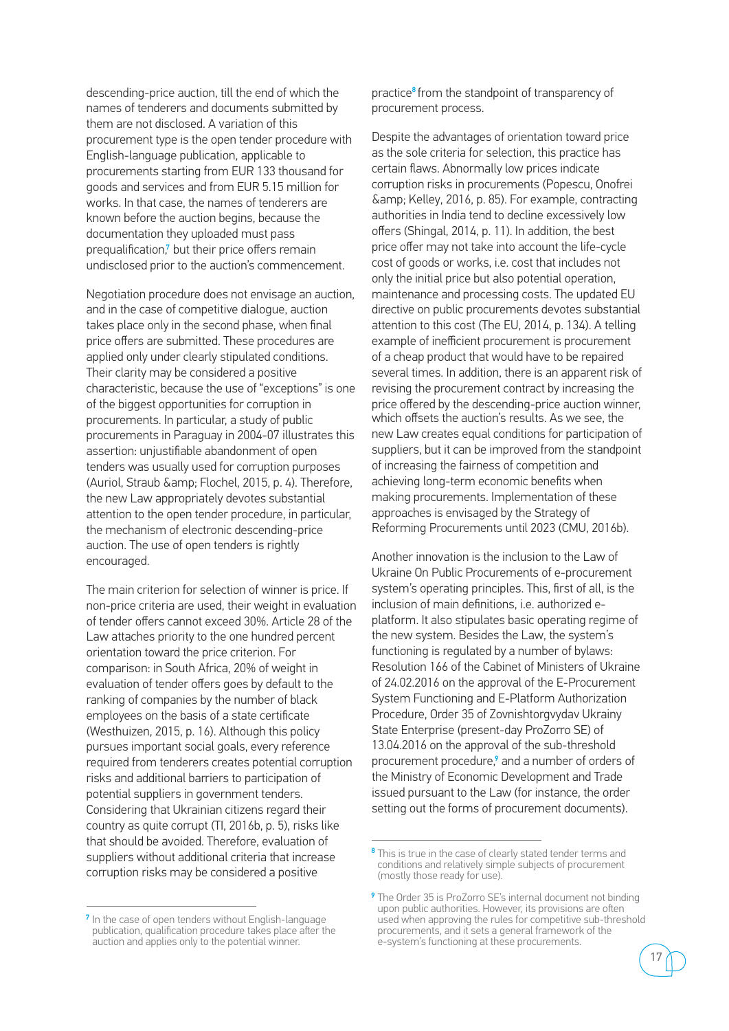descending-price auction, till the end of which the names of tenderers and documents submitted by them are not disclosed. A variation of this procurement type is the open tender procedure with English-language publication, applicable to procurements starting from EUR 133 thousand for goods and services and from EUR 5.15 million for works. In that case, the names of tenderers are known before the auction begins, because the documentation they uploaded must pass prequalification,[7] but their price offers remain undisclosed prior to the auction's commencement.

Negotiation procedure does not envisage an auction, and in the case of competitive dialogue, auction takes place only in the second phase, when final price offers are submitted. These procedures are applied only under clearly stipulated conditions. Their clarity may be considered a positive characteristic, because the use of "exceptions" is one of the biggest opportunities for corruption in procurements. In particular, a study of public procurements in Paraguay in 2004-07 illustrates this assertion: unjustifiable abandonment of open tenders was usually used for corruption purposes (Auriol, Straub &amp; Flochel, 2015, p. 4). Therefore, the new Law appropriately devotes substantial attention to the open tender procedure, in particular, the mechanism of electronic descending-price auction. The use of open tenders is rightly encouraged.

The main criterion for selection of winner is price. If non-price criteria are used, their weight in evaluation of tender offers cannot exceed 30%. Article 28 of the Law attaches priority to the one hundred percent orientation toward the price criterion. For comparison: in South Africa, 20% of weight in evaluation of tender offers goes by default to the ranking of companies by the number of black employees on the basis of a state certificate (Westhuizen, 2015, p. 16). Although this policy pursues important social goals, every reference required from tenderers creates potential corruption risks and additional barriers to participation of potential suppliers in government tenders. Considering that Ukrainian citizens regard their country as quite corrupt (TI, 2016b, p. 5), risks like that should be avoided. Therefore, evaluation of suppliers without additional criteria that increase corruption risks may be considered a positive practice[8] from the standpoint of transparency of procurement process.

Despite the advantages of orientation toward price as the sole criteria for selection, this practice has certain flaws. Abnormally low prices indicate corruption risks in procurements (Popescu, Onofrei &amp; Kelley, 2016, p. 85). For example, contracting authorities in India tend to decline excessively low offers (Shingal, 2014, p. 11). In addition, the best price offer may not take into account the life-cycle cost of goods or works, i.e. cost that includes not only the initial price but also potential operation, maintenance and processing costs. The updated EU directive on public procurements devotes substantial attention to this cost (The EU, 2014, p. 134). A telling example of inefficient procurement is procurement of a cheap product that would have to be repaired several times. In addition, there is an apparent risk of revising the procurement contract by increasing the price offered by the descending-price auction winner, which offsets the auction's results. As we see, the new Law creates equal conditions for participation of suppliers, but it can be improved from the standpoint of increasing the fairness of competition and achieving long-term economic benefits when making procurements. Implementation of these approaches is envisaged by the Strategy of Reforming Procurements until 2023 (CMU, 2016b).

Another innovation is the inclusion to the Law of Ukraine On Public Procurements of e-procurement system's operating principles. This, first of all, is the inclusion of main definitions, i.e. authorized e-platform. It also stipulates basic operating regime of the new system. Besides the Law, the system's functioning is regulated by a number of bylaws: Resolution 166 of the Cabinet of Ministers of Ukraine of 24.02.2016 on the approval of the E-Procurement System Functioning and E-Platform Authorization Procedure, Order 35 of Zovnishtorgvydav Ukrainy State Enterprise (present-day ProZorro SE) of 13.04.2016 on the approval of the sub-threshold procurement procedure,[9] and a number of orders of the Ministry of Economic Development and Trade issued pursuant to the Law (for instance, the order setting out the forms of procurement documents).

---

[7] In the case of open tenders without English-language publication, qualification procedure takes place after the auction and applies only to the potential winner.

[8] This is true in the case of clearly stated tender terms and conditions and relatively simple subjects of procurement (mostly those ready for use).

[9] The Order 35 is ProZorro SE's internal document not binding upon public authorities. However, its provisions are often used when approving the rules for competitive sub-threshold procurements, and it sets a general framework of the e-system's functioning at these procurements.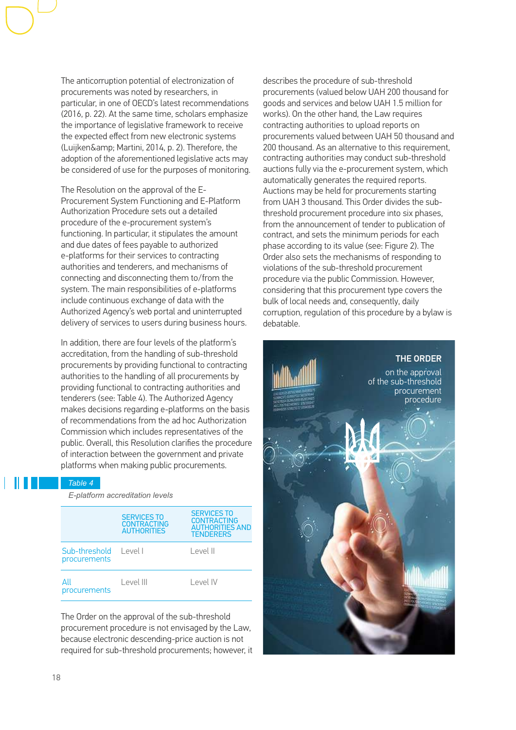The anticorruption potential of electronization of procurements was noted by researchers, in particular, in one of OECD's latest recommendations (2016, p. 22). At the same time, scholars emphasize the importance of legislative framework to receive the expected effect from new electronic systems (Luijken&amp; Martini, 2014, p. 2). Therefore, the adoption of the aforementioned legislative acts may be considered of use for the purposes of monitoring.

The Resolution on the approval of the E-Procurement System Functioning and E-Platform Authorization Procedure sets out a detailed procedure of the e-procurement system's functioning. In particular, it stipulates the amount and due dates of fees payable to authorized e-platforms for their services to contracting authorities and tenderers, and mechanisms of connecting and disconnecting them to/from the system. The main responsibilities of e-platforms include continuous exchange of data with the Authorized Agency's web portal and uninterrupted delivery of services to users during business hours.

In addition, there are four levels of the platform's accreditation, from the handling of sub-threshold procurements by providing functional to contracting authorities to the handling of all procurements by providing functional to contracting authorities and tenderers (see: Table 4). The Authorized Agency makes decisions regarding e-platforms on the basis of recommendations from the ad hoc Authorization Commission which includes representatives of the public. Overall, this Resolution clarifies the procedure of interaction between the government and private platforms when making public procurements.

*Table 4*

*E-platform accreditation levels*

| | SERVICES TO CONTRACTING AUTHORITIES | SERVICES TO CONTRACTING AUTHORITIES AND TENDERERS |
|---|---|---|
| Sub-threshold procurements | Level I | Level II |
| All procurements | Level III | Level IV |

The Order on the approval of the sub-threshold procurement procedure is not envisaged by the Law, because electronic descending-price auction is not required for sub-threshold procurements; however, it describes the procedure of sub-threshold procurements (valued below UAH 200 thousand for goods and services and below UAH 1.5 million for works). On the other hand, the Law requires contracting authorities to upload reports on procurements valued between UAH 50 thousand and 200 thousand. As an alternative to this requirement, contracting authorities may conduct sub-threshold auctions fully via the e-procurement system, which automatically generates the required reports. Auctions may be held for procurements starting from UAH 3 thousand. This Order divides the sub-threshold procurement procedure into six phases, from the announcement of tender to publication of contract, and sets the minimum periods for each phase according to its value (see: Figure 2). The Order also sets the mechanisms of responding to violations of the sub-threshold procurement procedure via the public Commission. However, considering that this procurement type covers the bulk of local needs and, consequently, daily corruption, regulation of this procedure by a bylaw is debatable.

**THE ORDER**

on the approval of the sub-threshold procurement procedure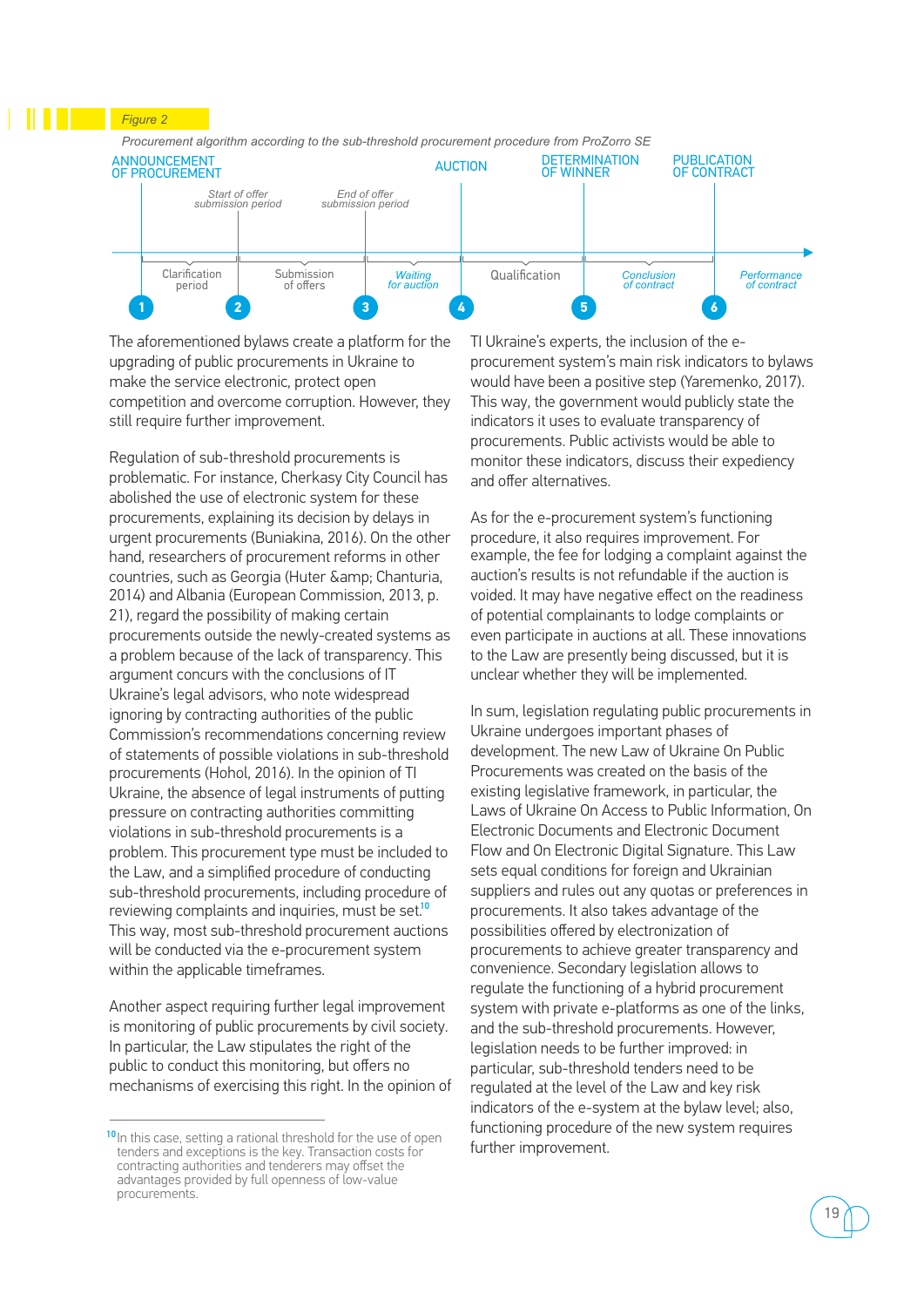*Figure 2*

*Procurement algorithm according to the sub-threshold procurement procedure from ProZorro SE*

ANNOUNCEMENT OF PROCUREMENT — AUCTION — DETERMINATION OF WINNER — PUBLICATION OF CONTRACT

*Start of offer submission period* — *End of offer submission period*

1 Clarification period — 2 Submission of offers — 3 *Waiting for auction* — 4 Qualification — 5 *Conclusion of contract* — 6 *Performance of contract*

The aforementioned bylaws create a platform for the upgrading of public procurements in Ukraine to make the service electronic, protect open competition and overcome corruption. However, they still require further improvement.

Regulation of sub-threshold procurements is problematic. For instance, Cherkasy City Council has abolished the use of electronic system for these procurements, explaining its decision by delays in urgent procurements (Buniakina, 2016). On the other hand, researchers of procurement reforms in other countries, such as Georgia (Huter &amp; Chanturia, 2014) and Albania (European Commission, 2013, p. 21), regard the possibility of making certain procurements outside the newly-created systems as a problem because of the lack of transparency. This argument concurs with the conclusions of IT Ukraine's legal advisors, who note widespread ignoring by contracting authorities of the public Commission's recommendations concerning review of statements of possible violations in sub-threshold procurements (Hohol, 2016). In the opinion of TI Ukraine, the absence of legal instruments of putting pressure on contracting authorities committing violations in sub-threshold procurements is a problem. This procurement type must be included to the Law, and a simplified procedure of conducting sub-threshold procurements, including procedure of reviewing complaints and inquiries, must be set.[10] This way, most sub-threshold procurement auctions will be conducted via the e-procurement system within the applicable timeframes.

Another aspect requiring further legal improvement is monitoring of public procurements by civil society. In particular, the Law stipulates the right of the public to conduct this monitoring, but offers no mechanisms of exercising this right. In the opinion of TI Ukraine's experts, the inclusion of the e-procurement system's main risk indicators to bylaws would have been a positive step (Yaremenko, 2017). This way, the government would publicly state the indicators it uses to evaluate transparency of procurements. Public activists would be able to monitor these indicators, discuss their expediency and offer alternatives.

As for the e-procurement system's functioning procedure, it also requires improvement. For example, the fee for lodging a complaint against the auction's results is not refundable if the auction is voided. It may have negative effect on the readiness of potential complainants to lodge complaints or even participate in auctions at all. These innovations to the Law are presently being discussed, but it is unclear whether they will be implemented.

In sum, legislation regulating public procurements in Ukraine undergoes important phases of development. The new Law of Ukraine On Public Procurements was created on the basis of the existing legislative framework, in particular, the Laws of Ukraine On Access to Public Information, On Electronic Documents and Electronic Document Flow and On Electronic Digital Signature. This Law sets equal conditions for foreign and Ukrainian suppliers and rules out any quotas or preferences in procurements. It also takes advantage of the possibilities offered by electronization of procurements to achieve greater transparency and convenience. Secondary legislation allows to regulate the functioning of a hybrid procurement system with private e-platforms as one of the links, and the sub-threshold procurements. However, legislation needs to be further improved: in particular, sub-threshold tenders need to be regulated at the level of the Law and key risk indicators of the e-system at the bylaw level; also, functioning procedure of the new system requires further improvement.

---

[10] In this case, setting a rational threshold for the use of open tenders and exceptions is the key. Transaction costs for contracting authorities and tenderers may offset the advantages provided by full openness of low-value procurements.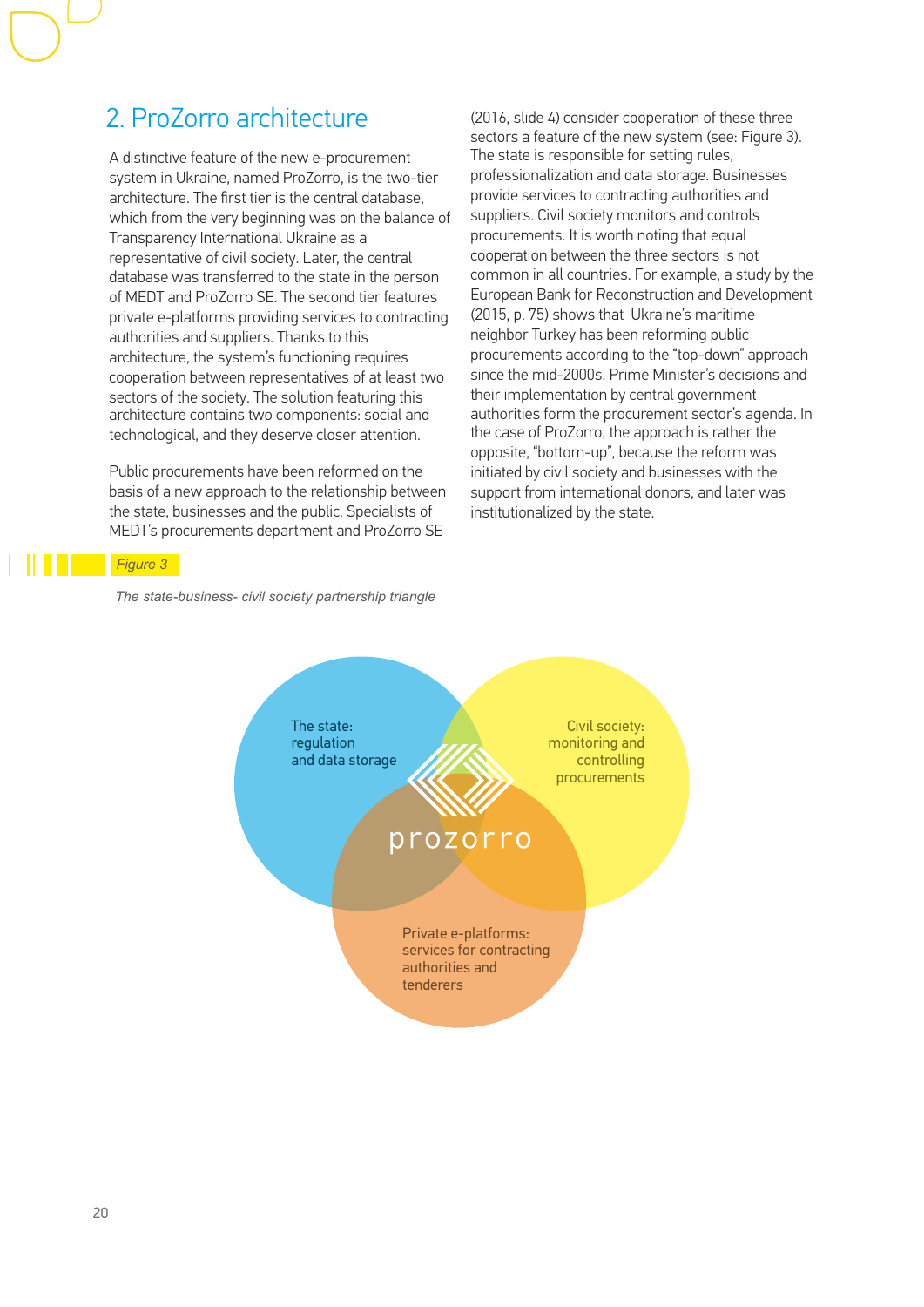## 2. ProZorro architecture

A distinctive feature of the new e-procurement system in Ukraine, named ProZorro, is the two-tier architecture. The first tier is the central database, which from the very beginning was on the balance of Transparency International Ukraine as a representative of civil society. Later, the central database was transferred to the state in the person of MEDT and ProZorro SE. The second tier features private e-platforms providing services to contracting authorities and suppliers. Thanks to this architecture, the system's functioning requires cooperation between representatives of at least two sectors of the society. The solution featuring this architecture contains two components: social and technological, and they deserve closer attention.

Public procurements have been reformed on the basis of a new approach to the relationship between the state, businesses and the public. Specialists of MEDT's procurements department and ProZorro SE (2016, slide 4) consider cooperation of these three sectors a feature of the new system (see: Figure 3). The state is responsible for setting rules, professionalization and data storage. Businesses provide services to contracting authorities and suppliers. Civil society monitors and controls procurements. It is worth noting that equal cooperation between the three sectors is not common in all countries. For example, a study by the European Bank for Reconstruction and Development (2015, p. 75) shows that Ukraine's maritime neighbor Turkey has been reforming public procurements according to the "top-down" approach since the mid-2000s. Prime Minister's decisions and their implementation by central government authorities form the procurement sector's agenda. In the case of ProZorro, the approach is rather the opposite, "bottom-up", because the reform was initiated by civil society and businesses with the support from international donors, and later was institutionalized by the state.

*Figure 3*

*The state-business- civil society partnership triangle*

The state: regulation and data storage

Civil society: monitoring and controlling procurements

prozorro

Private e-platforms: services for contracting authorities and tenderers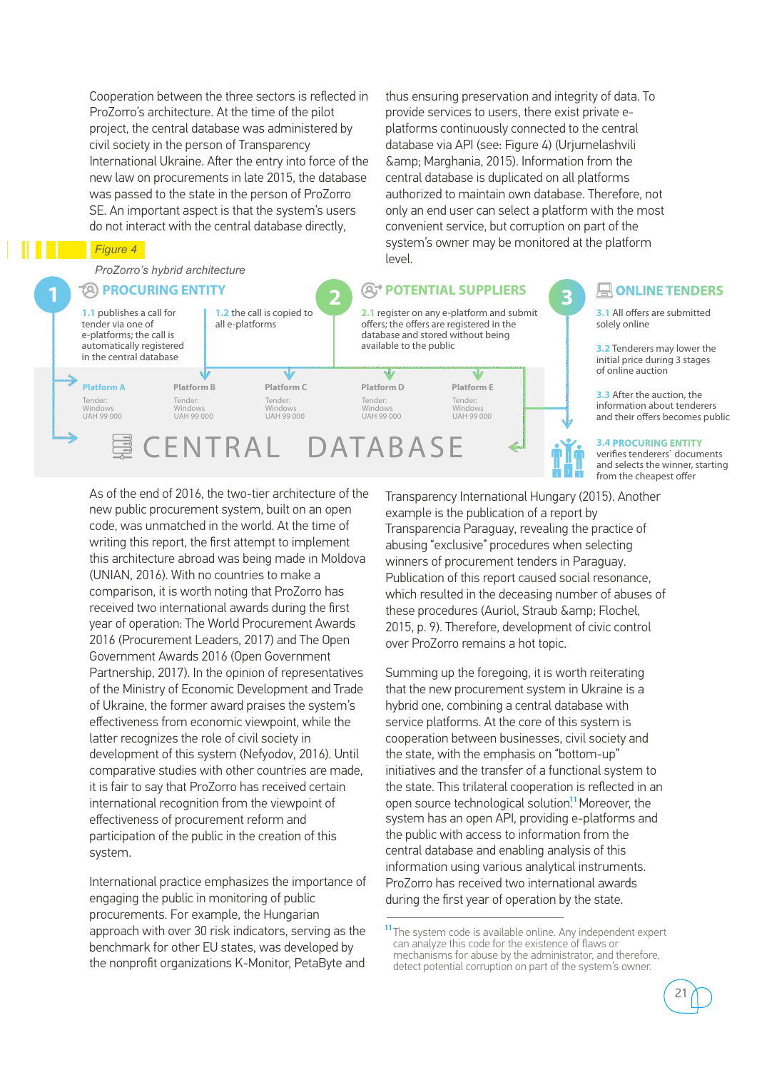Cooperation between the three sectors is reflected in ProZorro's architecture. At the time of the pilot project, the central database was administered by civil society in the person of Transparency International Ukraine. After the entry into force of the new law on procurements in late 2015, the database was passed to the state in the person of ProZorro SE. An important aspect is that the system's users do not interact with the central database directly, thus ensuring preservation and integrity of data. To provide services to users, there exist private e-platforms continuously connected to the central database via API (see: Figure 4) (Urjumelashvili &amp; Marghania, 2015). Information from the central database is duplicated on all platforms authorized to maintain own database. Therefore, not only an end user can select a platform with the most convenient service, but corruption on part of the system's owner may be monitored at the platform level.

*Figure 4*

*ProZorro's hybrid architecture*

**1 PROCURING ENTITY**

1.1 publishes a call for tender via one of e-platforms; the call is automatically registered in the central database

1.2 the call is copied to all e-platforms

**2 POTENTIAL SUPPLIERS**

2.1 register on any e-platform and submit offers; the offers are registered in the database and stored without being available to the public

**3 ONLINE TENDERS**

3.1 All offers are submitted solely online

3.2 Tenderers may lower the initial price during 3 stages of online auction

3.3 After the auction, the information about tenderers and their offers becomes public

3.4 PROCURING ENTITY verifies tenderers' documents and selects the winner, starting from the cheapest offer

Platform A — Tender: Windows UAH 99 000
Platform B — Tender: Windows UAH 99 000
Platform C — Tender: Windows UAH 99 000
Platform D — Tender: Windows UAH 99 000
Platform E — Tender: Windows UAH 99 000

CENTRAL DATABASE

As of the end of 2016, the two-tier architecture of the new public procurement system, built on an open code, was unmatched in the world. At the time of writing this report, the first attempt to implement this architecture abroad was being made in Moldova (UNIAN, 2016). With no countries to make a comparison, it is worth noting that ProZorro has received two international awards during the first year of operation: The World Procurement Awards 2016 (Procurement Leaders, 2017) and The Open Government Awards 2016 (Open Government Partnership, 2017). In the opinion of representatives of the Ministry of Economic Development and Trade of Ukraine, the former award praises the system's effectiveness from economic viewpoint, while the latter recognizes the role of civil society in development of this system (Nefyodov, 2016). Until comparative studies with other countries are made, it is fair to say that ProZorro has received certain international recognition from the viewpoint of effectiveness of procurement reform and participation of the public in the creation of this system.

International practice emphasizes the importance of engaging the public in monitoring of public procurements. For example, the Hungarian approach with over 30 risk indicators, serving as the benchmark for other EU states, was developed by the nonprofit organizations K-Monitor, PetaByte and Transparency International Hungary (2015). Another example is the publication of a report by Transparencia Paraguay, revealing the practice of abusing "exclusive" procedures when selecting winners of procurement tenders in Paraguay. Publication of this report caused social resonance, which resulted in the deceasing number of abuses of these procedures (Auriol, Straub &amp; Flochel, 2015, p. 9). Therefore, development of civic control over ProZorro remains a hot topic.

Summing up the foregoing, it is worth reiterating that the new procurement system in Ukraine is a hybrid one, combining a central database with service platforms. At the core of this system is cooperation between businesses, civil society and the state, with the emphasis on "bottom-up" initiatives and the transfer of a functional system to the state. This trilateral cooperation is reflected in an open source technological solution[11]. Moreover, the system has an open API, providing e-platforms and the public with access to information from the central database and enabling analysis of this information using various analytical instruments. ProZorro has received two international awards during the first year of operation by the state.

[11] The system code is available online. Any independent expert can analyze this code for the existence of flaws or mechanisms for abuse by the administrator, and therefore, detect potential corruption on part of the system's owner.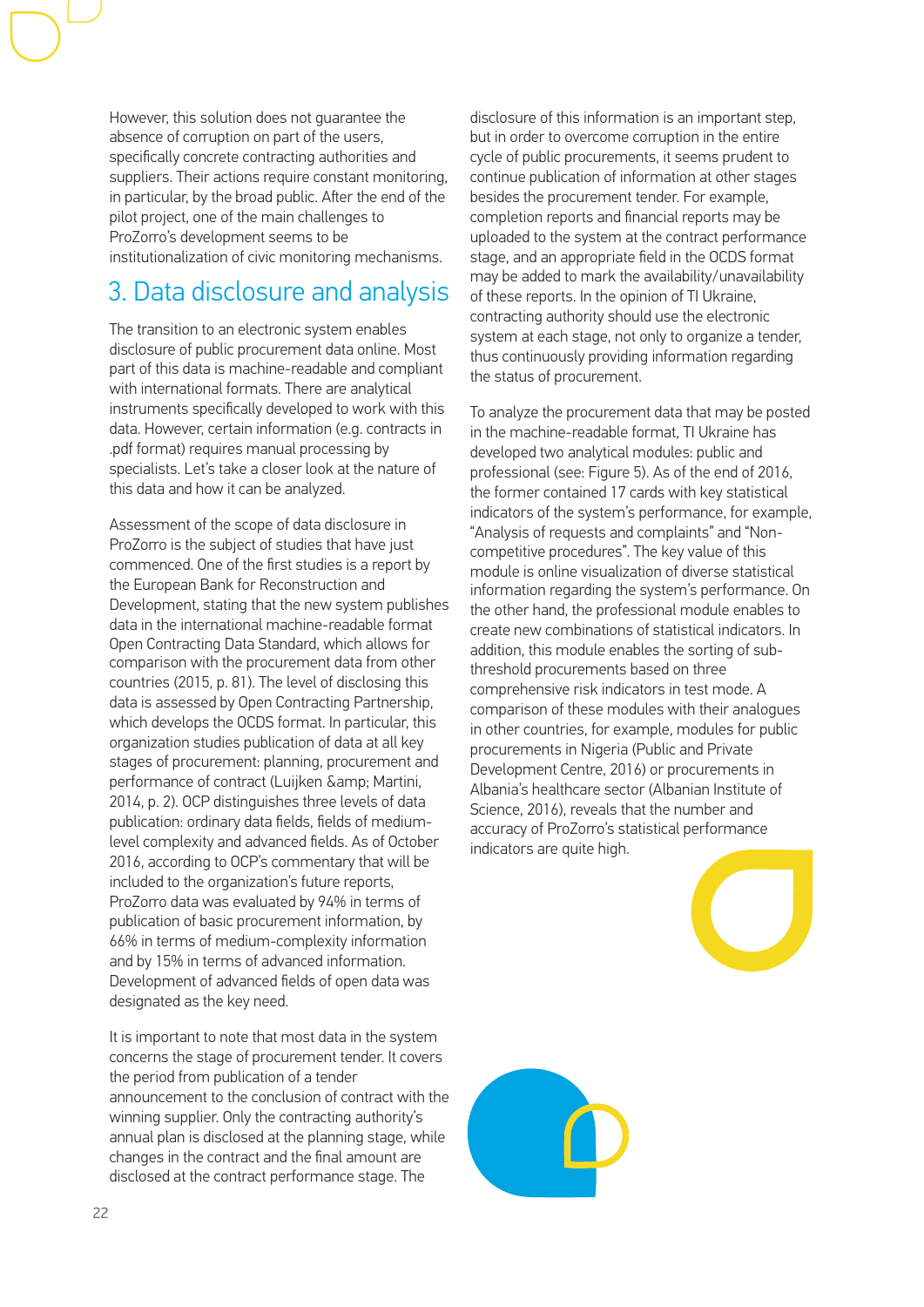However, this solution does not guarantee the absence of corruption on part of the users, specifically concrete contracting authorities and suppliers. Their actions require constant monitoring, in particular, by the broad public. After the end of the pilot project, one of the main challenges to ProZorro's development seems to be institutionalization of civic monitoring mechanisms.

## 3. Data disclosure and analysis

The transition to an electronic system enables disclosure of public procurement data online. Most part of this data is machine-readable and compliant with international formats. There are analytical instruments specifically developed to work with this data. However, certain information (e.g. contracts in .pdf format) requires manual processing by specialists. Let's take a closer look at the nature of this data and how it can be analyzed.

Assessment of the scope of data disclosure in ProZorro is the subject of studies that have just commenced. One of the first studies is a report by the European Bank for Reconstruction and Development, stating that the new system publishes data in the international machine-readable format Open Contracting Data Standard, which allows for comparison with the procurement data from other countries (2015, p. 81). The level of disclosing this data is assessed by Open Contracting Partnership, which develops the OCDS format. In particular, this organization studies publication of data at all key stages of procurement: planning, procurement and performance of contract (Luijken &amp; Martini, 2014, p. 2). OCP distinguishes three levels of data publication: ordinary data fields, fields of medium-level complexity and advanced fields. As of October 2016, according to OCP's commentary that will be included to the organization's future reports, ProZorro data was evaluated by 94% in terms of publication of basic procurement information, by 66% in terms of medium-complexity information and by 15% in terms of advanced information. Development of advanced fields of open data was designated as the key need.

It is important to note that most data in the system concerns the stage of procurement tender. It covers the period from publication of a tender announcement to the conclusion of contract with the winning supplier. Only the contracting authority's annual plan is disclosed at the planning stage, while changes in the contract and the final amount are disclosed at the contract performance stage. The disclosure of this information is an important step, but in order to overcome corruption in the entire cycle of public procurements, it seems prudent to continue publication of information at other stages besides the procurement tender. For example, completion reports and financial reports may be uploaded to the system at the contract performance stage, and an appropriate field in the OCDS format may be added to mark the availability/unavailability of these reports. In the opinion of TI Ukraine, contracting authority should use the electronic system at each stage, not only to organize a tender, thus continuously providing information regarding the status of procurement.

To analyze the procurement data that may be posted in the machine-readable format, TI Ukraine has developed two analytical modules: public and professional (see: Figure 5). As of the end of 2016, the former contained 17 cards with key statistical indicators of the system's performance, for example, "Analysis of requests and complaints" and "Non-competitive procedures". The key value of this module is online visualization of diverse statistical information regarding the system's performance. On the other hand, the professional module enables to create new combinations of statistical indicators. In addition, this module enables the sorting of sub-threshold procurements based on three comprehensive risk indicators in test mode. A comparison of these modules with their analogues in other countries, for example, modules for public procurements in Nigeria (Public and Private Development Centre, 2016) or procurements in Albania's healthcare sector (Albanian Institute of Science, 2016), reveals that the number and accuracy of ProZorro's statistical performance indicators are quite high.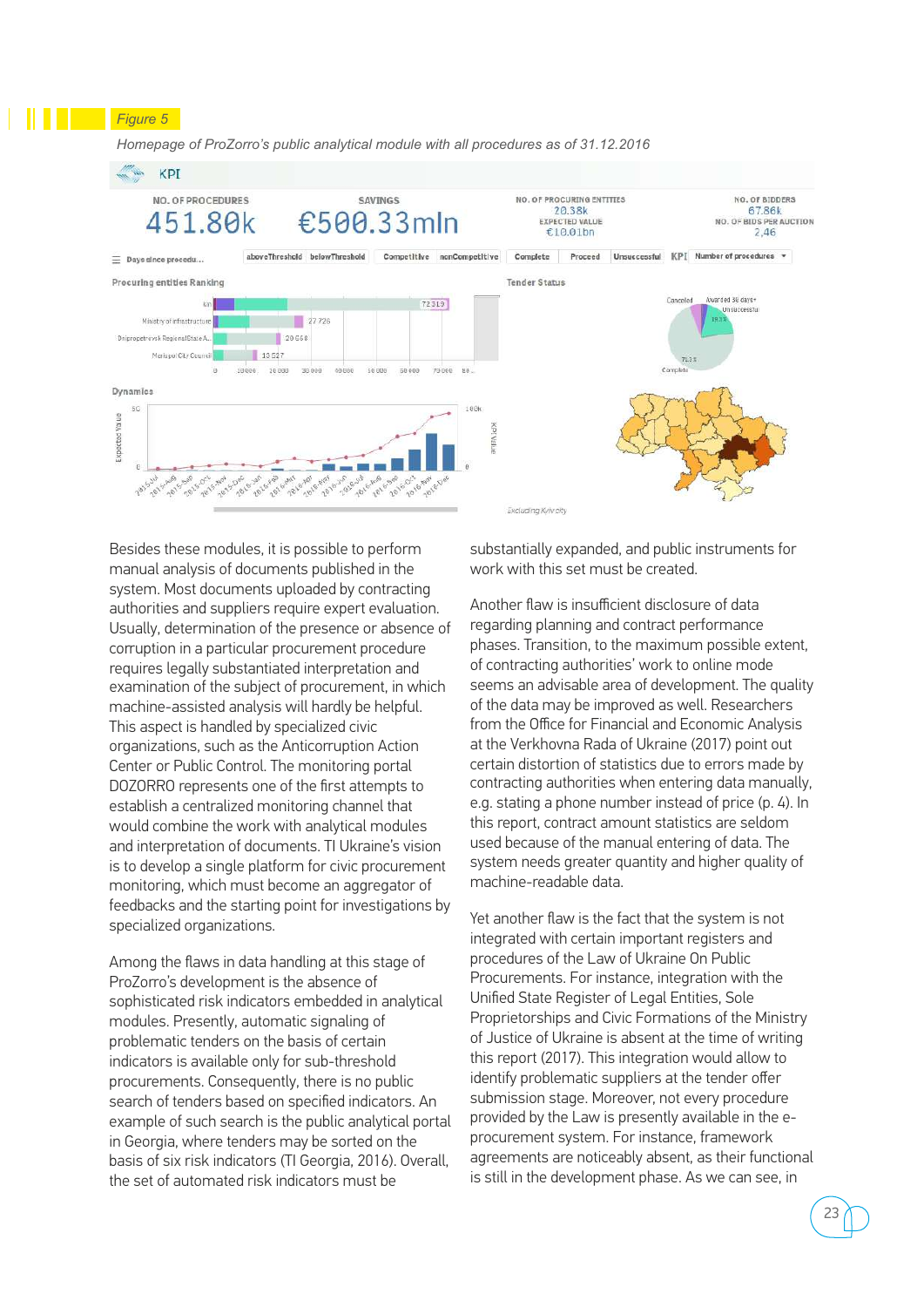*Figure 5*

*Homepage of ProZorro's public analytical module with all procedures as of 31.12.2016*

Besides these modules, it is possible to perform manual analysis of documents published in the system. Most documents uploaded by contracting authorities and suppliers require expert evaluation. Usually, determination of the presence or absence of corruption in a particular procurement procedure requires legally substantiated interpretation and examination of the subject of procurement, in which machine-assisted analysis will hardly be helpful. This aspect is handled by specialized civic organizations, such as the Anticorruption Action Center or Public Control. The monitoring portal DOZORRO represents one of the first attempts to establish a centralized monitoring channel that would combine the work with analytical modules and interpretation of documents. TI Ukraine's vision is to develop a single platform for civic procurement monitoring, which must become an aggregator of feedbacks and the starting point for investigations by specialized organizations.

Among the flaws in data handling at this stage of ProZorro's development is the absence of sophisticated risk indicators embedded in analytical modules. Presently, automatic signaling of problematic tenders on the basis of certain indicators is available only for sub-threshold procurements. Consequently, there is no public search of tenders based on specified indicators. An example of such search is the public analytical portal in Georgia, where tenders may be sorted on the basis of six risk indicators (TI Georgia, 2016). Overall, the set of automated risk indicators must be substantially expanded, and public instruments for work with this set must be created.

Another flaw is insufficient disclosure of data regarding planning and contract performance phases. Transition, to the maximum possible extent, of contracting authorities' work to online mode seems an advisable area of development. The quality of the data may be improved as well. Researchers from the Office for Financial and Economic Analysis at the Verkhovna Rada of Ukraine (2017) point out certain distortion of statistics due to errors made by contracting authorities when entering data manually, e.g. stating a phone number instead of price (p. 4). In this report, contract amount statistics are seldom used because of the manual entering of data. The system needs greater quantity and higher quality of machine-readable data.

Yet another flaw is the fact that the system is not integrated with certain important registers and procedures of the Law of Ukraine On Public Procurements. For instance, integration with the Unified State Register of Legal Entities, Sole Proprietorships and Civic Formations of the Ministry of Justice of Ukraine is absent at the time of writing this report (2017). This integration would allow to identify problematic suppliers at the tender offer submission stage. Moreover, not every procedure provided by the Law is presently available in the e-procurement system. For instance, framework agreements are noticeably absent, as their functional is still in the development phase. As we can see, in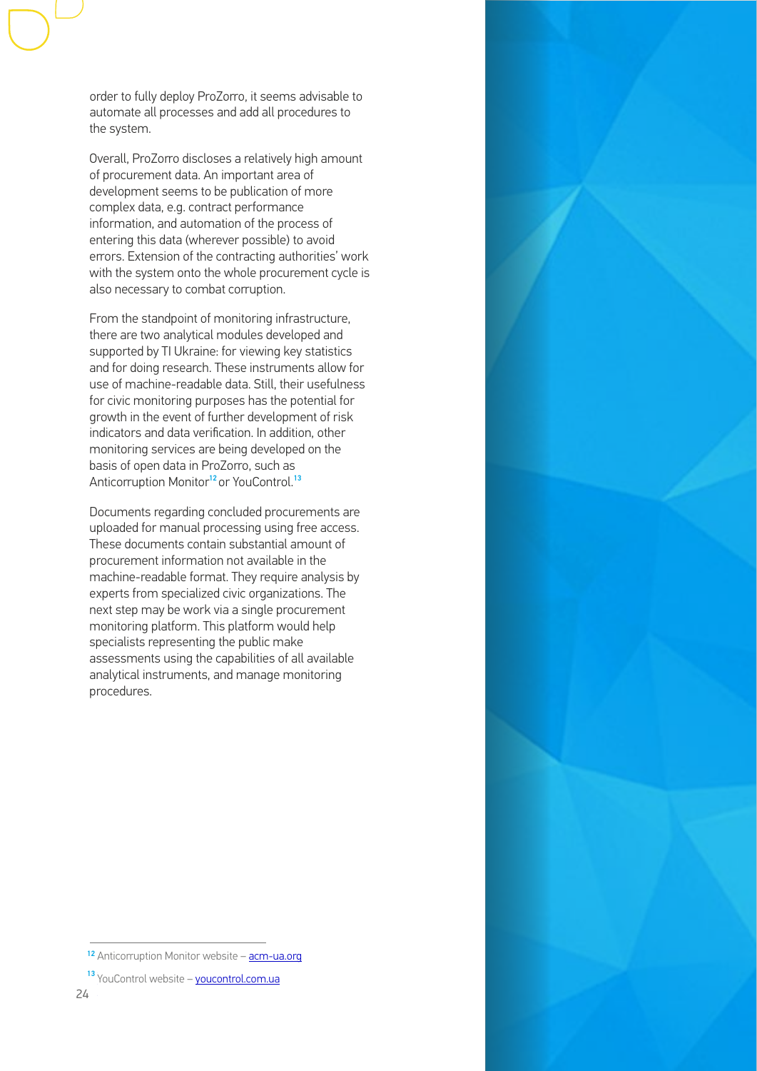order to fully deploy ProZorro, it seems advisable to automate all processes and add all procedures to the system.

Overall, ProZorro discloses a relatively high amount of procurement data. An important area of development seems to be publication of more complex data, e.g. contract performance information, and automation of the process of entering this data (wherever possible) to avoid errors. Extension of the contracting authorities' work with the system onto the whole procurement cycle is also necessary to combat corruption.

From the standpoint of monitoring infrastructure, there are two analytical modules developed and supported by TI Ukraine: for viewing key statistics and for doing research. These instruments allow for use of machine-readable data. Still, their usefulness for civic monitoring purposes has the potential for growth in the event of further development of risk indicators and data verification. In addition, other monitoring services are being developed on the basis of open data in ProZorro, such as Anticorruption Monitor[12] or YouControl.[13]

Documents regarding concluded procurements are uploaded for manual processing using free access. These documents contain substantial amount of procurement information not available in the machine-readable format. They require analysis by experts from specialized civic organizations. The next step may be work via a single procurement monitoring platform. This platform would help specialists representing the public make assessments using the capabilities of all available analytical instruments, and manage monitoring procedures.

[12] Anticorruption Monitor website – acm-ua.org

[13] YouControl website – youcontrol.com.ua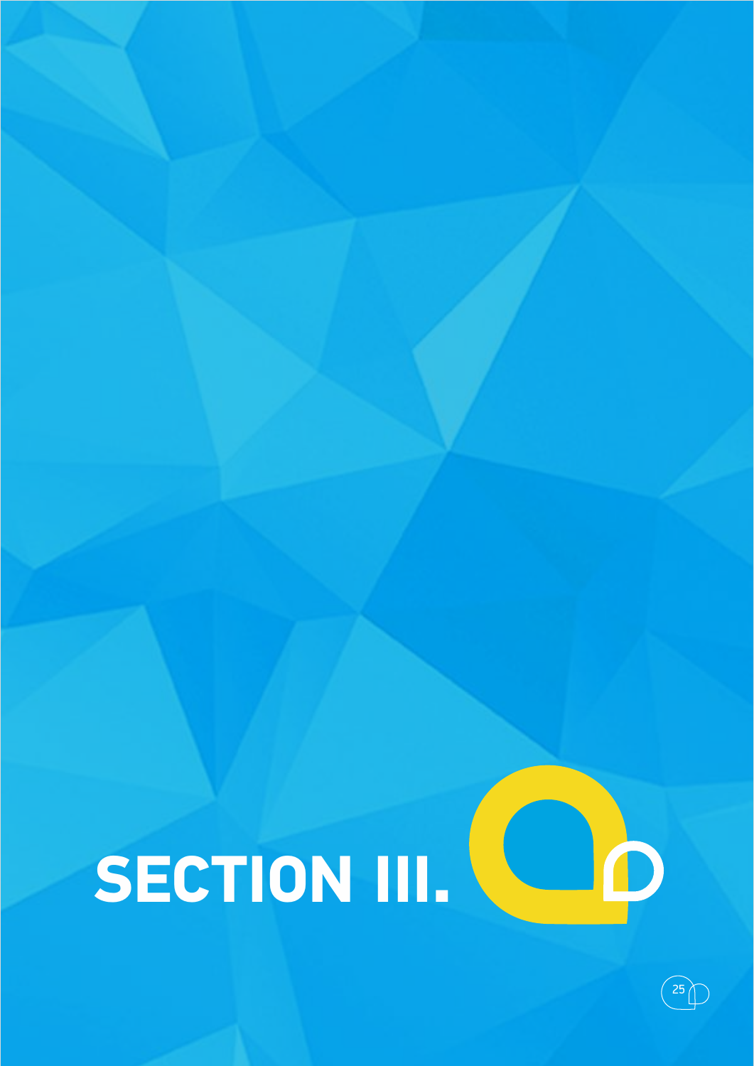# SECTION III.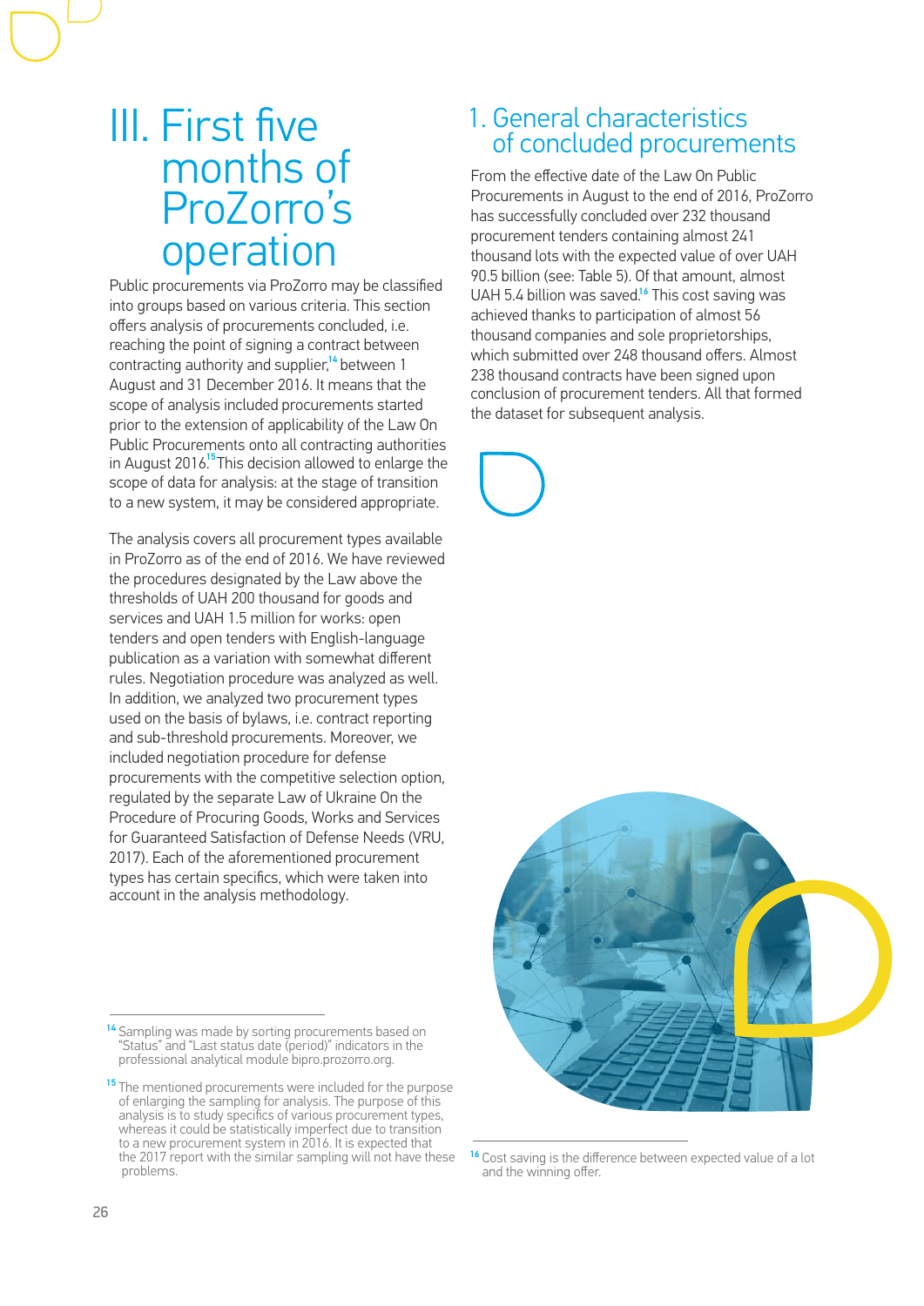# III. First five months of ProZorro's operation

Public procurements via ProZorro may be classified into groups based on various criteria. This section offers analysis of procurements concluded, i.e. reaching the point of signing a contract between contracting authority and supplier,[14] between 1 August and 31 December 2016. It means that the scope of analysis included procurements started prior to the extension of applicability of the Law On Public Procurements onto all contracting authorities in August 2016.[15] This decision allowed to enlarge the scope of data for analysis: at the stage of transition to a new system, it may be considered appropriate.

The analysis covers all procurement types available in ProZorro as of the end of 2016. We have reviewed the procedures designated by the Law above the thresholds of UAH 200 thousand for goods and services and UAH 1.5 million for works: open tenders and open tenders with English-language publication as a variation with somewhat different rules. Negotiation procedure was analyzed as well. In addition, we analyzed two procurement types used on the basis of bylaws, i.e. contract reporting and sub-threshold procurements. Moreover, we included negotiation procedure for defense procurements with the competitive selection option, regulated by the separate Law of Ukraine On the Procedure of Procuring Goods, Works and Services for Guaranteed Satisfaction of Defense Needs (VRU, 2017). Each of the aforementioned procurement types has certain specifics, which were taken into account in the analysis methodology.

[14] Sampling was made by sorting procurements based on "Status" and "Last status date (period)" indicators in the professional analytical module bipro.prozorro.org.

[15] The mentioned procurements were included for the purpose of enlarging the sampling for analysis. The purpose of this analysis is to study specifics of various procurement types, whereas it could be statistically imperfect due to transition to a new procurement system in 2016. It is expected that the 2017 report with the similar sampling will not have these problems.

## 1. General characteristics of concluded procurements

From the effective date of the Law On Public Procurements in August to the end of 2016, ProZorro has successfully concluded over 232 thousand procurement tenders containing almost 241 thousand lots with the expected value of over UAH 90.5 billion (see: Table 5). Of that amount, almost UAH 5.4 billion was saved.[16] This cost saving was achieved thanks to participation of almost 56 thousand companies and sole proprietorships, which submitted over 248 thousand offers. Almost 238 thousand contracts have been signed upon conclusion of procurement tenders. All that formed the dataset for subsequent analysis.

[16] Cost saving is the difference between expected value of a lot and the winning offer.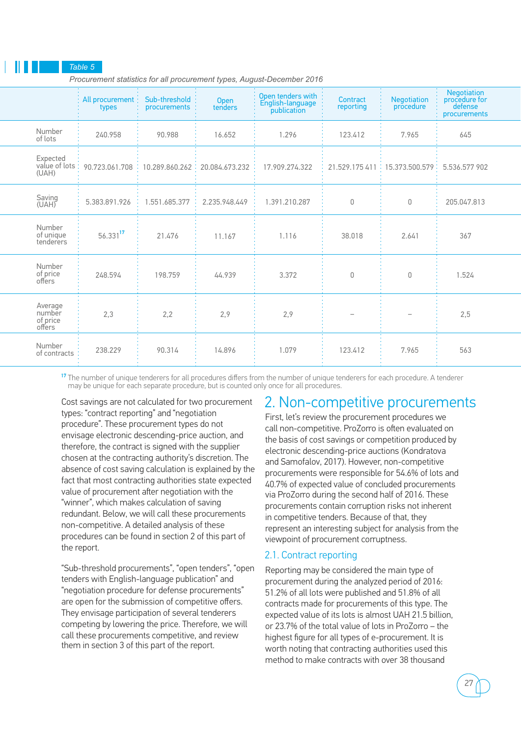Table 5

*Procurement statistics for all procurement types, August-December 2016*

| | All procurement types | Sub-threshold procurements | Open tenders | Open tenders with English-language publication | Contract reporting | Negotiation procedure | Negotiation procedure for defense procurements |
|---|---|---|---|---|---|---|---|
| Number of lots | 240.958 | 90.988 | 16.652 | 1.296 | 123.412 | 7.965 | 645 |
| Expected value of lots (UAH) | 90.723.061.708 | 10.289.860.262 | 20.084.673.232 | 17.909.274.322 | 21.529.175 411 | 15.373.500.579 | 5.536.577 902 |
| Saving (UAH) | 5.383.891.926 | 1.551.685.377 | 2.235.948.449 | 1.391.210.287 | 0 | 0 | 205.047.813 |
| Number of unique tenderers | 56.331[17] | 21.476 | 11.167 | 1.116 | 38.018 | 2.641 | 367 |
| Number of price offers | 248.594 | 198.759 | 44.939 | 3.372 | 0 | 0 | 1.524 |
| Average number of price offers | 2,3 | 2,2 | 2,9 | 2,9 | – | – | 2,5 |
| Number of contracts | 238.229 | 90.314 | 14.896 | 1.079 | 123.412 | 7.965 | 563 |

[17] The number of unique tenderers for all procedures differs from the number of unique tenderers for each procedure. A tenderer may be unique for each separate procedure, but is counted only once for all procedures.

Cost savings are not calculated for two procurement types: "contract reporting" and "negotiation procedure". These procurement types do not envisage electronic descending-price auction, and therefore, the contract is signed with the supplier chosen at the contracting authority's discretion. The absence of cost saving calculation is explained by the fact that most contracting authorities state expected value of procurement after negotiation with the "winner", which makes calculation of saving redundant. Below, we will call these procurements non-competitive. A detailed analysis of these procedures can be found in section 2 of this part of the report.

"Sub-threshold procurements", "open tenders", "open tenders with English-language publication" and "negotiation procedure for defense procurements" are open for the submission of competitive offers. They envisage participation of several tenderers competing by lowering the price. Therefore, we will call these procurements competitive, and review them in section 3 of this part of the report.

## 2. Non-competitive procurements

First, let's review the procurement procedures we call non-competitive. ProZorro is often evaluated on the basis of cost savings or competition produced by electronic descending-price auctions (Kondratova and Samofalov, 2017). However, non-competitive procurements were responsible for 54.6% of lots and 40.7% of expected value of concluded procurements via ProZorro during the second half of 2016. These procurements contain corruption risks not inherent in competitive tenders. Because of that, they represent an interesting subject for analysis from the viewpoint of procurement corruptness.

### 2.1. Contract reporting

Reporting may be considered the main type of procurement during the analyzed period of 2016: 51.2% of all lots were published and 51.8% of all contracts made for procurements of this type. The expected value of its lots is almost UAH 21.5 billion, or 23.7% of the total value of lots in ProZorro – the highest figure for all types of e-procurement. It is worth noting that contracting authorities used this method to make contracts with over 38 thousand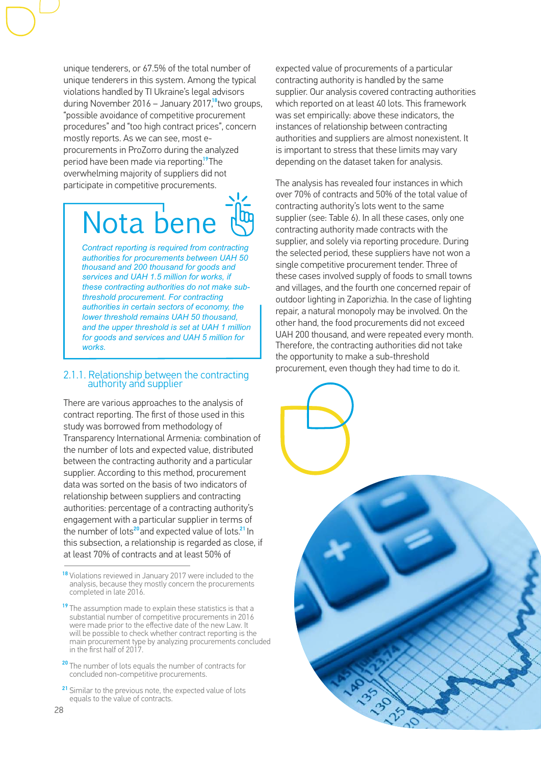unique tenderers, or 67.5% of the total number of unique tenderers in this system. Among the typical violations handled by TI Ukraine's legal advisors during November 2016 – January 2017,[18] two groups, "possible avoidance of competitive procurement procedures" and "too high contract prices", concern mostly reports. As we can see, most e-procurements in ProZorro during the analyzed period have been made via reporting.[19] The overwhelming majority of suppliers did not participate in competitive procurements.

> **Nota bene**
>
> *Contract reporting is required from contracting authorities for procurements between UAH 50 thousand and 200 thousand for goods and services and UAH 1.5 million for works, if these contracting authorities do not make sub-threshold procurement. For contracting authorities in certain sectors of economy, the lower threshold remains UAH 50 thousand, and the upper threshold is set at UAH 1 million for goods and services and UAH 5 million for works.*

### 2.1.1. Relationship between the contracting authority and supplier

There are various approaches to the analysis of contract reporting. The first of those used in this study was borrowed from methodology of Transparency International Armenia: combination of the number of lots and expected value, distributed between the contracting authority and a particular supplier. According to this method, procurement data was sorted on the basis of two indicators of relationship between suppliers and contracting authorities: percentage of a contracting authority's engagement with a particular supplier in terms of the number of lots[20] and expected value of lots.[21] In this subsection, a relationship is regarded as close, if at least 70% of contracts and at least 50% of expected value of procurements of a particular contracting authority is handled by the same supplier. Our analysis covered contracting authorities which reported on at least 40 lots. This framework was set empirically: above these indicators, the instances of relationship between contracting authorities and suppliers are almost nonexistent. It is important to stress that these limits may vary depending on the dataset taken for analysis.

The analysis has revealed four instances in which over 70% of contracts and 50% of the total value of contracting authority's lots went to the same supplier (see: Table 6). In all these cases, only one contracting authority made contracts with the supplier, and solely via reporting procedure. During the selected period, these suppliers have not won a single competitive procurement tender. Three of these cases involved supply of foods to small towns and villages, and the fourth one concerned repair of outdoor lighting in Zaporizhia. In the case of lighting repair, a natural monopoly may be involved. On the other hand, the food procurements did not exceed UAH 200 thousand, and were repeated every month. Therefore, the contracting authorities did not take the opportunity to make a sub-threshold procurement, even though they had time to do it.

---

[18] Violations reviewed in January 2017 were included to the analysis, because they mostly concern the procurements completed in late 2016.

[19] The assumption made to explain these statistics is that a substantial number of competitive procurements in 2016 were made prior to the effective date of the new Law. It will be possible to check whether contract reporting is the main procurement type by analyzing procurements concluded in the first half of 2017.

[20] The number of lots equals the number of contracts for concluded non-competitive procurements.

[21] Similar to the previous note, the expected value of lots equals to the value of contracts.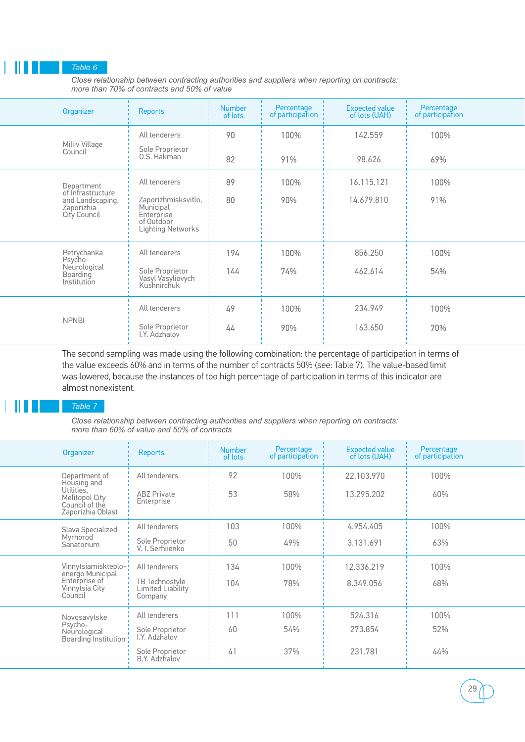Table 6

*Close relationship between contracting authorities and suppliers when reporting on contracts: more than 70% of contracts and 50% of value*

| Organizer | Reports | Number of lots | Percentage of participation | Expected value of lots (UAH) | Percentage of participation |
|---|---|---|---|---|---|
| Miliiv Village Council | All tenderers | 90 | 100% | 142.559 | 100% |
| | Sole Proprietor O.S. Hakman | 82 | 91% | 98.626 | 69% |
| Department of Infrastructure and Landscaping, Zaporizhia City Council | All tenderers | 89 | 100% | 16.115.121 | 100% |
| | Zaporizhmisksvitlo, Municipal Enterprise of Outdoor Lighting Networks | 80 | 90% | 14.679.810 | 91% |
| Petrychanka Psycho-Neurological Boarding Institution | All tenderers | 194 | 100% | 856.250 | 100% |
| | Sole Proprietor Vasyl Vasyliovych Kushnirchuk | 144 | 74% | 462.614 | 54% |
| NPNBI | All tenderers | 49 | 100% | 234.949 | 100% |
| | Sole Proprietor I.Y. Adzhalov | 44 | 90% | 163.650 | 70% |

The second sampling was made using the following combination: the percentage of participation in terms of the value exceeds 60% and in terms of the number of contracts 50% (see: Table 7). The value-based limit was lowered, because the instances of too high percentage of participation in terms of this indicator are almost nonexistent.

Table 7

*Close relationship between contracting authorities and suppliers when reporting on contracts: more than 60% of value and 50% of contracts*

| Organizer | Reports | Number of lots | Percentage of participation | Expected value of lots (UAH) | Percentage of participation |
|---|---|---|---|---|---|
| Department of Housing and Utilities, Melitopol City Council of the Zaporizhia Oblast | All tenderers | 92 | 100% | 22.103.970 | 100% |
| | ABZ Private Enterprise | 53 | 58% | 13.295.202 | 60% |
| Slava Specialized Myrhorod Sanatorium | All tenderers | 103 | 100% | 4.954.405 | 100% |
| | Sole Proprietor V. I. Serhiienko | 50 | 49% | 3.131.691 | 63% |
| Vinnytsiamiskteplo-energo Municipal Enterprise of Vinnytsia City Council | All tenderers | 134 | 100% | 12.336.219 | 100% |
| | TB Technostyle Limited Liability Company | 104 | 78% | 8.349.056 | 68% |
| Novosavytske Psycho-Neurological Boarding Institution | All tenderers | 111 | 100% | 524.316 | 100% |
| | Sole Proprietor I.Y. Adzhalov | 60 | 54% | 273.854 | 52% |
| | Sole Proprietor B.Y. Adzhalov | 41 | 37% | 231.781 | 44% |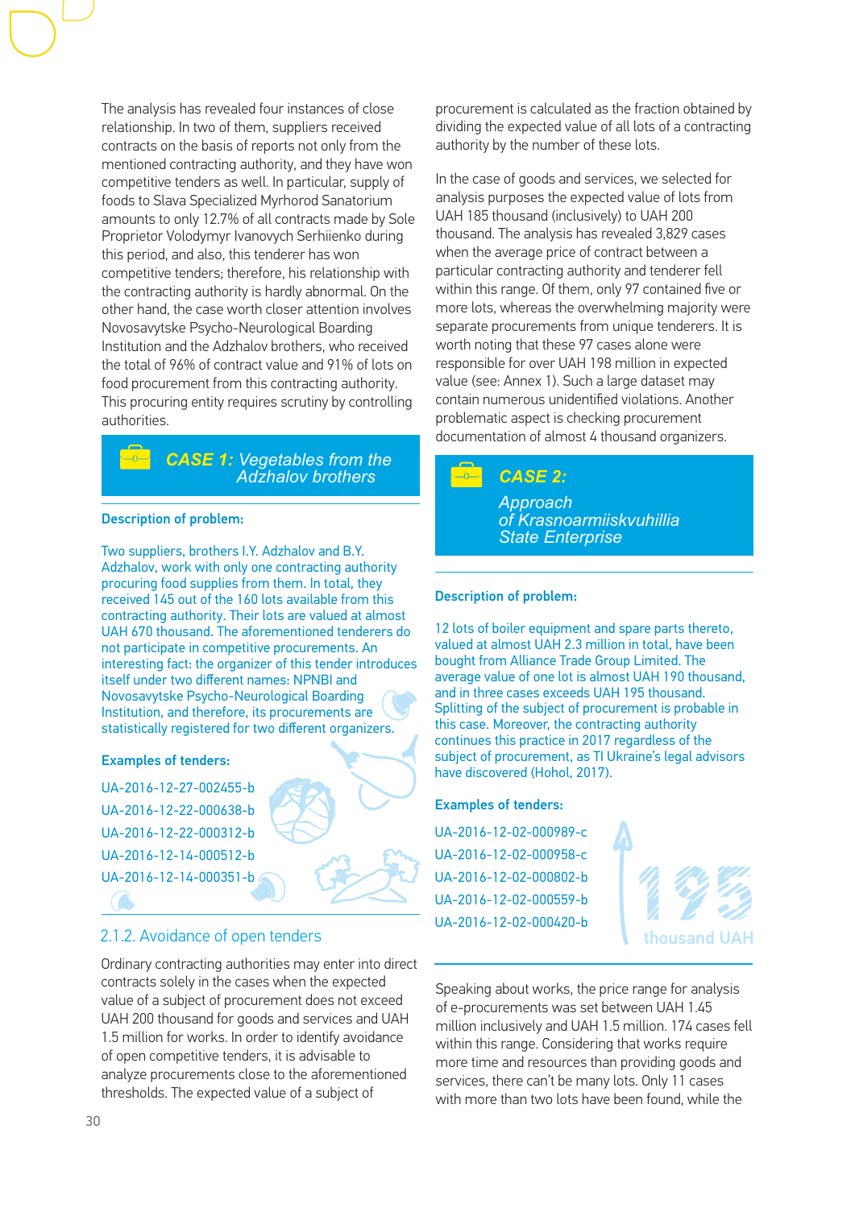The analysis has revealed four instances of close relationship. In two of them, suppliers received contracts on the basis of reports not only from the mentioned contracting authority, and they have won competitive tenders as well. In particular, supply of foods to Slava Specialized Myrhorod Sanatorium amounts to only 12.7% of all contracts made by Sole Proprietor Volodymyr Ivanovych Serhiienko during this period, and also, this tenderer has won competitive tenders; therefore, his relationship with the contracting authority is hardly abnormal. On the other hand, the case worth closer attention involves Novosavytske Psycho-Neurological Boarding Institution and the Adzhalov brothers, who received the total of 96% of contract value and 91% of lots on food procurement from this contracting authority. This procuring entity requires scrutiny by controlling authorities.

### CASE 1: Vegetables from the Adzhalov brothers

**Description of problem:**

Two suppliers, brothers I.Y. Adzhalov and B.Y. Adzhalov, work with only one contracting authority procuring food supplies from them. In total, they received 145 out of the 160 lots available from this contracting authority. Their lots are valued at almost UAH 670 thousand. The aforementioned tenderers do not participate in competitive procurements. An interesting fact: the organizer of this tender introduces itself under two different names: NPNBI and Novosavytske Psycho-Neurological Boarding Institution, and therefore, its procurements are statistically registered for two different organizers.

**Examples of tenders:**

UA-2016-12-27-002455-b
UA-2016-12-22-000638-b
UA-2016-12-22-000312-b
UA-2016-12-14-000512-b
UA-2016-12-14-000351-b

### 2.1.2. Avoidance of open tenders

Ordinary contracting authorities may enter into direct contracts solely in the cases when the expected value of a subject of procurement does not exceed UAH 200 thousand for goods and services and UAH 1.5 million for works. In order to identify avoidance of open competitive tenders, it is advisable to analyze procurements close to the aforementioned thresholds. The expected value of a subject of procurement is calculated as the fraction obtained by dividing the expected value of all lots of a contracting authority by the number of these lots.

In the case of goods and services, we selected for analysis purposes the expected value of lots from UAH 185 thousand (inclusively) to UAH 200 thousand. The analysis has revealed 3,829 cases when the average price of contract between a particular contracting authority and tenderer fell within this range. Of them, only 97 contained five or more lots, whereas the overwhelming majority were separate procurements from unique tenderers. It is worth noting that these 97 cases alone were responsible for over UAH 198 million in expected value (see: Annex 1). Such a large dataset may contain numerous unidentified violations. Another problematic aspect is checking procurement documentation of almost 4 thousand organizers.

### CASE 2: Approach of Krasnoarmiiskvuhillia State Enterprise

**Description of problem:**

12 lots of boiler equipment and spare parts thereto, valued at almost UAH 2.3 million in total, have been bought from Alliance Trade Group Limited. The average value of one lot is almost UAH 190 thousand, and in three cases exceeds UAH 195 thousand. Splitting of the subject of procurement is probable in this case. Moreover, the contracting authority continues this practice in 2017 regardless of the subject of procurement, as TI Ukraine's legal advisors have discovered (Hohol, 2017).

**Examples of tenders:**

UA-2016-12-02-000989-c
UA-2016-12-02-000958-c
UA-2016-12-02-000802-b
UA-2016-12-02-000559-b
UA-2016-12-02-000420-b

195 thousand UAH

Speaking about works, the price range for analysis of e-procurements was set between UAH 1.45 million inclusively and UAH 1.5 million. 174 cases fell within this range. Considering that works require more time and resources than providing goods and services, there can't be many lots. Only 11 cases with more than two lots have been found, while the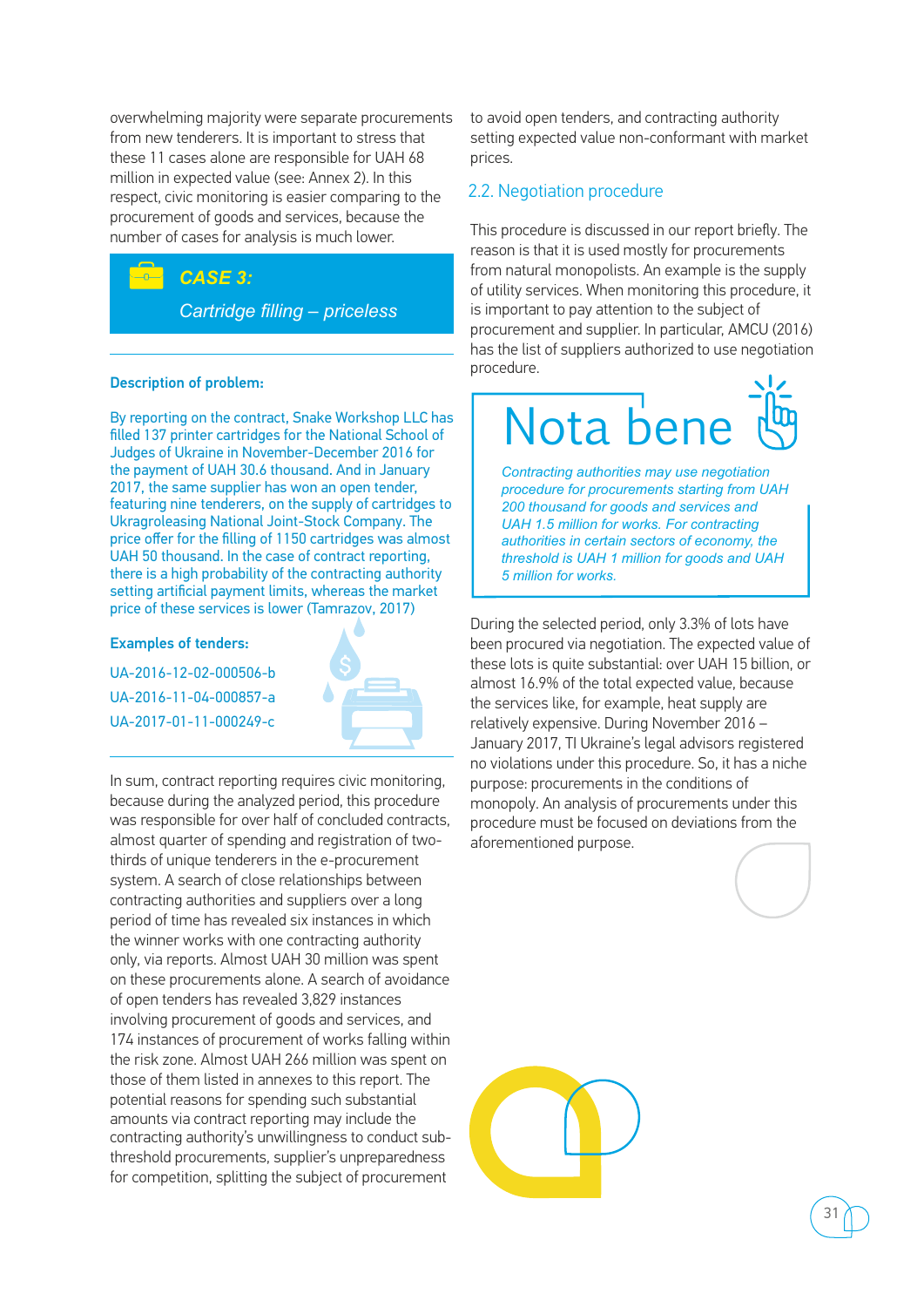overwhelming majority were separate procurements from new tenderers. It is important to stress that these 11 cases alone are responsible for UAH 68 million in expected value (see: Annex 2). In this respect, civic monitoring is easier comparing to the procurement of goods and services, because the number of cases for analysis is much lower.

### *CASE 3:*

*Cartridge filling – priceless*

**Description of problem:**

By reporting on the contract, Snake Workshop LLC has filled 137 printer cartridges for the National School of Judges of Ukraine in November-December 2016 for the payment of UAH 30.6 thousand. And in January 2017, the same supplier has won an open tender, featuring nine tenderers, on the supply of cartridges to Ukragroleasing National Joint-Stock Company. The price offer for the filling of 1150 cartridges was almost UAH 50 thousand. In the case of contract reporting, there is a high probability of the contracting authority setting artificial payment limits, whereas the market price of these services is lower (Tamrazov, 2017)

**Examples of tenders:**

UA-2016-12-02-000506-b
UA-2016-11-04-000857-a
UA-2017-01-11-000249-c

In sum, contract reporting requires civic monitoring, because during the analyzed period, this procedure was responsible for over half of concluded contracts, almost quarter of spending and registration of two-thirds of unique tenderers in the e-procurement system. A search of close relationships between contracting authorities and suppliers over a long period of time has revealed six instances in which the winner works with one contracting authority only, via reports. Almost UAH 30 million was spent on these procurements alone. A search of avoidance of open tenders has revealed 3,829 instances involving procurement of goods and services, and 174 instances of procurement of works falling within the risk zone. Almost UAH 266 million was spent on those of them listed in annexes to this report. The potential reasons for spending such substantial amounts via contract reporting may include the contracting authority's unwillingness to conduct sub-threshold procurements, supplier's unpreparedness for competition, splitting the subject of procurement to avoid open tenders, and contracting authority setting expected value non-conformant with market prices.

## 2.2. Negotiation procedure

This procedure is discussed in our report briefly. The reason is that it is used mostly for procurements from natural monopolists. An example is the supply of utility services. When monitoring this procedure, it is important to pay attention to the subject of procurement and supplier. In particular, AMCU (2016) has the list of suppliers authorized to use negotiation procedure.

### Nota bene

*Contracting authorities may use negotiation procedure for procurements starting from UAH 200 thousand for goods and services and UAH 1.5 million for works. For contracting authorities in certain sectors of economy, the threshold is UAH 1 million for goods and UAH 5 million for works.*

During the selected period, only 3.3% of lots have been procured via negotiation. The expected value of these lots is quite substantial: over UAH 15 billion, or almost 16.9% of the total expected value, because the services like, for example, heat supply are relatively expensive. During November 2016 – January 2017, TI Ukraine's legal advisors registered no violations under this procedure. So, it has a niche purpose: procurements in the conditions of monopoly. An analysis of procurements under this procedure must be focused on deviations from the aforementioned purpose.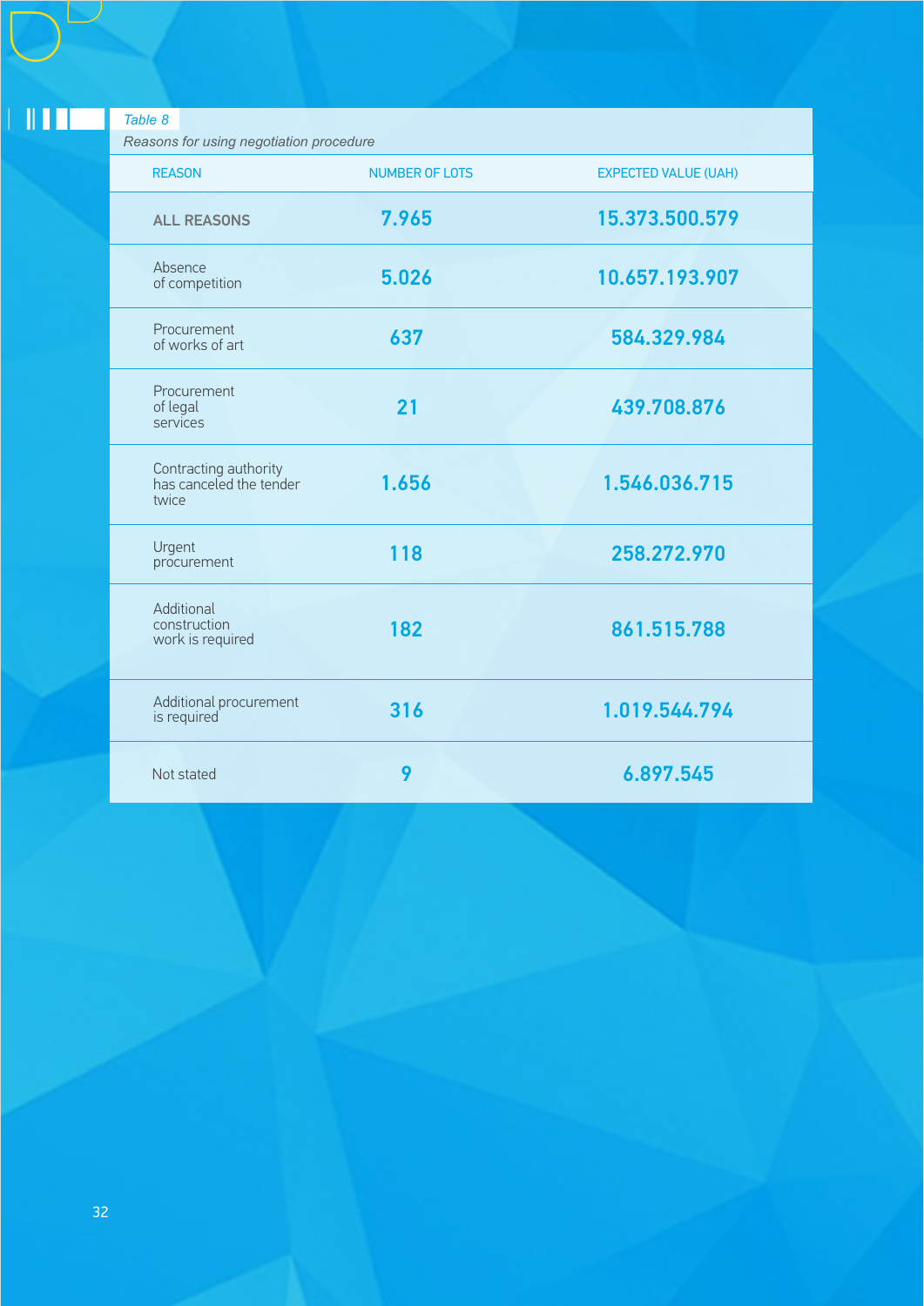*Table 8*

*Reasons for using negotiation procedure*

| REASON | NUMBER OF LOTS | EXPECTED VALUE (UAH) |
|---|---|---|
| **ALL REASONS** | **7.965** | **15.373.500.579** |
| Absence of competition | 5.026 | 10.657.193.907 |
| Procurement of works of art | 637 | 584.329.984 |
| Procurement of legal services | 21 | 439.708.876 |
| Contracting authority has canceled the tender twice | 1.656 | 1.546.036.715 |
| Urgent procurement | 118 | 258.272.970 |
| Additional construction work is required | 182 | 861.515.788 |
| Additional procurement is required | 316 | 1.019.544.794 |
| Not stated | 9 | 6.897.545 |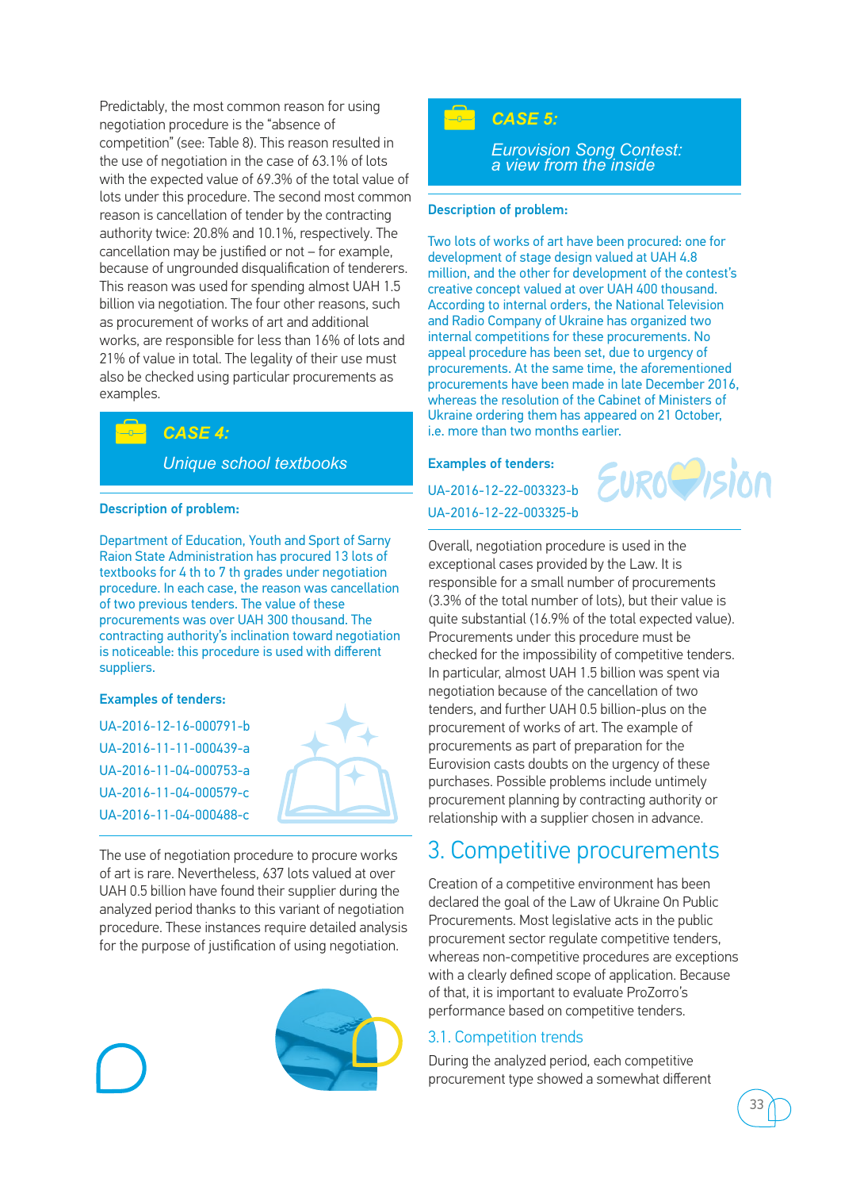Predictably, the most common reason for using negotiation procedure is the "absence of competition" (see: Table 8). This reason resulted in the use of negotiation in the case of 63.1% of lots with the expected value of 69.3% of the total value of lots under this procedure. The second most common reason is cancellation of tender by the contracting authority twice: 20.8% and 10.1%, respectively. The cancellation may be justified or not – for example, because of ungrounded disqualification of tenderers. This reason was used for spending almost UAH 1.5 billion via negotiation. The four other reasons, such as procurement of works of art and additional works, are responsible for less than 16% of lots and 21% of value in total. The legality of their use must also be checked using particular procurements as examples.

### CASE 4:

*Unique school textbooks*

**Description of problem:**

Department of Education, Youth and Sport of Sarny Raion State Administration has procured 13 lots of textbooks for 4 th to 7 th grades under negotiation procedure. In each case, the reason was cancellation of two previous tenders. The value of these procurements was over UAH 300 thousand. The contracting authority's inclination toward negotiation is noticeable: this procedure is used with different suppliers.

**Examples of tenders:**

UA-2016-12-16-000791-b
UA-2016-11-11-000439-a
UA-2016-11-04-000753-a
UA-2016-11-04-000579-c
UA-2016-11-04-000488-c

The use of negotiation procedure to procure works of art is rare. Nevertheless, 637 lots valued at over UAH 0.5 billion have found their supplier during the analyzed period thanks to this variant of negotiation procedure. These instances require detailed analysis for the purpose of justification of using negotiation.

### CASE 5:

*Eurovision Song Contest: a view from the inside*

**Description of problem:**

Two lots of works of art have been procured: one for development of stage design valued at UAH 4.8 million, and the other for development of the contest's creative concept valued at over UAH 400 thousand. According to internal orders, the National Television and Radio Company of Ukraine has organized two internal competitions for these procurements. No appeal procedure has been set, due to urgency of procurements. At the same time, the aforementioned procurements have been made in late December 2016, whereas the resolution of the Cabinet of Ministers of Ukraine ordering them has appeared on 21 October, i.e. more than two months earlier.

**Examples of tenders:**

UA-2016-12-22-003323-b
UA-2016-12-22-003325-b

Overall, negotiation procedure is used in the exceptional cases provided by the Law. It is responsible for a small number of procurements (3.3% of the total number of lots), but their value is quite substantial (16.9% of the total expected value). Procurements under this procedure must be checked for the impossibility of competitive tenders. In particular, almost UAH 1.5 billion was spent via negotiation because of the cancellation of two tenders, and further UAH 0.5 billion-plus on the procurement of works of art. The example of procurements as part of preparation for the Eurovision casts doubts on the urgency of these purchases. Possible problems include untimely procurement planning by contracting authority or relationship with a supplier chosen in advance.

# 3. Competitive procurements

Creation of a competitive environment has been declared the goal of the Law of Ukraine On Public Procurements. Most legislative acts in the public procurement sector regulate competitive tenders, whereas non-competitive procedures are exceptions with a clearly defined scope of application. Because of that, it is important to evaluate ProZorro's performance based on competitive tenders.

## 3.1. Competition trends

During the analyzed period, each competitive procurement type showed a somewhat different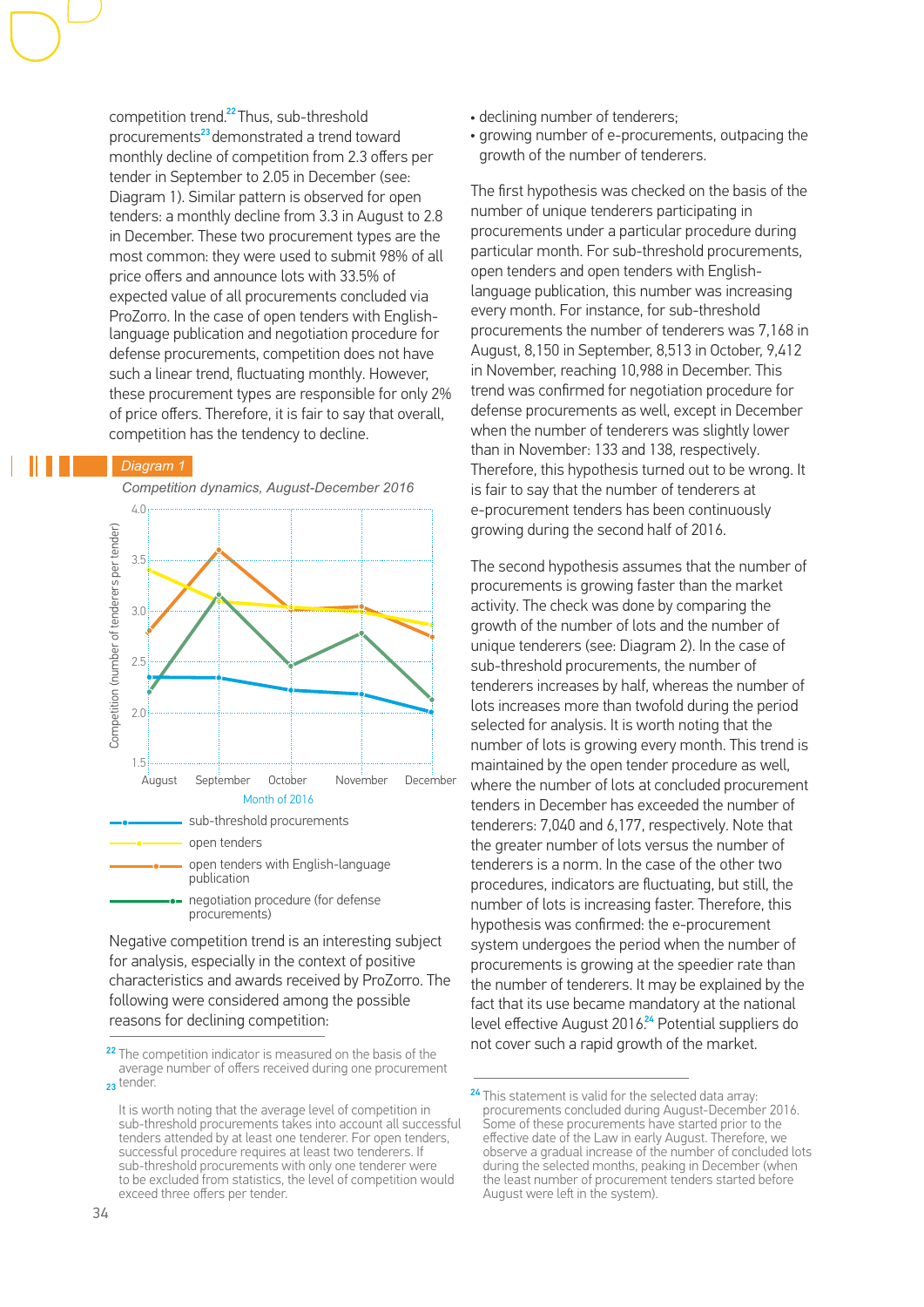competition trend.[22] Thus, sub-threshold procurements[23] demonstrated a trend toward monthly decline of competition from 2.3 offers per tender in September to 2.05 in December (see: Diagram 1). Similar pattern is observed for open tenders: a monthly decline from 3.3 in August to 2.8 in December. These two procurement types are the most common: they were used to submit 98% of all price offers and announce lots with 33.5% of expected value of all procurements concluded via ProZorro. In the case of open tenders with English-language publication and negotiation procedure for defense procurements, competition does not have such a linear trend, fluctuating monthly. However, these procurement types are responsible for only 2% of price offers. Therefore, it is fair to say that overall, competition has the tendency to decline.

*Diagram 1*

*Competition dynamics, August-December 2016*

Competition (number of tenderers per tender)

Month of 2016: August, September, October, November, December

- sub-threshold procurements
- open tenders
- open tenders with English-language publication
- negotiation procedure (for defense procurements)

Negative competition trend is an interesting subject for analysis, especially in the context of positive characteristics and awards received by ProZorro. The following were considered among the possible reasons for declining competition:

- declining number of tenderers;
- growing number of e-procurements, outpacing the growth of the number of tenderers.

The first hypothesis was checked on the basis of the number of unique tenderers participating in procurements under a particular procedure during particular month. For sub-threshold procurements, open tenders and open tenders with English-language publication, this number was increasing every month. For instance, for sub-threshold procurements the number of tenderers was 7,168 in August, 8,150 in September, 8,513 in October, 9,412 in November, reaching 10,988 in December. This trend was confirmed for negotiation procedure for defense procurements as well, except in December when the number of tenderers was slightly lower than in November: 133 and 138, respectively. Therefore, this hypothesis turned out to be wrong. It is fair to say that the number of tenderers at e-procurement tenders has been continuously growing during the second half of 2016.

The second hypothesis assumes that the number of procurements is growing faster than the market activity. The check was done by comparing the growth of the number of lots and the number of unique tenderers (see: Diagram 2). In the case of sub-threshold procurements, the number of tenderers increases by half, whereas the number of lots increases more than twofold during the period selected for analysis. It is worth noting that the number of lots is growing every month. This trend is maintained by the open tender procedure as well, where the number of lots at concluded procurement tenders in December has exceeded the number of tenderers: 7,040 and 6,177, respectively. Note that the greater number of lots versus the number of tenderers is a norm. In the case of the other two procedures, indicators are fluctuating, but still, the number of lots is increasing faster. Therefore, this hypothesis was confirmed: the e-procurement system undergoes the period when the number of procurements is growing at the speedier rate than the number of tenderers. It may be explained by the fact that its use became mandatory at the national level effective August 2016.[24] Potential suppliers do not cover such a rapid growth of the market.

---

[22] The competition indicator is measured on the basis of the average number of offers received during one procurement tender.

[23] It is worth noting that the average level of competition in sub-threshold procurements takes into account all successful tenders attended by at least one tenderer. For open tenders, successful procedure requires at least two tenderers. If sub-threshold procurements with only one tenderer were to be excluded from statistics, the level of competition would exceed three offers per tender.

[24] This statement is valid for the selected data array: procurements concluded during August-December 2016. Some of these procurements have started prior to the effective date of the Law in early August. Therefore, we observe a gradual increase of the number of concluded lots during the selected months, peaking in December (when the least number of procurement tenders started before August were left in the system).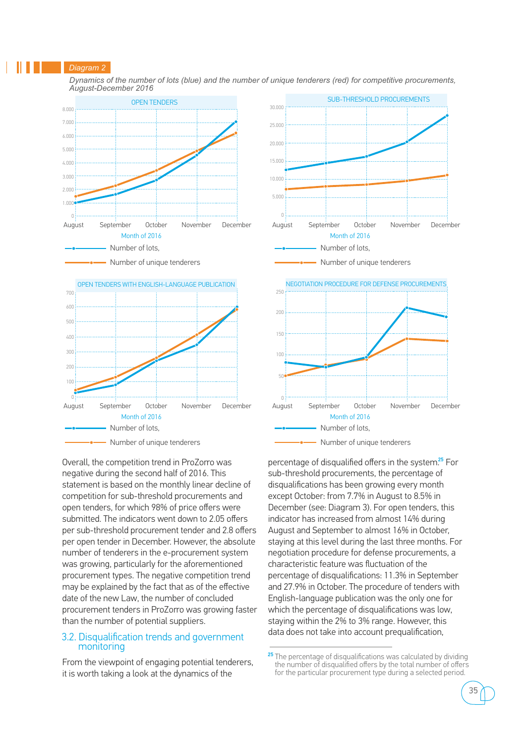Diagram 2

*Dynamics of the number of lots (blue) and the number of unique tenderers (red) for competitive procurements, August-December 2016*

OPEN TENDERS

SUB-THRESHOLD PROCUREMENTS

OPEN TENDERS WITH ENGLISH-LANGUAGE PUBLICATION

NEGOTIATION PROCEDURE FOR DEFENSE PROCUREMENTS

Month of 2016

Number of lots,

Number of unique tenderers

Overall, the competition trend in ProZorro was negative during the second half of 2016. This statement is based on the monthly linear decline of competition for sub-threshold procurements and open tenders, for which 98% of price offers were submitted. The indicators went down to 2.05 offers per sub-threshold procurement tender and 2.8 offers per open tender in December. However, the absolute number of tenderers in the e-procurement system was growing, particularly for the aforementioned procurement types. The negative competition trend may be explained by the fact that as of the effective date of the new Law, the number of concluded procurement tenders in ProZorro was growing faster than the number of potential suppliers.

## 3.2. Disqualification trends and government monitoring

From the viewpoint of engaging potential tenderers, it is worth taking a look at the dynamics of the percentage of disqualified offers in the system.[25] For sub-threshold procurements, the percentage of disqualifications has been growing every month except October: from 7.7% in August to 8.5% in December (see: Diagram 3). For open tenders, this indicator has increased from almost 14% during August and September to almost 16% in October, staying at this level during the last three months. For negotiation procedure for defense procurements, a characteristic feature was fluctuation of the percentage of disqualifications: 11.3% in September and 27.9% in October. The procedure of tenders with English-language publication was the only one for which the percentage of disqualifications was low, staying within the 2% to 3% range. However, this data does not take into account prequalification,

[25] The percentage of disqualifications was calculated by dividing the number of disqualified offers by the total number of offers for the particular procurement type during a selected period.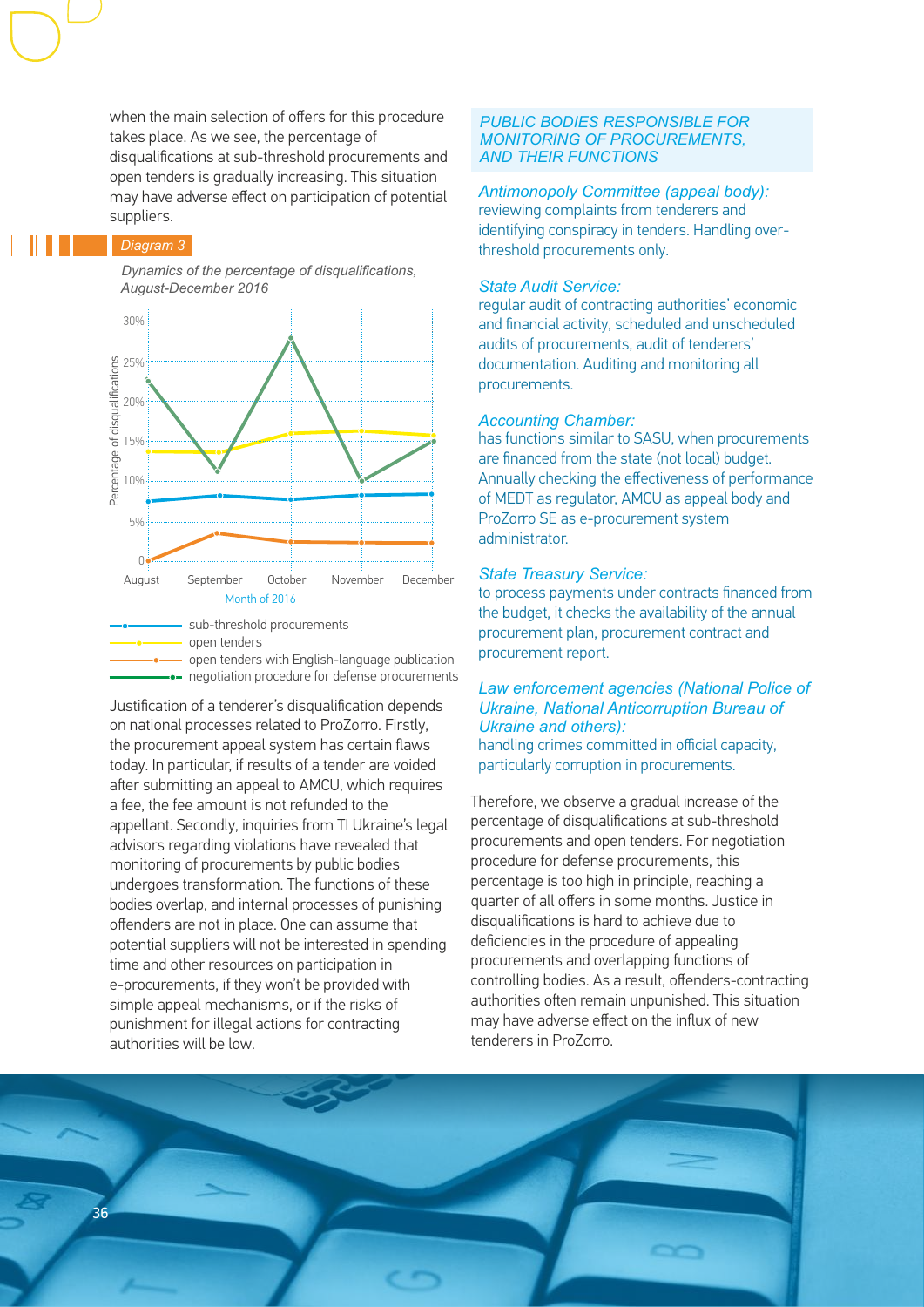when the main selection of offers for this procedure takes place. As we see, the percentage of disqualifications at sub-threshold procurements and open tenders is gradually increasing. This situation may have adverse effect on participation of potential suppliers.

*Diagram 3*

*Dynamics of the percentage of disqualifications, August-December 2016*

Justification of a tenderer's disqualification depends on national processes related to ProZorro. Firstly, the procurement appeal system has certain flaws today. In particular, if results of a tender are voided after submitting an appeal to AMCU, which requires a fee, the fee amount is not refunded to the appellant. Secondly, inquiries from TI Ukraine's legal advisors regarding violations have revealed that monitoring of procurements by public bodies undergoes transformation. The functions of these bodies overlap, and internal processes of punishing offenders are not in place. One can assume that potential suppliers will not be interested in spending time and other resources on participation in e-procurements, if they won't be provided with simple appeal mechanisms, or if the risks of punishment for illegal actions for contracting authorities will be low.

### PUBLIC BODIES RESPONSIBLE FOR MONITORING OF PROCUREMENTS, AND THEIR FUNCTIONS

*Antimonopoly Committee (appeal body):*
reviewing complaints from tenderers and identifying conspiracy in tenders. Handling over-threshold procurements only.

*State Audit Service:*
regular audit of contracting authorities' economic and financial activity, scheduled and unscheduled audits of procurements, audit of tenderers' documentation. Auditing and monitoring all procurements.

*Accounting Chamber:*
has functions similar to SASU, when procurements are financed from the state (not local) budget. Annually checking the effectiveness of performance of MEDT as regulator, AMCU as appeal body and ProZorro SE as e-procurement system administrator.

*State Treasury Service:*
to process payments under contracts financed from the budget, it checks the availability of the annual procurement plan, procurement contract and procurement report.

*Law enforcement agencies (National Police of Ukraine, National Anticorruption Bureau of Ukraine and others):*
handling crimes committed in official capacity, particularly corruption in procurements.

Therefore, we observe a gradual increase of the percentage of disqualifications at sub-threshold procurements and open tenders. For negotiation procedure for defense procurements, this percentage is too high in principle, reaching a quarter of all offers in some months. Justice in disqualifications is hard to achieve due to deficiencies in the procedure of appealing procurements and overlapping functions of controlling bodies. As a result, offenders-contracting authorities often remain unpunished. This situation may have adverse effect on the influx of new tenderers in ProZorro.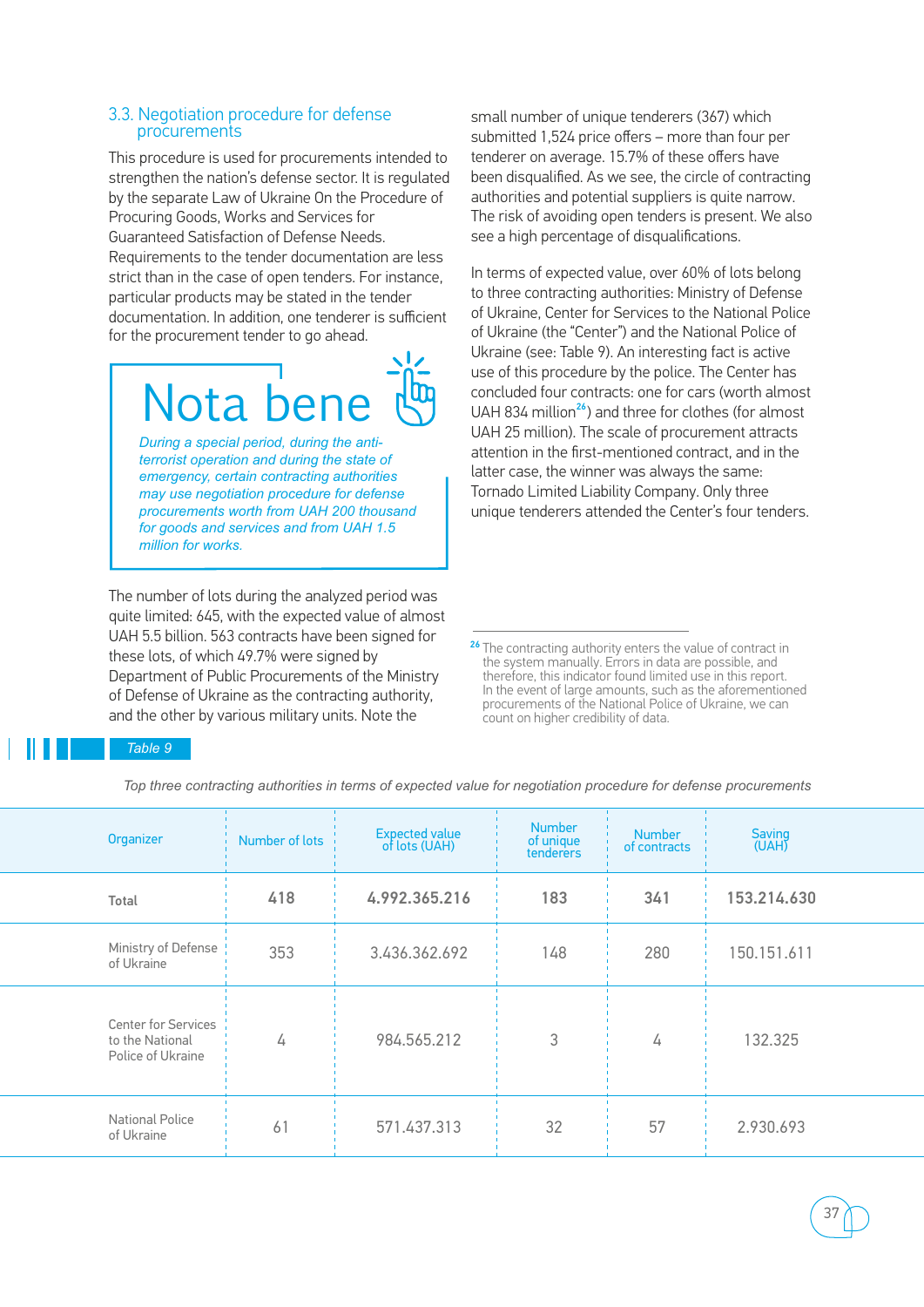### 3.3. Negotiation procedure for defense procurements

This procedure is used for procurements intended to strengthen the nation's defense sector. It is regulated by the separate Law of Ukraine On the Procedure of Procuring Goods, Works and Services for Guaranteed Satisfaction of Defense Needs. Requirements to the tender documentation are less strict than in the case of open tenders. For instance, particular products may be stated in the tender documentation. In addition, one tenderer is sufficient for the procurement tender to go ahead.

> **Nota bene**
>
> *During a special period, during the anti-terrorist operation and during the state of emergency, certain contracting authorities may use negotiation procedure for defense procurements worth from UAH 200 thousand for goods and services and from UAH 1.5 million for works.*

The number of lots during the analyzed period was quite limited: 645, with the expected value of almost UAH 5.5 billion. 563 contracts have been signed for these lots, of which 49.7% were signed by Department of Public Procurements of the Ministry of Defense of Ukraine as the contracting authority, and the other by various military units. Note the small number of unique tenderers (367) which submitted 1,524 price offers – more than four per tenderer on average. 15.7% of these offers have been disqualified. As we see, the circle of contracting authorities and potential suppliers is quite narrow. The risk of avoiding open tenders is present. We also see a high percentage of disqualifications.

In terms of expected value, over 60% of lots belong to three contracting authorities: Ministry of Defense of Ukraine, Center for Services to the National Police of Ukraine (the "Center") and the National Police of Ukraine (see: Table 9). An interesting fact is active use of this procedure by the police. The Center has concluded four contracts: one for cars (worth almost UAH 834 million[26]) and three for clothes (for almost UAH 25 million). The scale of procurement attracts attention in the first-mentioned contract, and in the latter case, the winner was always the same: Tornado Limited Liability Company. Only three unique tenderers attended the Center's four tenders.

[26] The contracting authority enters the value of contract in the system manually. Errors in data are possible, and therefore, this indicator found limited use in this report. In the event of large amounts, such as the aforementioned procurements of the National Police of Ukraine, we can count on higher credibility of data.

Table 9

*Top three contracting authorities in terms of expected value for negotiation procedure for defense procurements*

| Organizer | Number of lots | Expected value of lots (UAH) | Number of unique tenderers | Number of contracts | Saving (UAH) |
|---|---|---|---|---|---|
| **Total** | **418** | **4.992.365.216** | **183** | **341** | **153.214.630** |
| Ministry of Defense of Ukraine | 353 | 3.436.362.692 | 148 | 280 | 150.151.611 |
| Center for Services to the National Police of Ukraine | 4 | 984.565.212 | 3 | 4 | 132.325 |
| National Police of Ukraine | 61 | 571.437.313 | 32 | 57 | 2.930.693 |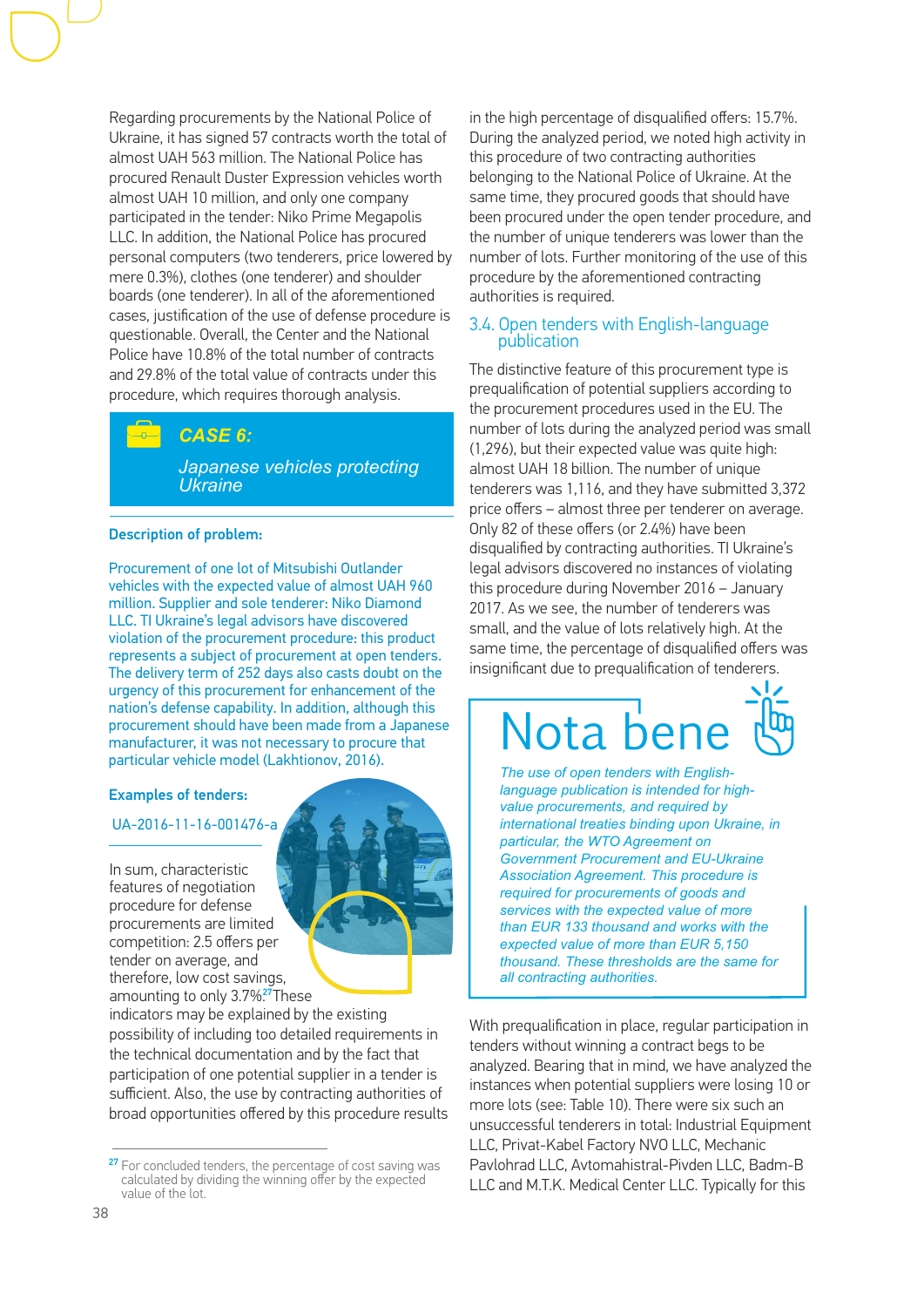Regarding procurements by the National Police of Ukraine, it has signed 57 contracts worth the total of almost UAH 563 million. The National Police has procured Renault Duster Expression vehicles worth almost UAH 10 million, and only one company participated in the tender: Niko Prime Megapolis LLC. In addition, the National Police has procured personal computers (two tenderers, price lowered by mere 0.3%), clothes (one tenderer) and shoulder boards (one tenderer). In all of the aforementioned cases, justification of the use of defense procedure is questionable. Overall, the Center and the National Police have 10.8% of the total number of contracts and 29.8% of the total value of contracts under this procedure, which requires thorough analysis.

### CASE 6:

*Japanese vehicles protecting Ukraine*

**Description of problem:**

Procurement of one lot of Mitsubishi Outlander vehicles with the expected value of almost UAH 960 million. Supplier and sole tenderer: Niko Diamond LLC. TI Ukraine's legal advisors have discovered violation of the procurement procedure: this product represents a subject of procurement at open tenders. The delivery term of 252 days also casts doubt on the urgency of this procurement for enhancement of the nation's defense capability. In addition, although this procurement should have been made from a Japanese manufacturer, it was not necessary to procure that particular vehicle model (Lakhtionov, 2016).

**Examples of tenders:**

UA-2016-11-16-001476-a

In sum, characteristic features of negotiation procedure for defense procurements are limited competition: 2.5 offers per tender on average, and therefore, low cost savings, amounting to only 3.7%.[27] These indicators may be explained by the existing possibility of including too detailed requirements in the technical documentation and by the fact that participation of one potential supplier in a tender is sufficient. Also, the use by contracting authorities of broad opportunities offered by this procedure results in the high percentage of disqualified offers: 15.7%. During the analyzed period, we noted high activity in this procedure of two contracting authorities belonging to the National Police of Ukraine. At the same time, they procured goods that should have been procured under the open tender procedure, and the number of unique tenderers was lower than the number of lots. Further monitoring of the use of this procedure by the aforementioned contracting authorities is required.

[27] For concluded tenders, the percentage of cost saving was calculated by dividing the winning offer by the expected value of the lot.

## 3.4. Open tenders with English-language publication

The distinctive feature of this procurement type is prequalification of potential suppliers according to the procurement procedures used in the EU. The number of lots during the analyzed period was small (1,296), but their expected value was quite high: almost UAH 18 billion. The number of unique tenderers was 1,116, and they have submitted 3,372 price offers – almost three per tenderer on average. Only 82 of these offers (or 2.4%) have been disqualified by contracting authorities. TI Ukraine's legal advisors discovered no instances of violating this procedure during November 2016 – January 2017. As we see, the number of tenderers was small, and the value of lots relatively high. At the same time, the percentage of disqualified offers was insignificant due to prequalification of tenderers.

### Nota bene

*The use of open tenders with English-language publication is intended for high-value procurements, and required by international treaties binding upon Ukraine, in particular, the WTO Agreement on Government Procurement and EU-Ukraine Association Agreement. This procedure is required for procurements of goods and services with the expected value of more than EUR 133 thousand and works with the expected value of more than EUR 5,150 thousand. These thresholds are the same for all contracting authorities.*

With prequalification in place, regular participation in tenders without winning a contract begs to be analyzed. Bearing that in mind, we have analyzed the instances when potential suppliers were losing 10 or more lots (see: Table 10). There were six such an unsuccessful tenderers in total: Industrial Equipment LLC, Privat-Kabel Factory NVO LLC, Mechanic Pavlohrad LLC, Avtomahistral-Pivden LLC, Badm-B LLC and M.T.K. Medical Center LLC. Typically for this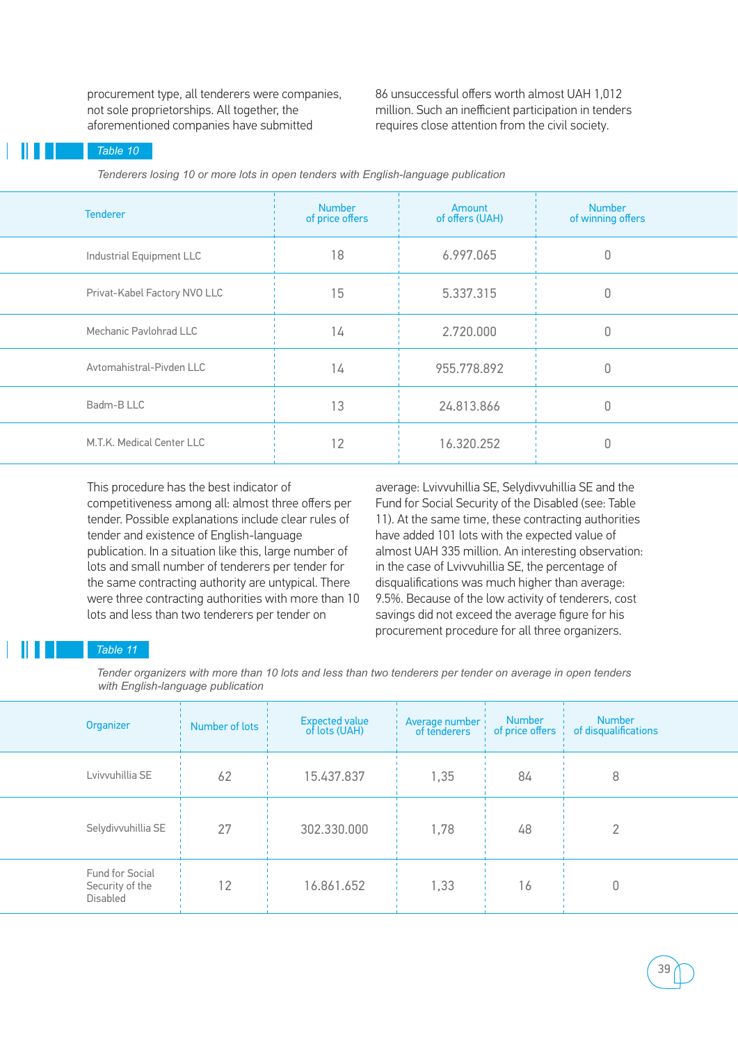procurement type, all tenderers were companies, not sole proprietorships. All together, the aforementioned companies have submitted 86 unsuccessful offers worth almost UAH 1,012 million. Such an inefficient participation in tenders requires close attention from the civil society.

*Table 10*

*Tenderers losing 10 or more lots in open tenders with English-language publication*

| Tenderer | Number of price offers | Amount of offers (UAH) | Number of winning offers |
|---|---|---|---|
| Industrial Equipment LLC | 18 | 6.997.065 | 0 |
| Privat-Kabel Factory NVO LLC | 15 | 5.337.315 | 0 |
| Mechanic Pavlohrad LLC | 14 | 2.720.000 | 0 |
| Avtomahistral-Pivden LLC | 14 | 955.778.892 | 0 |
| Badm-B LLC | 13 | 24.813.866 | 0 |
| M.T.K. Medical Center LLC | 12 | 16.320.252 | 0 |

This procedure has the best indicator of competitiveness among all: almost three offers per tender. Possible explanations include clear rules of tender and existence of English-language publication. In a situation like this, large number of lots and small number of tenderers per tender for the same contracting authority are untypical. There were three contracting authorities with more than 10 lots and less than two tenderers per tender on average: Lvivvuhillia SE, Selydivvuhillia SE and the Fund for Social Security of the Disabled (see: Table 11). At the same time, these contracting authorities have added 101 lots with the expected value of almost UAH 335 million. An interesting observation: in the case of Lvivvuhillia SE, the percentage of disqualifications was much higher than average: 9.5%. Because of the low activity of tenderers, cost savings did not exceed the average figure for his procurement procedure for all three organizers.

*Table 11*

*Tender organizers with more than 10 lots and less than two tenderers per tender on average in open tenders with English-language publication*

| Organizer | Number of lots | Expected value of lots (UAH) | Average number of tenderers | Number of price offers | Number of disqualifications |
|---|---|---|---|---|---|
| Lvivvuhillia SE | 62 | 15.437.837 | 1,35 | 84 | 8 |
| Selydivvuhillia SE | 27 | 302.330.000 | 1,78 | 48 | 2 |
| Fund for Social Security of the Disabled | 12 | 16.861.652 | 1,33 | 16 | 0 |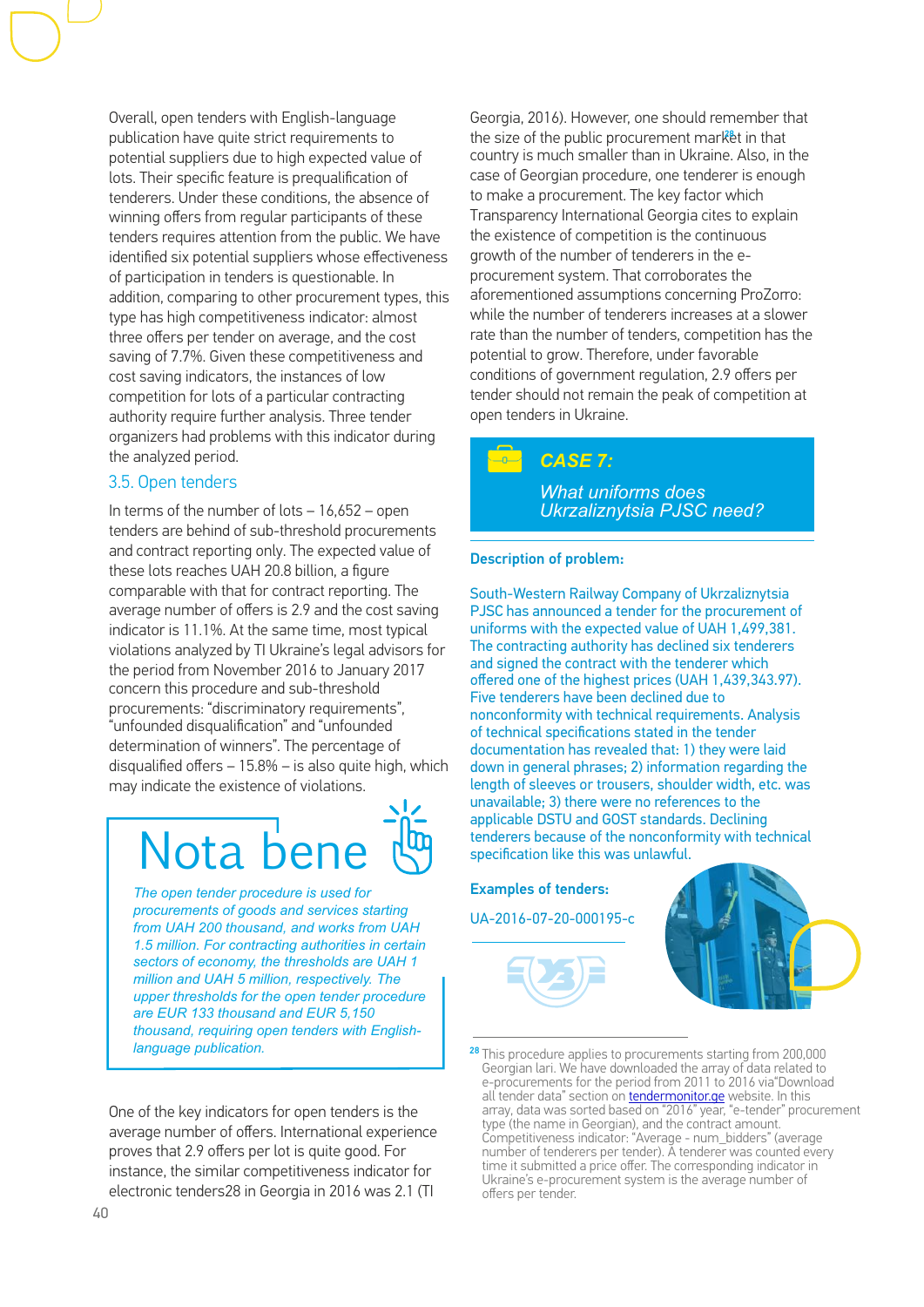Overall, open tenders with English-language publication have quite strict requirements to potential suppliers due to high expected value of lots. Their specific feature is prequalification of tenderers. Under these conditions, the absence of winning offers from regular participants of these tenders requires attention from the public. We have identified six potential suppliers whose effectiveness of participation in tenders is questionable. In addition, comparing to other procurement types, this type has high competitiveness indicator: almost three offers per tender on average, and the cost saving of 7.7%. Given these competitiveness and cost saving indicators, the instances of low competition for lots of a particular contracting authority require further analysis. Three tender organizers had problems with this indicator during the analyzed period.

## 3.5. Open tenders

In terms of the number of lots – 16,652 – open tenders are behind of sub-threshold procurements and contract reporting only. The expected value of these lots reaches UAH 20.8 billion, a figure comparable with that for contract reporting. The average number of offers is 2.9 and the cost saving indicator is 11.1%. At the same time, most typical violations analyzed by TI Ukraine's legal advisors for the period from November 2016 to January 2017 concern this procedure and sub-threshold procurements: "discriminatory requirements", "unfounded disqualification" and "unfounded determination of winners". The percentage of disqualified offers – 15.8% – is also quite high, which may indicate the existence of violations.

> **Nota bene**
>
> *The open tender procedure is used for procurements of goods and services starting from UAH 200 thousand, and works from UAH 1.5 million. For contracting authorities in certain sectors of economy, the thresholds are UAH 1 million and UAH 5 million, respectively. The upper thresholds for the open tender procedure are EUR 133 thousand and EUR 5,150 thousand, requiring open tenders with English-language publication.*

One of the key indicators for open tenders is the average number of offers. International experience proves that 2.9 offers per lot is quite good. For instance, the similar competitiveness indicator for electronic tenders[28] in Georgia in 2016 was 2.1 (TI Georgia, 2016). However, one should remember that the size of the public procurement market in that country is much smaller than in Ukraine. Also, in the case of Georgian procedure, one tenderer is enough to make a procurement. The key factor which Transparency International Georgia cites to explain the existence of competition is the continuous growth of the number of tenderers in the e-procurement system. That corroborates the aforementioned assumptions concerning ProZorro: while the number of tenderers increases at a slower rate than the number of tenders, competition has the potential to grow. Therefore, under favorable conditions of government regulation, 2.9 offers per tender should not remain the peak of competition at open tenders in Ukraine.

### *CASE 7:*

### *What uniforms does Ukrzaliznytsia PJSC need?*

**Description of problem:**

South-Western Railway Company of Ukrzaliznytsia PJSC has announced a tender for the procurement of uniforms with the expected value of UAH 1,499,381. The contracting authority has declined six tenderers and signed the contract with the tenderer which offered one of the highest prices (UAH 1,439,343.97). Five tenderers have been declined due to nonconformity with technical requirements. Analysis of technical specifications stated in the tender documentation has revealed that: 1) they were laid down in general phrases; 2) information regarding the length of sleeves or trousers, shoulder width, etc. was unavailable; 3) there were no references to the applicable DSTU and GOST standards. Declining tenderers because of the nonconformity with technical specification like this was unlawful.

**Examples of tenders:**

UA-2016-07-20-000195-c

[28] This procedure applies to procurements starting from 200,000 Georgian lari. We have downloaded the array of data related to e-procurements for the period from 2011 to 2016 via"Download all tender data" section on tendermonitor.ge website. In this array, data was sorted based on "2016" year, "e-tender" procurement type (the name in Georgian), and the contract amount. Competitiveness indicator: "Average - num_bidders" (average number of tenderers per tender). A tenderer was counted every time it submitted a price offer. The corresponding indicator in Ukraine's e-procurement system is the average number of offers per tender.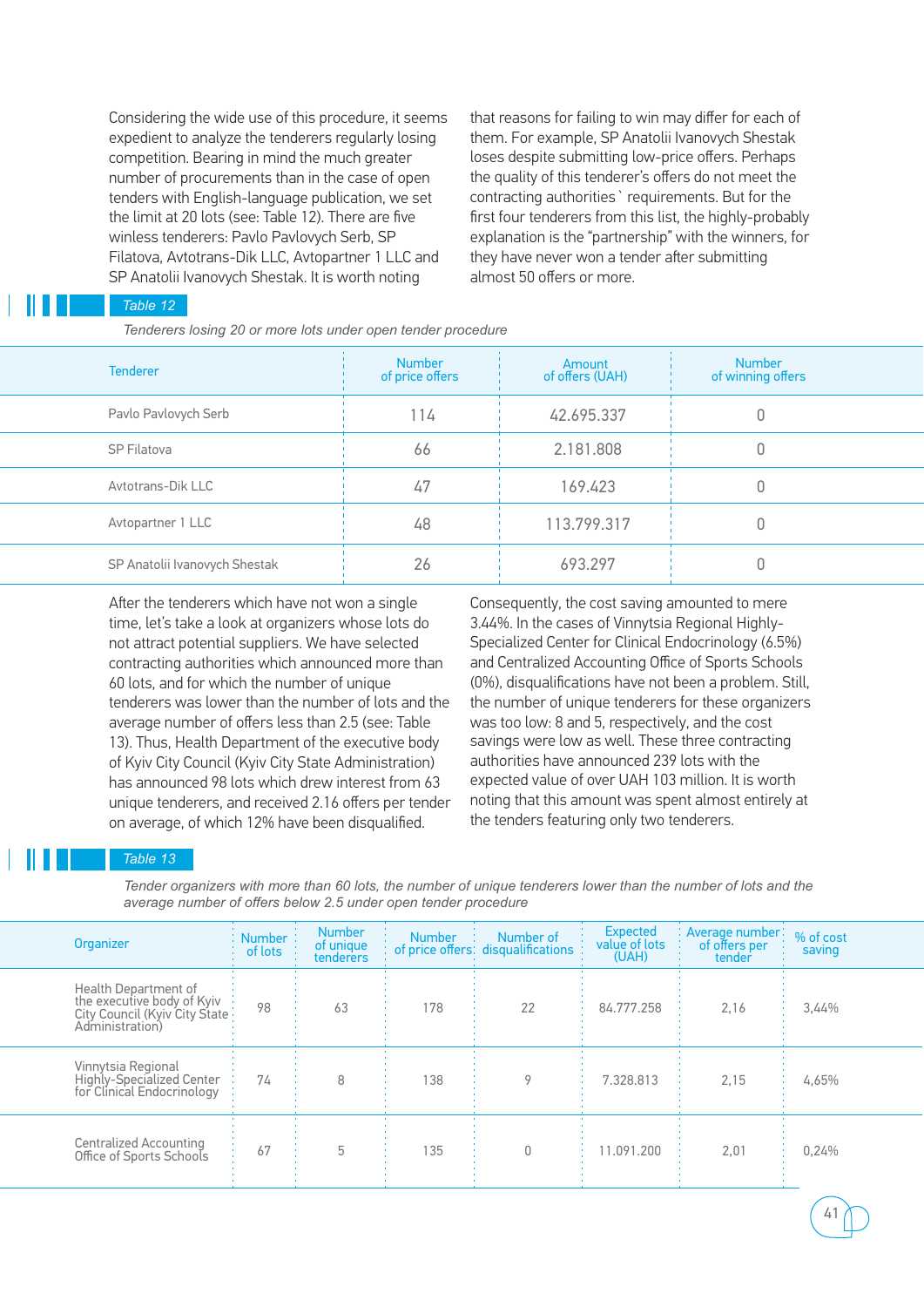Considering the wide use of this procedure, it seems expedient to analyze the tenderers regularly losing competition. Bearing in mind the much greater number of procurements than in the case of open tenders with English-language publication, we set the limit at 20 lots (see: Table 12). There are five winless tenderers: Pavlo Pavlovych Serb, SP Filatova, Avtotrans-Dik LLC, Avtopartner 1 LLC and SP Anatolii Ivanovych Shestak. It is worth noting that reasons for failing to win may differ for each of them. For example, SP Anatolii Ivanovych Shestak loses despite submitting low-price offers. Perhaps the quality of this tenderer's offers do not meet the contracting authorities` requirements. But for the first four tenderers from this list, the highly-probably explanation is the "partnership" with the winners, for they have never won a tender after submitting almost 50 offers or more.

*Table 12*

*Tenderers losing 20 or more lots under open tender procedure*

| Tenderer | Number of price offers | Amount of offers (UAH) | Number of winning offers |
|---|---|---|---|
| Pavlo Pavlovych Serb | 114 | 42.695.337 | 0 |
| SP Filatova | 66 | 2.181.808 | 0 |
| Avtotrans-Dik LLC | 47 | 169.423 | 0 |
| Avtopartner 1 LLC | 48 | 113.799.317 | 0 |
| SP Anatolii Ivanovych Shestak | 26 | 693.297 | 0 |

After the tenderers which have not won a single time, let's take a look at organizers whose lots do not attract potential suppliers. We have selected contracting authorities which announced more than 60 lots, and for which the number of unique tenderers was lower than the number of lots and the average number of offers less than 2.5 (see: Table 13). Thus, Health Department of the executive body of Kyiv City Council (Kyiv City State Administration) has announced 98 lots which drew interest from 63 unique tenderers, and received 2.16 offers per tender on average, of which 12% have been disqualified. Consequently, the cost saving amounted to mere 3.44%. In the cases of Vinnytsia Regional Highly-Specialized Center for Clinical Endocrinology (6.5%) and Centralized Accounting Office of Sports Schools (0%), disqualifications have not been a problem. Still, the number of unique tenderers for these organizers was too low: 8 and 5, respectively, and the cost savings were low as well. These three contracting authorities have announced 239 lots with the expected value of over UAH 103 million. It is worth noting that this amount was spent almost entirely at the tenders featuring only two tenderers.

*Table 13*

*Tender organizers with more than 60 lots, the number of unique tenderers lower than the number of lots and the average number of offers below 2.5 under open tender procedure*

| Organizer | Number of lots | Number of unique tenderers | Number of price offers | Number of disqualifications | Expected value of lots (UAH) | Average number of offers per tender | % of cost saving |
|---|---|---|---|---|---|---|---|
| Health Department of the executive body of Kyiv City Council (Kyiv City State Administration) | 98 | 63 | 178 | 22 | 84.777.258 | 2,16 | 3,44% |
| Vinnytsia Regional Highly-Specialized Center for Clinical Endocrinology | 74 | 8 | 138 | 9 | 7.328.813 | 2,15 | 4,65% |
| Centralized Accounting Office of Sports Schools | 67 | 5 | 135 | 0 | 11.091.200 | 2,01 | 0,24% |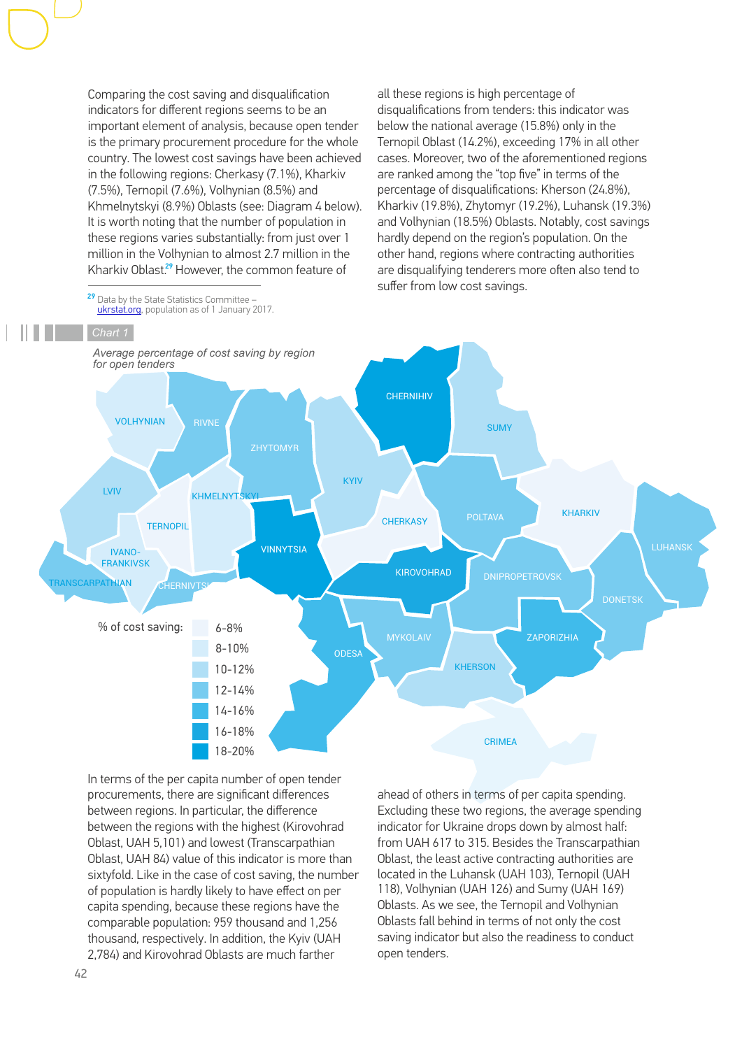Comparing the cost saving and disqualification indicators for different regions seems to be an important element of analysis, because open tender is the primary procurement procedure for the whole country. The lowest cost savings have been achieved in the following regions: Cherkasy (7.1%), Kharkiv (7.5%), Ternopil (7.6%), Volhynian (8.5%) and Khmelnytskyi (8.9%) Oblasts (see: Diagram 4 below). It is worth noting that the number of population in these regions varies substantially: from just over 1 million in the Volhynian to almost 2.7 million in the Kharkiv Oblast.[29] However, the common feature of all these regions is high percentage of disqualifications from tenders: this indicator was below the national average (15.8%) only in the Ternopil Oblast (14.2%), exceeding 17% in all other cases. Moreover, two of the aforementioned regions are ranked among the "top five" in terms of the percentage of disqualifications: Kherson (24.8%), Kharkiv (19.8%), Zhytomyr (19.2%), Luhansk (19.3%) and Volhynian (18.5%) Oblasts. Notably, cost savings hardly depend on the region's population. On the other hand, regions where contracting authorities are disqualifying tenderers more often also tend to suffer from low cost savings.

[29] Data by the State Statistics Committee – ukrstat.org, population as of 1 January 2017.

Chart 1

*Average percentage of cost saving by region for open tenders*

% of cost saving: 6-8%, 8-10%, 10-12%, 12-14%, 14-16%, 16-18%, 18-20%

In terms of the per capita number of open tender procurements, there are significant differences between regions. In particular, the difference between the regions with the highest (Kirovohrad Oblast, UAH 5,101) and lowest (Transcarpathian Oblast, UAH 84) value of this indicator is more than sixtyfold. Like in the case of cost saving, the number of population is hardly likely to have effect on per capita spending, because these regions have the comparable population: 959 thousand and 1,256 thousand, respectively. In addition, the Kyiv (UAH 2,784) and Kirovohrad Oblasts are much farther ahead of others in terms of per capita spending. Excluding these two regions, the average spending indicator for Ukraine drops down by almost half: from UAH 617 to 315. Besides the Transcarpathian Oblast, the least active contracting authorities are located in the Luhansk (UAH 103), Ternopil (UAH 118), Volhynian (UAH 126) and Sumy (UAH 169) Oblasts. As we see, the Ternopil and Volhynian Oblasts fall behind in terms of not only the cost saving indicator but also the readiness to conduct open tenders.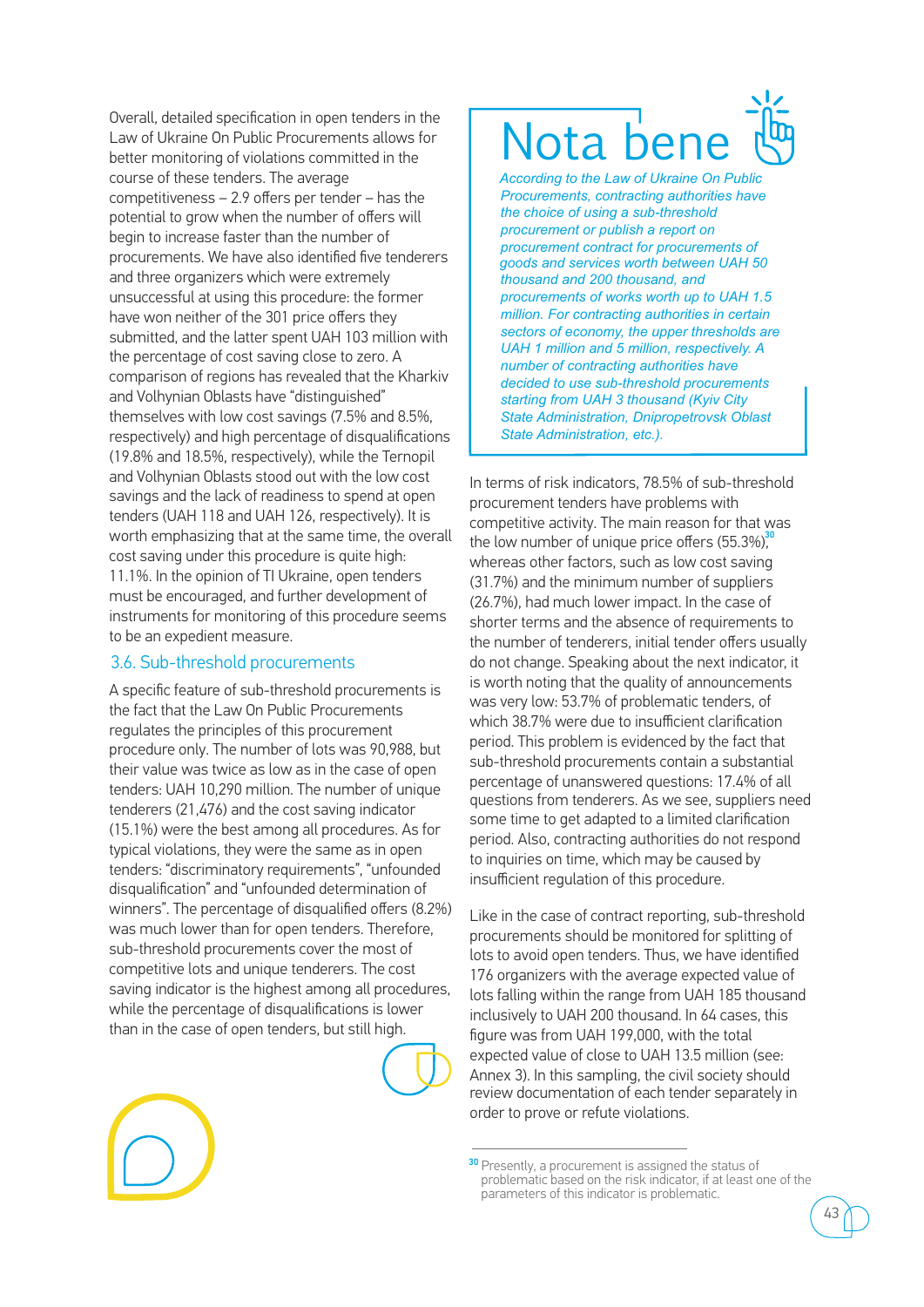Overall, detailed specification in open tenders in the Law of Ukraine On Public Procurements allows for better monitoring of violations committed in the course of these tenders. The average competitiveness – 2.9 offers per tender – has the potential to grow when the number of offers will begin to increase faster than the number of procurements. We have also identified five tenderers and three organizers which were extremely unsuccessful at using this procedure: the former have won neither of the 301 price offers they submitted, and the latter spent UAH 103 million with the percentage of cost saving close to zero. A comparison of regions has revealed that the Kharkiv and Volhynian Oblasts have "distinguished" themselves with low cost savings (7.5% and 8.5%, respectively) and high percentage of disqualifications (19.8% and 18.5%, respectively), while the Ternopil and Volhynian Oblasts stood out with the low cost savings and the lack of readiness to spend at open tenders (UAH 118 and UAH 126, respectively). It is worth emphasizing that at the same time, the overall cost saving under this procedure is quite high: 11.1%. In the opinion of TI Ukraine, open tenders must be encouraged, and further development of instruments for monitoring of this procedure seems to be an expedient measure.

## 3.6. Sub-threshold procurements

A specific feature of sub-threshold procurements is the fact that the Law On Public Procurements regulates the principles of this procurement procedure only. The number of lots was 90,988, but their value was twice as low as in the case of open tenders: UAH 10,290 million. The number of unique tenderers (21,476) and the cost saving indicator (15.1%) were the best among all procedures. As for typical violations, they were the same as in open tenders: "discriminatory requirements", "unfounded disqualification" and "unfounded determination of winners". The percentage of disqualified offers (8.2%) was much lower than for open tenders. Therefore, sub-threshold procurements cover the most of competitive lots and unique tenderers. The cost saving indicator is the highest among all procedures, while the percentage of disqualifications is lower than in the case of open tenders, but still high.

> **Nota bene**
>
> *According to the Law of Ukraine On Public Procurements, contracting authorities have the choice of using a sub-threshold procurement or publish a report on procurement contract for procurements of goods and services worth between UAH 50 thousand and 200 thousand, and procurements of works worth up to UAH 1.5 million. For contracting authorities in certain sectors of economy, the upper thresholds are UAH 1 million and 5 million, respectively. A number of contracting authorities have decided to use sub-threshold procurements starting from UAH 3 thousand (Kyiv City State Administration, Dnipropetrovsk Oblast State Administration, etc.).*

In terms of risk indicators, 78.5% of sub-threshold procurement tenders have problems with competitive activity. The main reason for that was the low number of unique price offers (55.3%),[30] whereas other factors, such as low cost saving (31.7%) and the minimum number of suppliers (26.7%), had much lower impact. In the case of shorter terms and the absence of requirements to the number of tenderers, initial tender offers usually do not change. Speaking about the next indicator, it is worth noting that the quality of announcements was very low: 53.7% of problematic tenders, of which 38.7% were due to insufficient clarification period. This problem is evidenced by the fact that sub-threshold procurements contain a substantial percentage of unanswered questions: 17.4% of all questions from tenderers. As we see, suppliers need some time to get adapted to a limited clarification period. Also, contracting authorities do not respond to inquiries on time, which may be caused by insufficient regulation of this procedure.

Like in the case of contract reporting, sub-threshold procurements should be monitored for splitting of lots to avoid open tenders. Thus, we have identified 176 organizers with the average expected value of lots falling within the range from UAH 185 thousand inclusively to UAH 200 thousand. In 64 cases, this figure was from UAH 199,000, with the total expected value of close to UAH 13.5 million (see: Annex 3). In this sampling, the civil society should review documentation of each tender separately in order to prove or refute violations.

---

[30] Presently, a procurement is assigned the status of problematic based on the risk indicator, if at least one of the parameters of this indicator is problematic.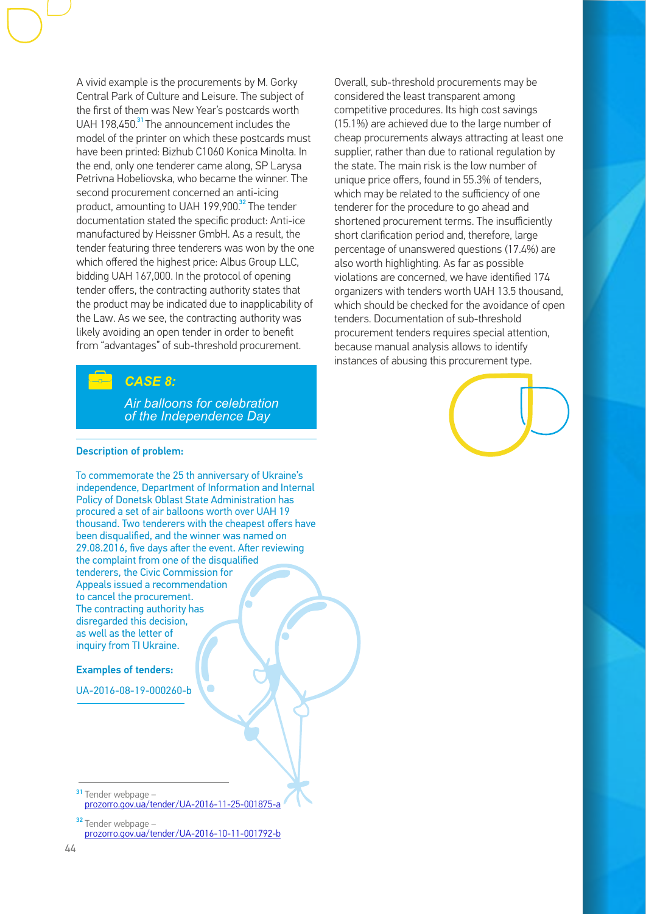A vivid example is the procurements by M. Gorky Central Park of Culture and Leisure. The subject of the first of them was New Year's postcards worth UAH 198,450.[31] The announcement includes the model of the printer on which these postcards must have been printed: Bizhub C1060 Konica Minolta. In the end, only one tenderer came along, SP Larysa Petrivna Hobeliovska, who became the winner. The second procurement concerned an anti-icing product, amounting to UAH 199,900.[32] The tender documentation stated the specific product: Anti-ice manufactured by Heissner GmbH. As a result, the tender featuring three tenderers was won by the one which offered the highest price: Albus Group LLC, bidding UAH 167,000. In the protocol of opening tender offers, the contracting authority states that the product may be indicated due to inapplicability of the Law. As we see, the contracting authority was likely avoiding an open tender in order to benefit from "advantages" of sub-threshold procurement.

### *CASE 8:*

*Air balloons for celebration of the Independence Day*

**Description of problem:**

To commemorate the 25 th anniversary of Ukraine's independence, Department of Information and Internal Policy of Donetsk Oblast State Administration has procured a set of air balloons worth over UAH 19 thousand. Two tenderers with the cheapest offers have been disqualified, and the winner was named on 29.08.2016, five days after the event. After reviewing the complaint from one of the disqualified tenderers, the Civic Commission for Appeals issued a recommendation to cancel the procurement. The contracting authority has disregarded this decision, as well as the letter of inquiry from TI Ukraine.

**Examples of tenders:**

UA-2016-08-19-000260-b

Overall, sub-threshold procurements may be considered the least transparent among competitive procedures. Its high cost savings (15.1%) are achieved due to the large number of cheap procurements always attracting at least one supplier, rather than due to rational regulation by the state. The main risk is the low number of unique price offers, found in 55.3% of tenders, which may be related to the sufficiency of one tenderer for the procedure to go ahead and shortened procurement terms. The insufficiently short clarification period and, therefore, large percentage of unanswered questions (17.4%) are also worth highlighting. As far as possible violations are concerned, we have identified 174 organizers with tenders worth UAH 13.5 thousand, which should be checked for the avoidance of open tenders. Documentation of sub-threshold procurement tenders requires special attention, because manual analysis allows to identify instances of abusing this procurement type.

---

[31] Tender webpage – prozorro.gov.ua/tender/UA-2016-11-25-001875-a

[32] Tender webpage – prozorro.gov.ua/tender/UA-2016-10-11-001792-b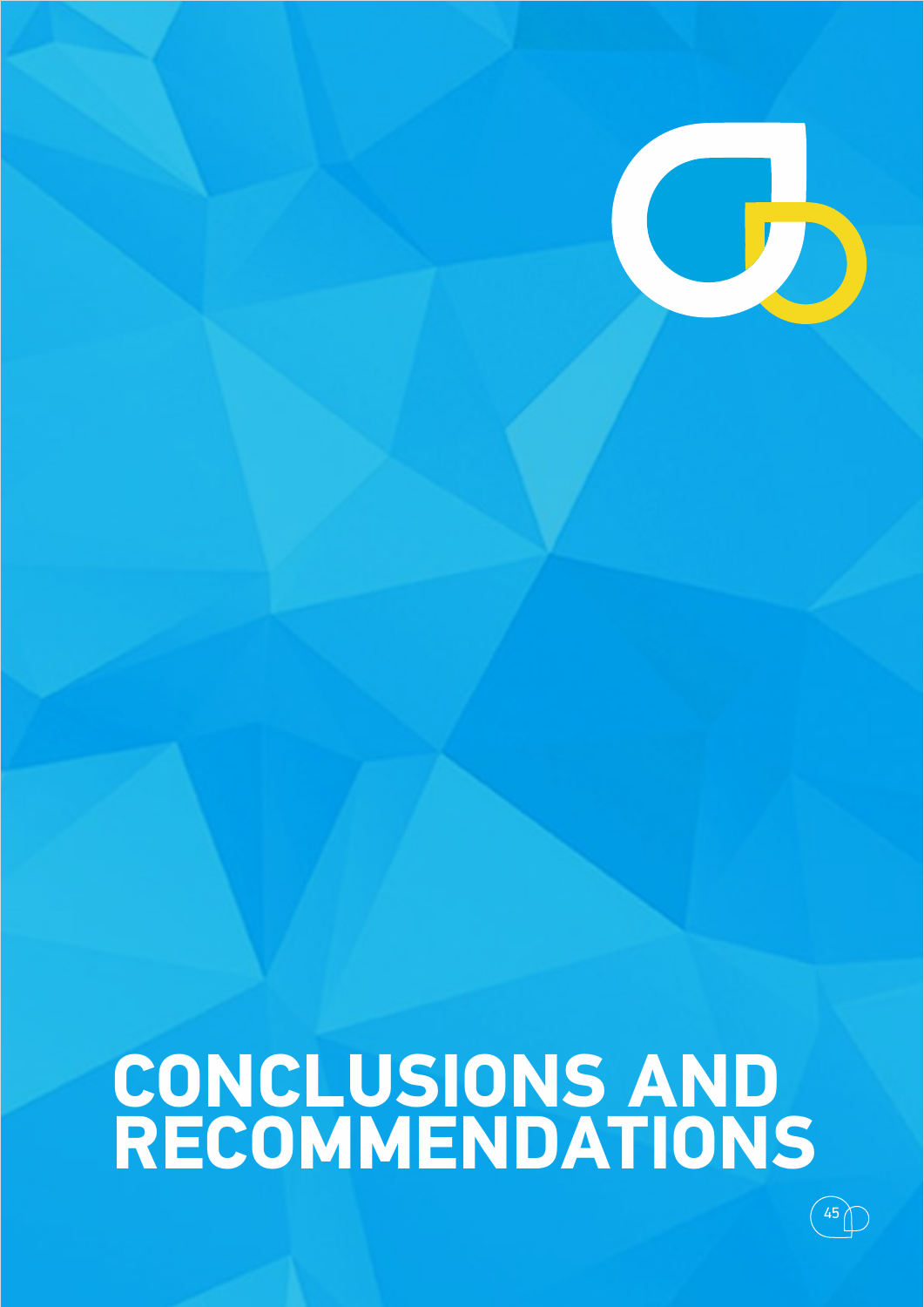# CONCLUSIONS AND RECOMMENDATIONS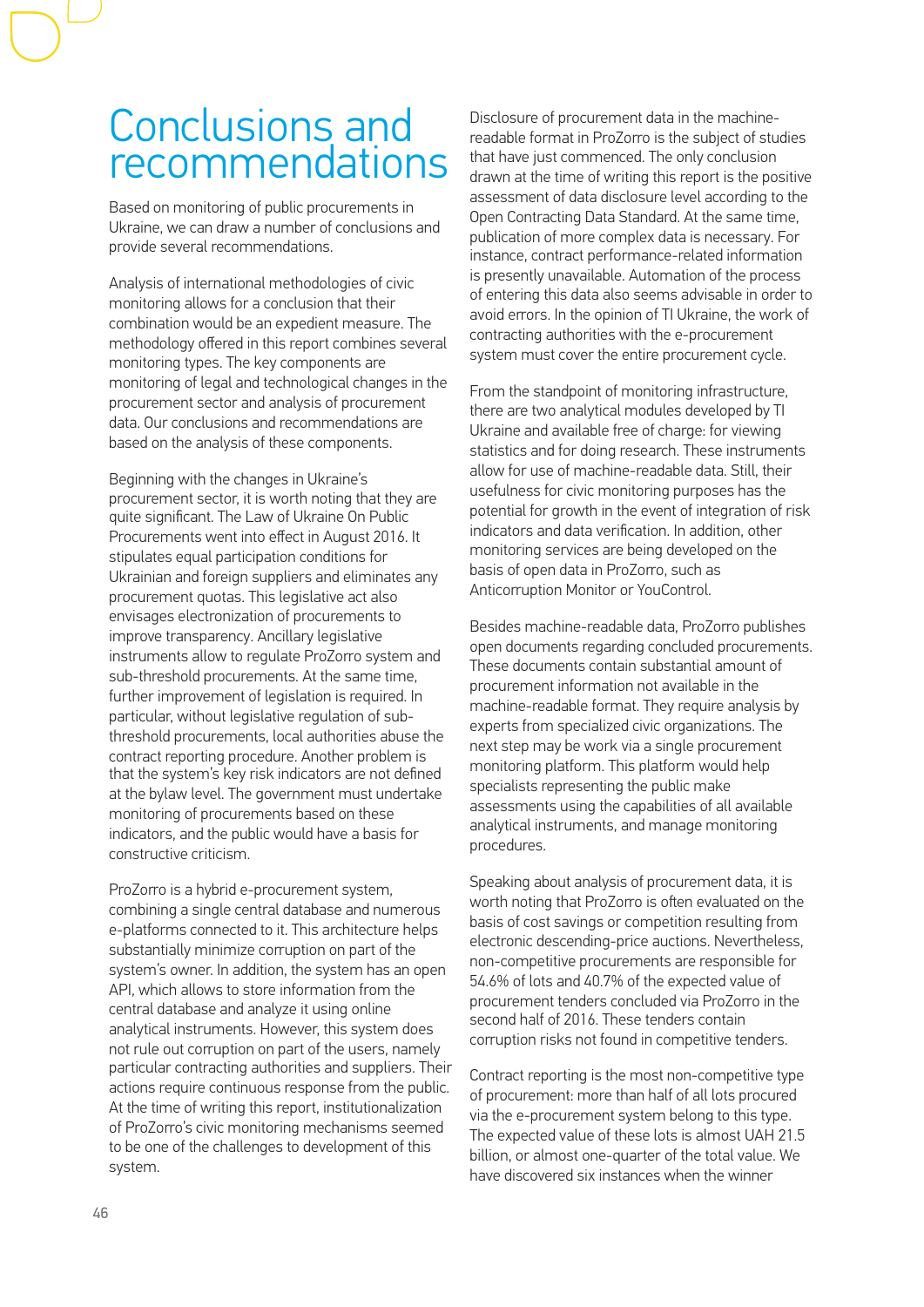# Conclusions and recommendations

Based on monitoring of public procurements in Ukraine, we can draw a number of conclusions and provide several recommendations.

Analysis of international methodologies of civic monitoring allows for a conclusion that their combination would be an expedient measure. The methodology offered in this report combines several monitoring types. The key components are monitoring of legal and technological changes in the procurement sector and analysis of procurement data. Our conclusions and recommendations are based on the analysis of these components.

Beginning with the changes in Ukraine's procurement sector, it is worth noting that they are quite significant. The Law of Ukraine On Public Procurements went into effect in August 2016. It stipulates equal participation conditions for Ukrainian and foreign suppliers and eliminates any procurement quotas. This legislative act also envisages electronization of procurements to improve transparency. Ancillary legislative instruments allow to regulate ProZorro system and sub-threshold procurements. At the same time, further improvement of legislation is required. In particular, without legislative regulation of sub-threshold procurements, local authorities abuse the contract reporting procedure. Another problem is that the system's key risk indicators are not defined at the bylaw level. The government must undertake monitoring of procurements based on these indicators, and the public would have a basis for constructive criticism.

ProZorro is a hybrid e-procurement system, combining a single central database and numerous e-platforms connected to it. This architecture helps substantially minimize corruption on part of the system's owner. In addition, the system has an open API, which allows to store information from the central database and analyze it using online analytical instruments. However, this system does not rule out corruption on part of the users, namely particular contracting authorities and suppliers. Their actions require continuous response from the public. At the time of writing this report, institutionalization of ProZorro's civic monitoring mechanisms seemed to be one of the challenges to development of this system.

Disclosure of procurement data in the machine-readable format in ProZorro is the subject of studies that have just commenced. The only conclusion drawn at the time of writing this report is the positive assessment of data disclosure level according to the Open Contracting Data Standard. At the same time, publication of more complex data is necessary. For instance, contract performance-related information is presently unavailable. Automation of the process of entering this data also seems advisable in order to avoid errors. In the opinion of TI Ukraine, the work of contracting authorities with the e-procurement system must cover the entire procurement cycle.

From the standpoint of monitoring infrastructure, there are two analytical modules developed by TI Ukraine and available free of charge: for viewing statistics and for doing research. These instruments allow for use of machine-readable data. Still, their usefulness for civic monitoring purposes has the potential for growth in the event of integration of risk indicators and data verification. In addition, other monitoring services are being developed on the basis of open data in ProZorro, such as Anticorruption Monitor or YouControl.

Besides machine-readable data, ProZorro publishes open documents regarding concluded procurements. These documents contain substantial amount of procurement information not available in the machine-readable format. They require analysis by experts from specialized civic organizations. The next step may be work via a single procurement monitoring platform. This platform would help specialists representing the public make assessments using the capabilities of all available analytical instruments, and manage monitoring procedures.

Speaking about analysis of procurement data, it is worth noting that ProZorro is often evaluated on the basis of cost savings or competition resulting from electronic descending-price auctions. Nevertheless, non-competitive procurements are responsible for 54.6% of lots and 40.7% of the expected value of procurement tenders concluded via ProZorro in the second half of 2016. These tenders contain corruption risks not found in competitive tenders.

Contract reporting is the most non-competitive type of procurement: more than half of all lots procured via the e-procurement system belong to this type. The expected value of these lots is almost UAH 21.5 billion, or almost one-quarter of the total value. We have discovered six instances when the winner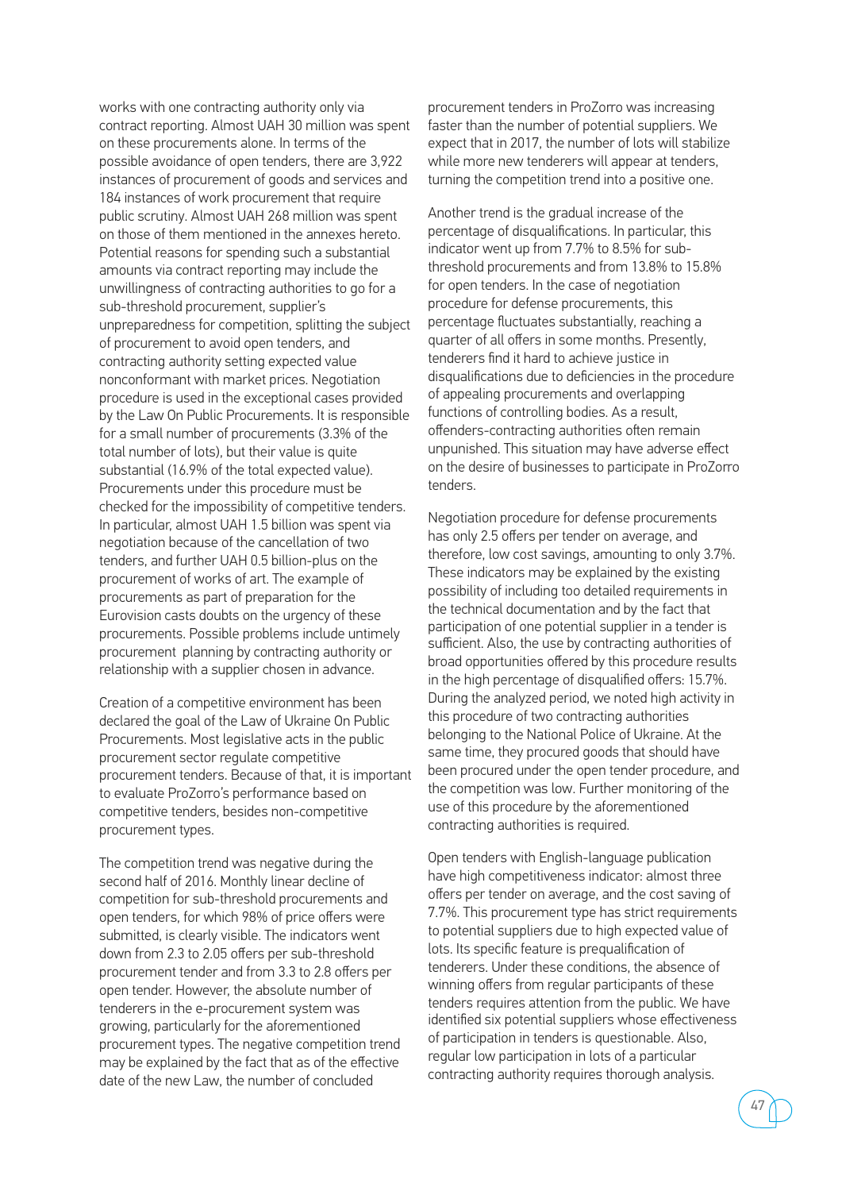works with one contracting authority only via contract reporting. Almost UAH 30 million was spent on these procurements alone. In terms of the possible avoidance of open tenders, there are 3,922 instances of procurement of goods and services and 184 instances of work procurement that require public scrutiny. Almost UAH 268 million was spent on those of them mentioned in the annexes hereto. Potential reasons for spending such a substantial amounts via contract reporting may include the unwillingness of contracting authorities to go for a sub-threshold procurement, supplier's unpreparedness for competition, splitting the subject of procurement to avoid open tenders, and contracting authority setting expected value nonconformant with market prices. Negotiation procedure is used in the exceptional cases provided by the Law On Public Procurements. It is responsible for a small number of procurements (3.3% of the total number of lots), but their value is quite substantial (16.9% of the total expected value). Procurements under this procedure must be checked for the impossibility of competitive tenders. In particular, almost UAH 1.5 billion was spent via negotiation because of the cancellation of two tenders, and further UAH 0.5 billion-plus on the procurement of works of art. The example of procurements as part of preparation for the Eurovision casts doubts on the urgency of these procurements. Possible problems include untimely procurement planning by contracting authority or relationship with a supplier chosen in advance.

Creation of a competitive environment has been declared the goal of the Law of Ukraine On Public Procurements. Most legislative acts in the public procurement sector regulate competitive procurement tenders. Because of that, it is important to evaluate ProZorro's performance based on competitive tenders, besides non-competitive procurement types.

The competition trend was negative during the second half of 2016. Monthly linear decline of competition for sub-threshold procurements and open tenders, for which 98% of price offers were submitted, is clearly visible. The indicators went down from 2.3 to 2.05 offers per sub-threshold procurement tender and from 3.3 to 2.8 offers per open tender. However, the absolute number of tenderers in the e-procurement system was growing, particularly for the aforementioned procurement types. The negative competition trend may be explained by the fact that as of the effective date of the new Law, the number of concluded procurement tenders in ProZorro was increasing faster than the number of potential suppliers. We expect that in 2017, the number of lots will stabilize while more new tenderers will appear at tenders, turning the competition trend into a positive one.

Another trend is the gradual increase of the percentage of disqualifications. In particular, this indicator went up from 7.7% to 8.5% for sub-threshold procurements and from 13.8% to 15.8% for open tenders. In the case of negotiation procedure for defense procurements, this percentage fluctuates substantially, reaching a quarter of all offers in some months. Presently, tenderers find it hard to achieve justice in disqualifications due to deficiencies in the procedure of appealing procurements and overlapping functions of controlling bodies. As a result, offenders-contracting authorities often remain unpunished. This situation may have adverse effect on the desire of businesses to participate in ProZorro tenders.

Negotiation procedure for defense procurements has only 2.5 offers per tender on average, and therefore, low cost savings, amounting to only 3.7%. These indicators may be explained by the existing possibility of including too detailed requirements in the technical documentation and by the fact that participation of one potential supplier in a tender is sufficient. Also, the use by contracting authorities of broad opportunities offered by this procedure results in the high percentage of disqualified offers: 15.7%. During the analyzed period, we noted high activity in this procedure of two contracting authorities belonging to the National Police of Ukraine. At the same time, they procured goods that should have been procured under the open tender procedure, and the competition was low. Further monitoring of the use of this procedure by the aforementioned contracting authorities is required.

Open tenders with English-language publication have high competitiveness indicator: almost three offers per tender on average, and the cost saving of 7.7%. This procurement type has strict requirements to potential suppliers due to high expected value of lots. Its specific feature is prequalification of tenderers. Under these conditions, the absence of winning offers from regular participants of these tenders requires attention from the public. We have identified six potential suppliers whose effectiveness of participation in tenders is questionable. Also, regular low participation in lots of a particular contracting authority requires thorough analysis.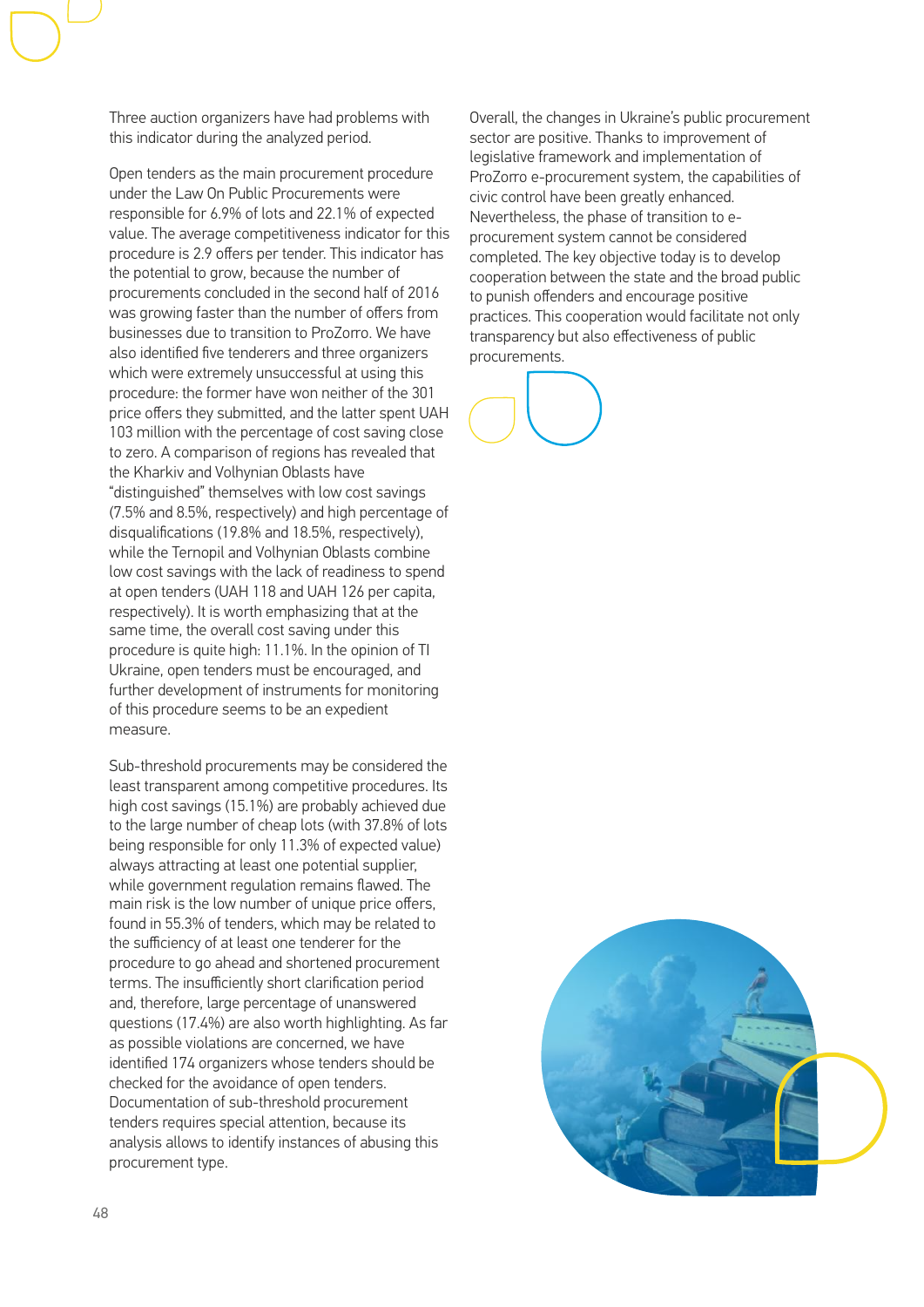Three auction organizers have had problems with this indicator during the analyzed period.

Open tenders as the main procurement procedure under the Law On Public Procurements were responsible for 6.9% of lots and 22.1% of expected value. The average competitiveness indicator for this procedure is 2.9 offers per tender. This indicator has the potential to grow, because the number of procurements concluded in the second half of 2016 was growing faster than the number of offers from businesses due to transition to ProZorro. We have also identified five tenderers and three organizers which were extremely unsuccessful at using this procedure: the former have won neither of the 301 price offers they submitted, and the latter spent UAH 103 million with the percentage of cost saving close to zero. A comparison of regions has revealed that the Kharkiv and Volhynian Oblasts have "distinguished" themselves with low cost savings (7.5% and 8.5%, respectively) and high percentage of disqualifications (19.8% and 18.5%, respectively), while the Ternopil and Volhynian Oblasts combine low cost savings with the lack of readiness to spend at open tenders (UAH 118 and UAH 126 per capita, respectively). It is worth emphasizing that at the same time, the overall cost saving under this procedure is quite high: 11.1%. In the opinion of TI Ukraine, open tenders must be encouraged, and further development of instruments for monitoring of this procedure seems to be an expedient measure.

Sub-threshold procurements may be considered the least transparent among competitive procedures. Its high cost savings (15.1%) are probably achieved due to the large number of cheap lots (with 37.8% of lots being responsible for only 11.3% of expected value) always attracting at least one potential supplier, while government regulation remains flawed. The main risk is the low number of unique price offers, found in 55.3% of tenders, which may be related to the sufficiency of at least one tenderer for the procedure to go ahead and shortened procurement terms. The insufficiently short clarification period and, therefore, large percentage of unanswered questions (17.4%) are also worth highlighting. As far as possible violations are concerned, we have identified 174 organizers whose tenders should be checked for the avoidance of open tenders. Documentation of sub-threshold procurement tenders requires special attention, because its analysis allows to identify instances of abusing this procurement type.

Overall, the changes in Ukraine's public procurement sector are positive. Thanks to improvement of legislative framework and implementation of ProZorro e-procurement system, the capabilities of civic control have been greatly enhanced. Nevertheless, the phase of transition to e-procurement system cannot be considered completed. The key objective today is to develop cooperation between the state and the broad public to punish offenders and encourage positive practices. This cooperation would facilitate not only transparency but also effectiveness of public procurements.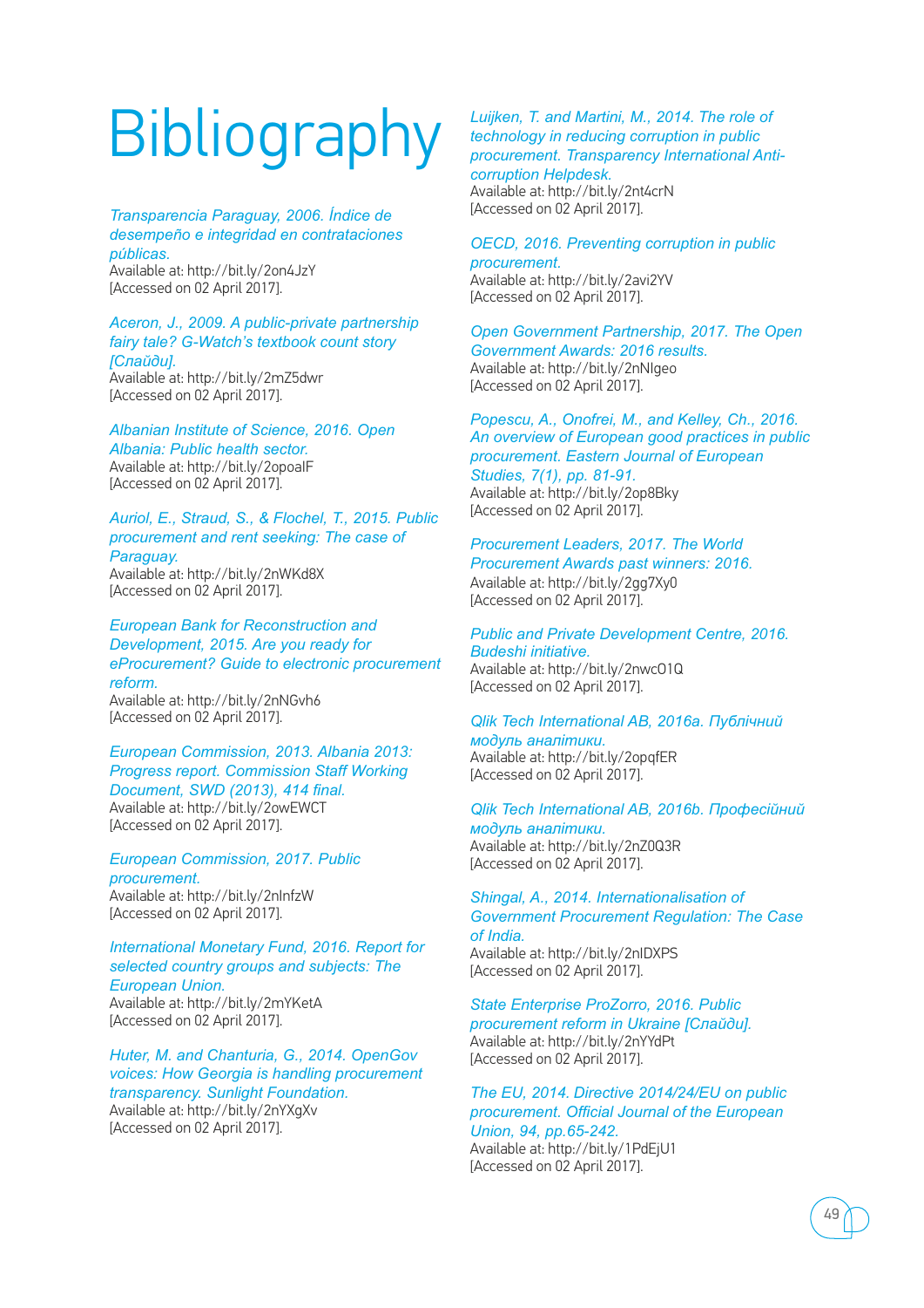# Bibliography

*Transparencia Paraguay, 2006. Índice de desempeño e integridad en contrataciones públicas.*
Available at: http://bit.ly/2on4JzY
[Accessed on 02 April 2017].

*Aceron, J., 2009. A public-private partnership fairy tale? G-Watch's textbook count story [Слайди].*
Available at: http://bit.ly/2mZ5dwr
[Accessed on 02 April 2017].

*Albanian Institute of Science, 2016. Open Albania: Public health sector.*
Available at: http://bit.ly/2opoalF
[Accessed on 02 April 2017].

*Auriol, E., Straud, S., & Flochel, T., 2015. Public procurement and rent seeking: The case of Paraguay.*
Available at: http://bit.ly/2nWKd8X
[Accessed on 02 April 2017].

*European Bank for Reconstruction and Development, 2015. Are you ready for eProcurement? Guide to electronic procurement reform.*
Available at: http://bit.ly/2nNGvh6
[Accessed on 02 April 2017].

*European Commission, 2013. Albania 2013: Progress report. Commission Staff Working Document, SWD (2013), 414 final.*
Available at: http://bit.ly/2owEWCT
[Accessed on 02 April 2017].

*European Commission, 2017. Public procurement.*
Available at: http://bit.ly/2nlnfzW
[Accessed on 02 April 2017].

*International Monetary Fund, 2016. Report for selected country groups and subjects: The European Union.*
Available at: http://bit.ly/2mYKetA
[Accessed on 02 April 2017].

*Huter, M. and Chanturia, G., 2014. OpenGov voices: How Georgia is handling procurement transparency. Sunlight Foundation.*
Available at: http://bit.ly/2nYXgXv
[Accessed on 02 April 2017].

*Luijken, T. and Martini, M., 2014. The role of technology in reducing corruption in public procurement. Transparency International Anti-corruption Helpdesk.*
Available at: http://bit.ly/2nt4crN
[Accessed on 02 April 2017].

*OECD, 2016. Preventing corruption in public procurement.*
Available at: http://bit.ly/2avi2YV
[Accessed on 02 April 2017].

*Open Government Partnership, 2017. The Open Government Awards: 2016 results.*
Available at: http://bit.ly/2nNIgeo
[Accessed on 02 April 2017].

*Popescu, A., Onofrei, M., and Kelley, Ch., 2016. An overview of European good practices in public procurement. Eastern Journal of European Studies, 7(1), pp. 81-91.*
Available at: http://bit.ly/2op8Bky
[Accessed on 02 April 2017].

*Procurement Leaders, 2017. The World Procurement Awards past winners: 2016.*
Available at: http://bit.ly/2gg7Xy0
[Accessed on 02 April 2017].

*Public and Private Development Centre, 2016. Budeshi initiative.*
Available at: http://bit.ly/2nwcO1Q
[Accessed on 02 April 2017].

*Qlik Tech International AB, 2016a. Публічний модуль аналітики.*
Available at: http://bit.ly/2opqfER
[Accessed on 02 April 2017].

*Qlik Tech International AB, 2016b. Професійний модуль аналітики.*
Available at: http://bit.ly/2nZ0Q3R
[Accessed on 02 April 2017].

*Shingal, A., 2014. Internationalisation of Government Procurement Regulation: The Case of India.*
Available at: http://bit.ly/2nlDXPS
[Accessed on 02 April 2017].

*State Enterprise ProZorro, 2016. Public procurement reform in Ukraine [Слайди].*
Available at: http://bit.ly/2nYYdPt
[Accessed on 02 April 2017].

*The EU, 2014. Directive 2014/24/EU on public procurement. Official Journal of the European Union, 94, pp.65-242.*
Available at: http://bit.ly/1PdEjU1
[Accessed on 02 April 2017].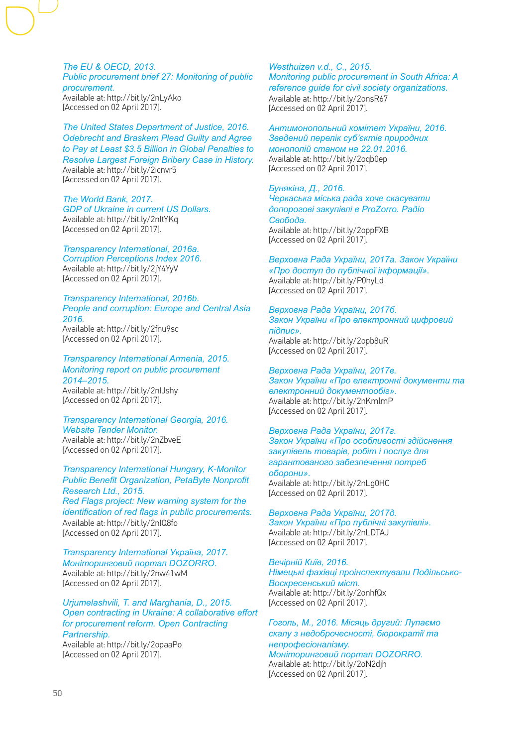*The EU & OECD, 2013.*
*Public procurement brief 27: Monitoring of public procurement.*
Available at: http://bit.ly/2nLyAko
[Accessed on 02 April 2017].

*The United States Department of Justice, 2016.*
*Odebrecht and Braskem Plead Guilty and Agree to Pay at Least $3.5 Billion in Global Penalties to Resolve Largest Foreign Bribery Case in History.*
Available at: http://bit.ly/2icnvr5
[Accessed on 02 April 2017].

*The World Bank, 2017.*
*GDP of Ukraine in current US Dollars.*
Available at: http://bit.ly/2nltYKq
[Accessed on 02 April 2017].

*Transparency International, 2016a.*
*Corruption Perceptions Index 2016.*
Available at: http://bit.ly/2jY4YyV
[Accessed on 02 April 2017].

*Transparency International, 2016b.*
*People and corruption: Europe and Central Asia 2016.*
Available at: http://bit.ly/2fnu9sc
[Accessed on 02 April 2017].

*Transparency International Armenia, 2015.*
*Monitoring report on public procurement 2014–2015.*
Available at: http://bit.ly/2nlJshy
[Accessed on 02 April 2017].

*Transparency International Georgia, 2016.*
*Website Tender Monitor.*
Available at: http://bit.ly/2nZbveE
[Accessed on 02 April 2017].

*Transparency International Hungary, K-Monitor Public Benefit Organization, PetaByte Nonprofit Research Ltd., 2015.*
*Red Flags project: New warning system for the identification of red flags in public procurements.*
Available at: http://bit.ly/2nlQ8fo
[Accessed on 02 April 2017].

*Transparency International Україна, 2017.*
*Моніторинговий портал DOZORRO.*
Available at: http://bit.ly/2nw41wM
[Accessed on 02 April 2017].

*Urjumelashvili, T. and Marghania, D., 2015.*
*Open contracting in Ukraine: A collaborative effort for procurement reform. Open Contracting Partnership.*
Available at: http://bit.ly/2opaaPo
[Accessed on 02 April 2017].

*Westhuizen v.d., C., 2015.*
*Monitoring public procurement in South Africa: A reference guide for civil society organizations.*
Available at: http://bit.ly/2onsR67
[Accessed on 02 April 2017].

*Антимонопольний комітет України, 2016.*
*Зведений перелік суб'єктів природних монополій станом на 22.01.2016.*
Available at: http://bit.ly/2oqb0ep
[Accessed on 02 April 2017].

*Бунякіна, Д., 2016.*
*Черкаська міська рада хоче скасувати допорогові закупівлі в ProZorro. Радіо Свобода.*
Available at: http://bit.ly/2oppFXB
[Accessed on 02 April 2017].

*Верховна Рада України, 2017а. Закон України «Про доступ до публічної інформації».*
Available at: http://bit.ly/P0hyLd
[Accessed on 02 April 2017].

*Верховна Рада України, 2017б.*
*Закон України «Про електронний цифровий підпис».*
Available at: http://bit.ly/2opb8uR
[Accessed on 02 April 2017].

*Верховна Рада України, 2017в.*
*Закон України «Про електронні документи та електронний документообіг».*
Available at: http://bit.ly/2nKmlmP
[Accessed on 02 April 2017].

*Верховна Рада України, 2017г.*
*Закон України «Про особливості здійснення закупівель товарів, робіт і послуг для гарантованого забезпечення потреб оборони».*
Available at: http://bit.ly/2nLg0HC
[Accessed on 02 April 2017].

*Верховна Рада України, 2017д.*
*Закон України «Про публічні закупівлі».*
Available at: http://bit.ly/2nLDTAJ
[Accessed on 02 April 2017].

*Вечірній Київ, 2016.*
*Німецькі фахівці проінспектували Подільсько-Воскресенський міст.*
Available at: http://bit.ly/2onhfQx
[Accessed on 02 April 2017].

*Гоголь, М., 2016. Місяць другий: Лупаємо скалу з недоброчесності, бюрократії та непрофесіоналізму.*
*Моніторинговий портал DOZORRO.*
Available at: http://bit.ly/2oN2djh
[Accessed on 02 April 2017].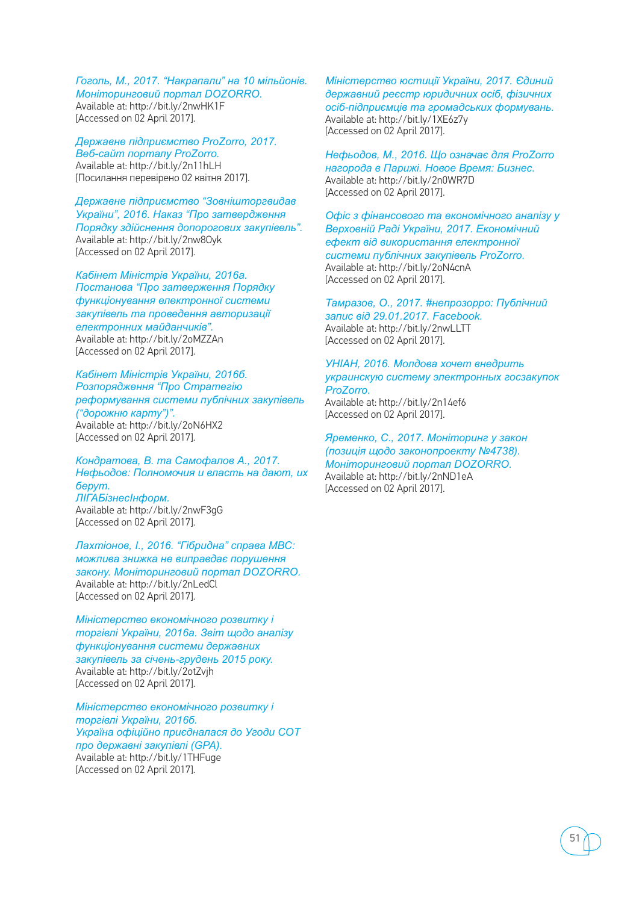*Гоголь, М., 2017. "Накрапали" на 10 мільйонів. Моніторинговий портал DOZORRO.*
Available at: http://bit.ly/2nwHK1F
[Accessed on 02 April 2017].

*Державне підприємство ProZorro, 2017. Веб-сайт порталу ProZorro.*
Available at: http://bit.ly/2n11hLH
[Посилання перевірено 02 квітня 2017].

*Державне підприємство "Зовнішторгвидав України", 2016. Наказ "Про затвердження Порядку здійснення допорогових закупівель".*
Available at: http://bit.ly/2nw8Oyk
[Accessed on 02 April 2017].

*Кабінет Міністрів України, 2016а. Постанова "Про затверження Порядку функціонування електронної системи закупівель та проведення авторизації електронних майданчиків".*
Available at: http://bit.ly/2oMZZAn
[Accessed on 02 April 2017].

*Кабінет Міністрів України, 2016б. Розпорядження "Про Стратегію реформування системи публічних закупівель ("дорожню карту")".*
Available at: http://bit.ly/2oN6HX2
[Accessed on 02 April 2017].

*Кондратова, В. та Самофалов А., 2017. Нефьодов: Полномочия и власть на дают, их берут. ЛІГАБізнесІнформ.*
Available at: http://bit.ly/2nwF3gG
[Accessed on 02 April 2017].

*Лахтіонов, І., 2016. "Гібридна" справа МВС: можлива знижка не виправдає порушення закону. Моніторинговий портал DOZORRO.*
Available at: http://bit.ly/2nLedCl
[Accessed on 02 April 2017].

*Міністерство економічного розвитку і торгівлі України, 2016а. Звіт щодо аналізу функціонування системи державних закупівель за січень-грудень 2015 року.*
Available at: http://bit.ly/2otZvjh
[Accessed on 02 April 2017].

*Міністерство економічного розвитку і торгівлі України, 2016б. Україна офіційно приєдналася до Угоди СОТ про державні закупівлі (GPA).*
Available at: http://bit.ly/1THFuge
[Accessed on 02 April 2017].

*Міністерство юстиції України, 2017. Єдиний державний реєстр юридичних осіб, фізичних осіб-підприємців та громадських формувань.*
Available at: http://bit.ly/1XE6z7y
[Accessed on 02 April 2017].

*Нефьодов, М., 2016. Що означає для ProZorro нагорода в Парижі. Новое Время: Бизнес.*
Available at: http://bit.ly/2n0WR7D
[Accessed on 02 April 2017].

*Офіс з фінансового та економічного аналізу у Верховній Раді України, 2017. Економічний ефект від використання електронної системи публічних закупівель ProZorro.*
Available at: http://bit.ly/2oN4cnA
[Accessed on 02 April 2017].

*Тамразов, О., 2017. #непрозорро: Публічний запис від 29.01.2017. Facebook.*
Available at: http://bit.ly/2nwLLTT
[Accessed on 02 April 2017].

*УНІАН, 2016. Молдова хочет внедрить украинскую систему электронных госзакупок ProZorro.*
Available at: http://bit.ly/2n14ef6
[Accessed on 02 April 2017].

*Яременко, С., 2017. Моніторинг у закон (позиція щодо законопроекту №4738). Моніторинговий портал DOZORRO.*
Available at: http://bit.ly/2nND1eA
[Accessed on 02 April 2017].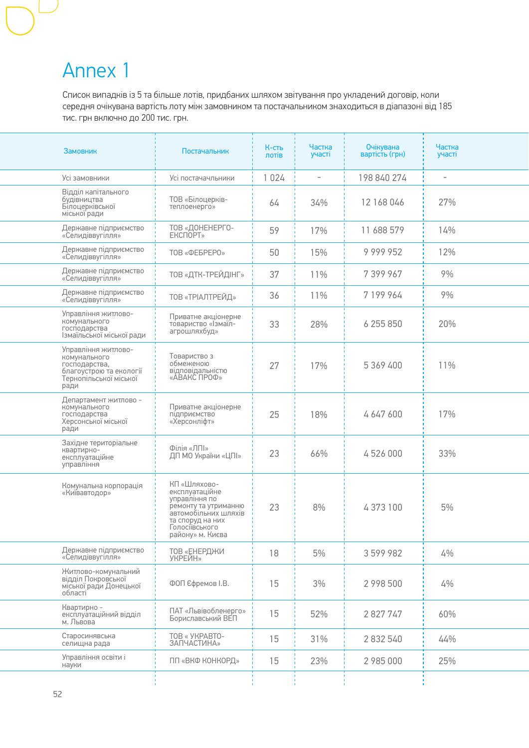# Annex 1

Список випадків із 5 та більше лотів, придбаних шляхом звітування про укладений договір, коли середня очікувана вартість лоту між замовником та постачальником знаходиться в діапазоні від 185 тис. грн включно до 200 тис. грн.

| Замовник | Постачальник | К-сть лотів | Частка участі | Очікувана вартість (грн) | Частка участі |
|---|---|---|---|---|---|
| Усі замовники | Усі постачачльники | 1 024 | - | 198 840 274 | - |
| Відділ капітального будівництва Білоцерківської міської ради | ТОВ «Білоцерків-теплоенерго» | 64 | 34% | 12 168 046 | 27% |
| Державне підприємство «Селидіввугілля» | ТОВ «ДОНЕНЕРГО-ЕКСПОРТ» | 59 | 17% | 11 688 579 | 14% |
| Державне підприємство «Селидіввугілля» | ТОВ «ФЕБРЕРО» | 50 | 15% | 9 999 952 | 12% |
| Державне підприємство «Селидіввугілля» | ТОВ «ДТК-ТРЕЙДІНГ» | 37 | 11% | 7 399 967 | 9% |
| Державне підприємство «Селидіввугілля» | ТОВ «ТРІАЛТРЕЙД» | 36 | 11% | 7 199 964 | 9% |
| Управління житлово-комунального господарства Ізмаїльської міської ради | Приватне акціонерне товариство «Ізмаїл-агрошляхбуд» | 33 | 28% | 6 255 850 | 20% |
| Управління житлово-комунального господарства, благоустрою та екології Тернопільської міської ради | Товариство з обмеженою відповідальністю «АВАКС ПРОФ» | 27 | 17% | 5 369 400 | 11% |
| Департамент житлово - комунального господарства Херсонської міської ради | Приватне акціонерне підприємство «Херсонліфт» | 25 | 18% | 4 647 600 | 17% |
| Західне територіальне квартирно-експлуатаційне управління | Філія «ЛПІ» ДП МО України «ЦПІ» | 23 | 66% | 4 526 000 | 33% |
| Комунальна корпорація «Київавтодор» | КП «Шляхово-експлуатаційне управління по ремонту та утриманню автомобільних шляхів та споруд на них Голосіївського району» м. Києва | 23 | 8% | 4 373 100 | 5% |
| Державне підприємство «Селидіввугілля» | ТОВ «ЕНЕРДЖИ УКРЕЙН» | 18 | 5% | 3 599 982 | 4% |
| Житлово-комунальний відділ Покровської міської ради Донецької області | ФОП Єфремов І.В. | 15 | 3% | 2 998 500 | 4% |
| Квартирно - експлуатаційний відділ м. Львова | ПАТ «Львівобленерго» Бориславський ВЕП | 15 | 52% | 2 827 747 | 60% |
| Старосинявська селищна рада | ТОВ « УКРАВТО-ЗАПЧАСТИНА» | 15 | 31% | 2 832 540 | 44% |
| Управління освіти і науки | ПП «ВКФ КОНКОРД» | 15 | 23% | 2 985 000 | 25% |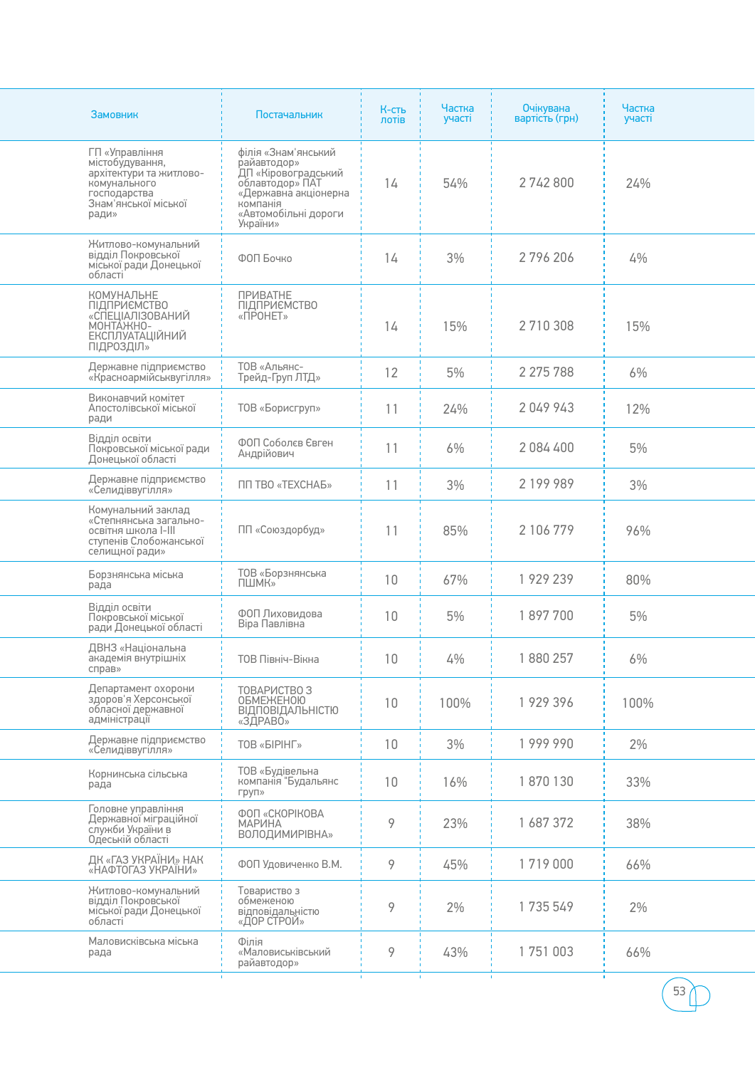| Замовник | Постачальник | К-сть лотів | Частка участі | Очікувана вартість (грн) | Частка участі |
|---|---|---|---|---|---|
| ГП «Управління містобудування, архітектури та житлово-комунального господарства Знам'янської міської ради» | філія «Знам'янський райавтодор» ДП «Кіровоградський облавтодор» ПАТ «Державна акціонерна компанія «Автомобільні дороги України» | 14 | 54% | 2 742 800 | 24% |
| Житлово-комунальний відділ Покровської міської ради Донецької області | ФОП Бочко | 14 | 3% | 2 796 206 | 4% |
| КОМУНАЛЬНЕ ПІДПРИЄМСТВО «СПЕЦІАЛІЗОВАНИЙ МОНТАЖНО-ЕКСПЛУАТАЦІЙНИЙ ПІДРОЗДІЛ» | ПРИВАТНЕ ПІДПРИЄМСТВО «ПРОНЕТ» | 14 | 15% | 2 710 308 | 15% |
| Державне підприємство «Красноармійськвугілля» | ТОВ «Альянс-Трейд-Груп ЛТД» | 12 | 5% | 2 275 788 | 6% |
| Виконавчий комітет Апостолівської міської ради | ТОВ «Борисгруп» | 11 | 24% | 2 049 943 | 12% |
| Відділ освіти Покровської міської ради Донецької області | ФОП Соболєв Євген Андрійович | 11 | 6% | 2 084 400 | 5% |
| Державне підприємство «Селидіввугілля» | ПП ТВО «ТЕХСНАБ» | 11 | 3% | 2 199 989 | 3% |
| Комунальний заклад «Степнянська загальноосвітня школа І-ІІІ ступенів Слобожанської селищної ради» | ПП «Союздорбуд» | 11 | 85% | 2 106 779 | 96% |
| Борзнянська міська рада | ТОВ «Борзнянська ПШМК» | 10 | 67% | 1 929 239 | 80% |
| Відділ освіти Покровської міської ради Донецької області | ФОП Лиховидова Віра Павлівна | 10 | 5% | 1 897 700 | 5% |
| ДВНЗ «Національна академія внутрішніх справ» | ТОВ Північ-Вікна | 10 | 4% | 1 880 257 | 6% |
| Департамент охорони здоров'я Херсонської обласної державної адміністрації | ТОВАРИСТВО З ОБМЕЖЕНОЮ ВІДПОВІДАЛЬНІСТЮ «ЗДРАВО» | 10 | 100% | 1 929 396 | 100% |
| Державне підприємство «Селидіввугілля» | ТОВ «БІРІНГ» | 10 | 3% | 1 999 990 | 2% |
| Корнинська сільська рада | ТОВ «Будівельна компанія "Будальянс груп»" | 10 | 16% | 1 870 130 | 33% |
| Головне управління Державної міграційної служби України в Одеській області | ФОП «СКОРІКОВА МАРИНА ВОЛОДИМИРІВНА» | 9 | 23% | 1 687 372 | 38% |
| ДК «ГАЗ УКРАЇНИ» НАК «НАФТОГАЗ УКРАЇНИ» | ФОП Удовиченко В.М. | 9 | 45% | 1 719 000 | 66% |
| Житлово-комунальний відділ Покровської міської ради Донецької області | Товариство з обмеженою відповідальністю «ДОР СТРОЙ» | 9 | 2% | 1 735 549 | 2% |
| Маловисківська міська рада | Філія «Маловиськівський райавтодор» | 9 | 43% | 1 751 003 | 66% |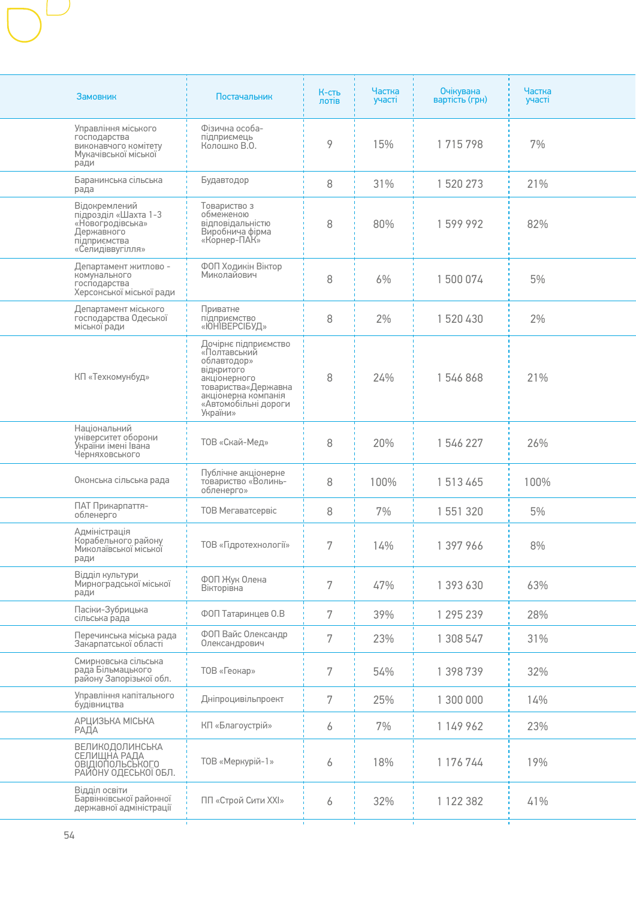| Замовник | Постачальник | К-сть лотів | Частка участі | Очікувана вартість (грн) | Частка участі |
|---|---|---|---|---|---|
| Управління міського господарства виконавчого комітету Мукачівської міської ради | Фізична особа-підприємець Колошко В.О. | 9 | 15% | 1 715 798 | 7% |
| Баранинська сільська рада | Будавтодор | 8 | 31% | 1 520 273 | 21% |
| Відокремлений підрозділ «Шахта 1-3 «Новогродівська» Державного підприємства «Селидіввугілля» | Товариство з обмеженою відповідальністю Виробнича фірма «Корнер-ПАК» | 8 | 80% | 1 599 992 | 82% |
| Департамент житлово - комунального господарства Херсонської міської ради | ФОП Ходикін Віктор Миколайович | 8 | 6% | 1 500 074 | 5% |
| Департамент міського господарства Одеської міської ради | Приватне підприємство «ЮНІВЕРСІБУД» | 8 | 2% | 1 520 430 | 2% |
| КП «Техкомунбуд» | Дочірнє підприємство «Полтавський облавтодор» відкритого акціонерного товариства«Державна акціонерна компанія «Автомобільні дороги України» | 8 | 24% | 1 546 868 | 21% |
| Національний університет оборони України імені Івана Черняховського | ТОВ «Скай-Мед» | 8 | 20% | 1 546 227 | 26% |
| Оконська сільська рада | Публічне акціонерне товариство «Волинь-обленерго» | 8 | 100% | 1 513 465 | 100% |
| ПАТ Прикарпаття-обленерго | ТОВ Мегаватсервіс | 8 | 7% | 1 551 320 | 5% |
| Адміністрація Корабельного району Миколаївської міської ради | ТОВ «Гідротехнології» | 7 | 14% | 1 397 966 | 8% |
| Відділ культури Мирноградської міської ради | ФОП Жук Олена Вікторівна | 7 | 47% | 1 393 630 | 63% |
| Пасіки-Зубрицька сільська рада | ФОП Татаринцев О.В | 7 | 39% | 1 295 239 | 28% |
| Перечинська міська рада Закарпатської області | ФОП Вайс Олександр Олександрович | 7 | 23% | 1 308 547 | 31% |
| Смирновська сільська рада Більмацького району Запорізької обл. | ТОВ «Геокар» | 7 | 54% | 1 398 739 | 32% |
| Управління капітального будівництва | Дніпроцивільпроект | 7 | 25% | 1 300 000 | 14% |
| АРЦИЗЬКА МІСЬКА РАДА | КП «Благоустрій» | 6 | 7% | 1 149 962 | 23% |
| ВЕЛИКОДОЛИНСЬКА СЕЛИЩНА РАДА ОВІДІОПОЛЬСЬКОГО РАЙОНУ ОДЕСЬКОЇ ОБЛ. | ТОВ «Меркурій-1» | 6 | 18% | 1 176 744 | 19% |
| Відділ освіти Барвінківської районної державної адміністрації | ПП «Строй Сити XXI» | 6 | 32% | 1 122 382 | 41% |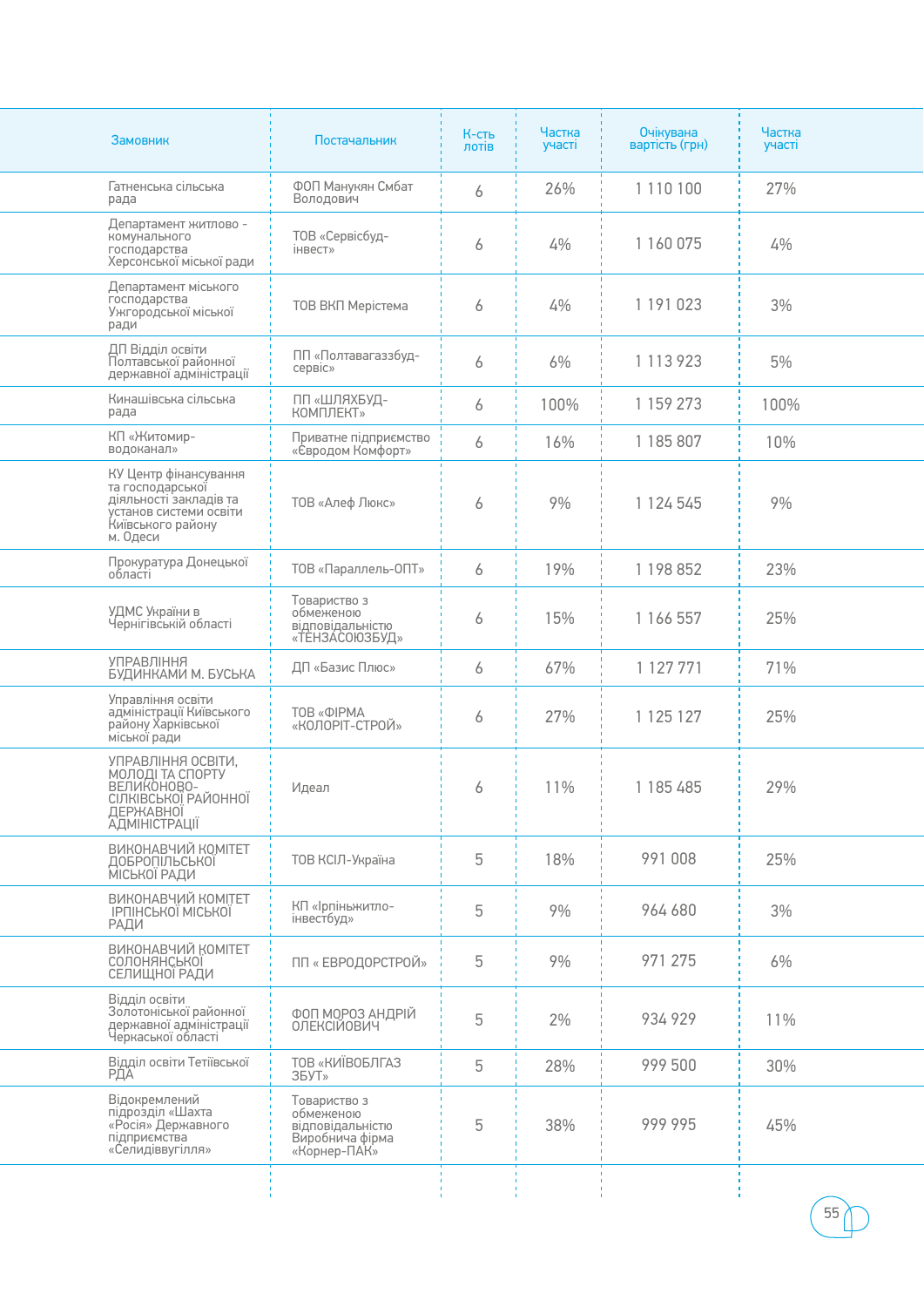| Замовник | Постачальник | К-сть лотів | Частка участі | Очікувана вартість (грн) | Частка участі |
|---|---|---|---|---|---|
| Гатненська сільська рада | ФОП Манукян Смбат Володович | 6 | 26% | 1 110 100 | 27% |
| Департамент житлово - комунального господарства Херсонської міської ради | ТОВ «Сервісбуд-інвест» | 6 | 4% | 1 160 075 | 4% |
| Департамент міського господарства Ужгородської міської ради | ТОВ ВКП Мерістема | 6 | 4% | 1 191 023 | 3% |
| ДП Відділ освіти Полтавської районної державної адміністрації | ПП «Полтавагаззбуд-сервіс» | 6 | 6% | 1 113 923 | 5% |
| Кинашівська сільська рада | ПП «ШЛЯХБУД-КОМПЛЕКТ» | 6 | 100% | 1 159 273 | 100% |
| КП «Житомир-водоканал» | Приватне підприємство «Євродом Комфорт» | 6 | 16% | 1 185 807 | 10% |
| КУ Центр фінансування та господарської діяльності закладів та установ системи освіти Київського району м. Одеси | ТОВ «Алеф Люкс» | 6 | 9% | 1 124 545 | 9% |
| Прокуратура Донецької області | ТОВ «Параллель-ОПТ» | 6 | 19% | 1 198 852 | 23% |
| УДМС України в Чернігівській області | Товариство з обмеженою відповідальністю «ТЕНЗАСОЮЗБУД» | 6 | 15% | 1 166 557 | 25% |
| УПРАВЛІННЯ БУДИНКАМИ М. БУСЬКА | ДП «Базис Плюс» | 6 | 67% | 1 127 771 | 71% |
| Управління освіти адміністрації Київського району Харківської міської ради | ТОВ «ФІРМА «КОЛОРІТ-СТРОЙ» | 6 | 27% | 1 125 127 | 25% |
| УПРАВЛІННЯ ОСВІТИ, МОЛОДІ ТА СПОРТУ ВЕЛИКОНОВО-СІЛКІВСЬКОЇ РАЙОННОЇ ДЕРЖАВНОЇ АДМІНІСТРАЦІЇ | Идеал | 6 | 11% | 1 185 485 | 29% |
| ВИКОНАВЧИЙ КОМІТЕТ ДОБРОПІЛЬСЬКОЇ МІСЬКОЇ РАДИ | ТОВ КСІЛ-Україна | 5 | 18% | 991 008 | 25% |
| ВИКОНАВЧИЙ КОМІТЕТ ІРПІНСЬКОЇ МІСЬКОЇ РАДИ | КП «Ірпіньжитло-інвестбуд» | 5 | 9% | 964 680 | 3% |
| ВИКОНАВЧИЙ КОМІТЕТ СОЛОНЯНСЬКОЇ СЕЛИЩНОЇ РАДИ | ПП « ЕВРОДОРСТРОЙ» | 5 | 9% | 971 275 | 6% |
| Відділ освіти Золотоніської районної державної адміністрації Черкаської області | ФОП МОРОЗ АНДРІЙ ОЛЕКСІЙОВИЧ | 5 | 2% | 934 929 | 11% |
| Відділ освіти Тетіївської РДА | ТОВ «КИЇВОБЛГАЗ ЗБУТ» | 5 | 28% | 999 500 | 30% |
| Відокремлений підрозділ «Шахта «Росія» Державного підприємства «Селидіввугілля» | Товариство з обмеженою відповідальністю Виробнича фірма «Корнер-ПАК» | 5 | 38% | 999 995 | 45% |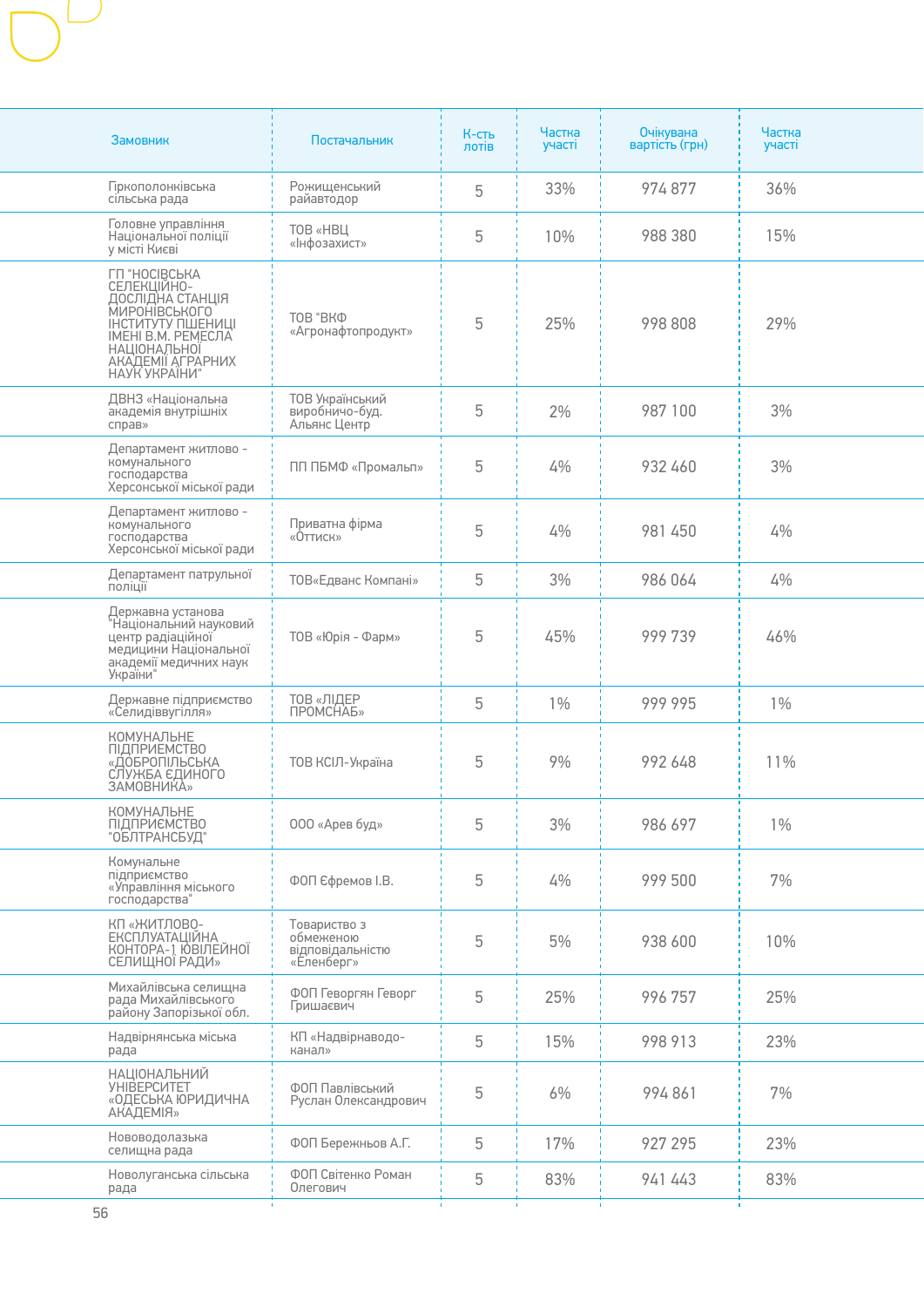| Замовник | Постачальник | К-сть лотів | Частка участі | Очікувана вартість (грн) | Частка участі |
|---|---|---|---|---|---|
| Іркополонківська сільська рада | Рожищенський райавтодор | 5 | 33% | 974 877 | 36% |
| Головне управління Національної поліції у місті Києві | ТОВ «НВЦ «Інфозахист» | 5 | 10% | 988 380 | 15% |
| ГП "НОСІВСЬКА СЕЛЕКЦІЙНО-ДОСЛІДНА СТАНЦІЯ МИРОНІВСЬКОГО ІНСТИТУТУ ПШЕНИЦІ ІМЕНІ В.М. РЕМЕСЛА НАЦІОНАЛЬНОЇ АКАДЕМІЇ АГРАРНИХ НАУК УКРАЇНИ" | ТОВ "ВКФ «Агронафтопродукт» | 5 | 25% | 998 808 | 29% |
| ДВНЗ «Національна академія внутрішніх справ» | ТОВ Український виробничо-буд. Альянс Центр | 5 | 2% | 987 100 | 3% |
| Департамент житлово - комунального господарства Херсонської міської ради | ПП ПБМФ «Промальп» | 5 | 4% | 932 460 | 3% |
| Департамент житлово - комунального господарства Херсонської міської ради | Приватна фірма «Оттиск» | 5 | 4% | 981 450 | 4% |
| Департамент патрульної поліції | ТОВ«Едванс Компані» | 5 | 3% | 986 064 | 4% |
| Державна установа "Національний науковий центр радіаційної медицини Національної академії медичних наук України" | ТОВ «Юрія - Фарм» | 5 | 45% | 999 739 | 46% |
| Державне підприємство «Селидіввугілля» | ТОВ «ЛІДЕР ПРОМСНАБ» | 5 | 1% | 999 995 | 1% |
| КОМУНАЛЬНЕ ПІДПРИЄМСТВО «ДОБРОПІЛЬСЬКА СЛУЖБА ЄДИНОГО ЗАМОВНИКА» | ТОВ КСІЛ-Україна | 5 | 9% | 992 648 | 11% |
| КОМУНАЛЬНЕ ПІДПРИЄМСТВО "ОБЛТРАНСБУД" | ООО «Арев буд» | 5 | 3% | 986 697 | 1% |
| Комунальне підприємство «Управління міського господарства" | ФОП Єфремов І.В. | 5 | 4% | 999 500 | 7% |
| КП «ЖИТЛОВО-ЕКСПЛУАТАЦІЙНА КОНТОРА-1 ЮВІЛЕЙНОЇ СЕЛИЩНОЇ РАДИ» | Товариство з обмеженою відповідальністю «Еленберг» | 5 | 5% | 938 600 | 10% |
| Михайлівська селищна рада Михайлівського району Запорізької обл. | ФОП Геворгян Геворг Гришаєвич | 5 | 25% | 996 757 | 25% |
| Надвірнянська міська рада | КП «Надвірнаводо-канал» | 5 | 15% | 998 913 | 23% |
| НАЦІОНАЛЬНИЙ УНІВЕРСИТЕТ «ОДЕСЬКА ЮРИДИЧНА АКАДЕМІЯ» | ФОП Павлівський Руслан Олександрович | 5 | 6% | 994 861 | 7% |
| Нововодолазька селищна рада | ФОП Бережньов А.Г. | 5 | 17% | 927 295 | 23% |
| Новолуганська сільська рада | ФОП Світенко Роман Олегович | 5 | 83% | 941 443 | 83% |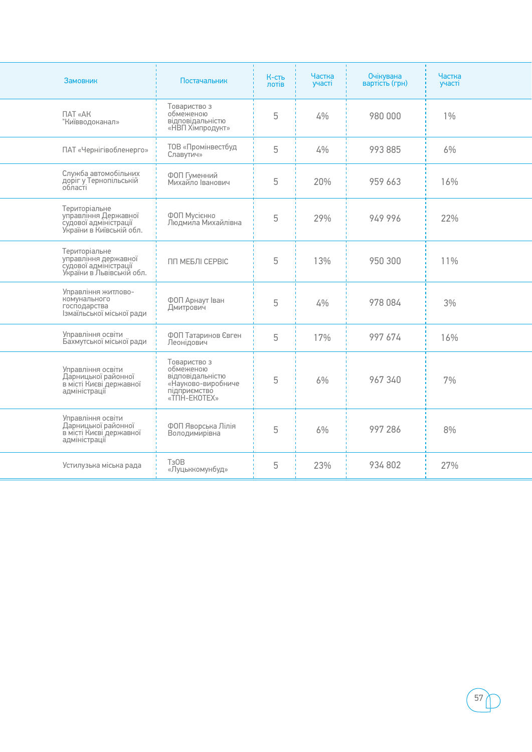| Замовник | Постачальник | К-сть лотів | Частка участі | Очікувана вартість (грн) | Частка участі |
|---|---|---|---|---|---|
| ПАТ «АК "Київводоканал» | Товариство з обмеженою відповідальністю «НВП Хімпродукт» | 5 | 4% | 980 000 | 1% |
| ПАТ «Чернігівобленерго» | ТОВ «Промінвестбуд Славутич» | 5 | 4% | 993 885 | 6% |
| Служба автомобільних доріг у Тернопільській області | ФОП Гуменний Михайло Іванович | 5 | 20% | 959 663 | 16% |
| Територіальне управління Державної судової адміністрації України в Київській обл. | ФОП Мусієнко Людмила Михайлівна | 5 | 29% | 949 996 | 22% |
| Територіальне управління державної судової адміністрації України в Львівській обл. | ПП МЕБЛІ СЕРВІС | 5 | 13% | 950 300 | 11% |
| Управління житлово-комунального господарства Ізмаїльської міської ради | ФОП Арнаут Іван Дмитрович | 5 | 4% | 978 084 | 3% |
| Управління освіти Бахмутської міської ради | ФОП Татаринов Євген Леонідович | 5 | 17% | 997 674 | 16% |
| Управління освіти Дарницької районної в місті Києві державної адміністрації | Товариство з обмеженою відповідальністю «Науково-виробниче підприємство «ТПН-ЕКОТЕХ» | 5 | 6% | 967 340 | 7% |
| Управління освіти Дарницької районної в місті Києві державної адміністрації | ФОП Яворська Лілія Володимирівна | 5 | 6% | 997 286 | 8% |
| Устилузька міська рада | ТзОВ «Луцьккомунбуд» | 5 | 23% | 934 802 | 27% |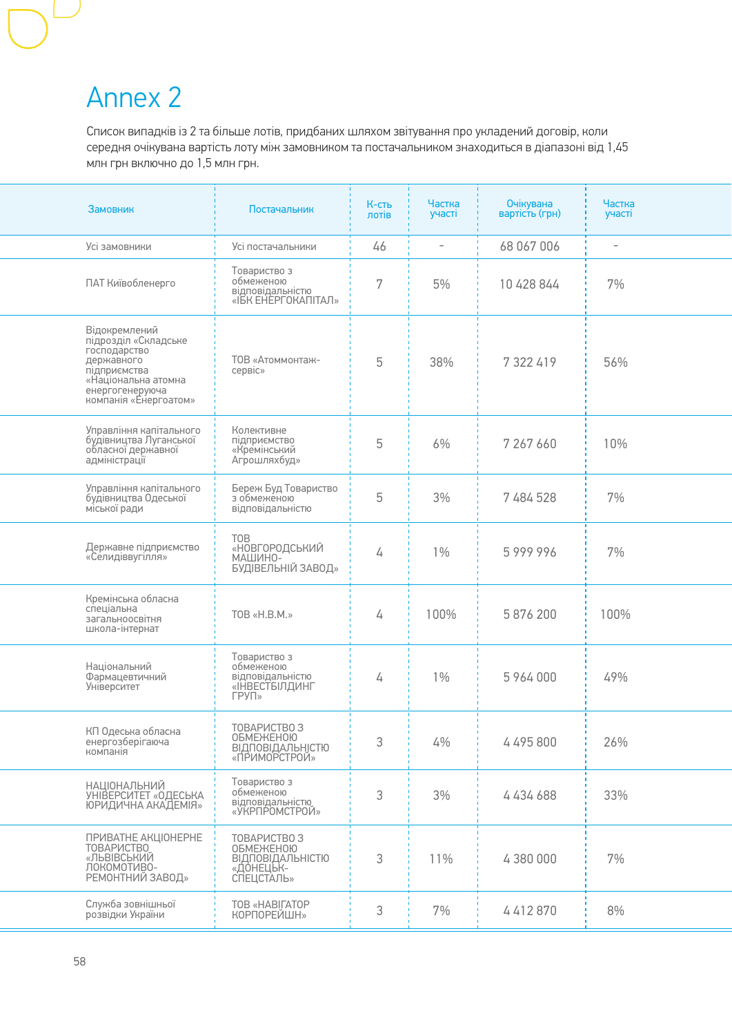# Annex 2

Список випадків із 2 та більше лотів, придбаних шляхом звітування про укладений договір, коли середня очікувана вартість лоту між замовником та постачальником знаходиться в діапазоні від 1,45 млн грн включно до 1,5 млн грн.

| Замовник | Постачальник | К-сть лотів | Частка участі | Очікувана вартість (грн) | Частка участі |
|---|---|---|---|---|---|
| Усі замовники | Усі постачальники | 46 | - | 68 067 006 | - |
| ПАТ Київобленерго | Товариство з обмеженою відповідальністю «ІБК ЕНЕРГОКАПІТАЛ» | 7 | 5% | 10 428 844 | 7% |
| Відокремлений підрозділ «Складське господарство державного підприємства «Національна атомна енергогенеруюча компанія «Енергоатом» | ТОВ «Атоммонтаж-сервіс» | 5 | 38% | 7 322 419 | 56% |
| Управління капітального будівництва Луганської обласної державної адміністрації | Колективне підприємство «Кремінський Агрошляхбуд» | 5 | 6% | 7 267 660 | 10% |
| Управління капітального будівництва Одеської міської ради | Береж Буд Товариство з обмеженою відповідальністю | 5 | 3% | 7 484 528 | 7% |
| Державне підприємство «Селидіввугілля» | ТОВ «НОВГОРОДСЬКИЙ МАШИНО-БУДІВЕЛЬНИЙ ЗАВОД» | 4 | 1% | 5 999 996 | 7% |
| Кремінська обласна спеціальна загальноосвітня школа-інтернат | ТОВ «Н.В.М.» | 4 | 100% | 5 876 200 | 100% |
| Національний Фармацевтичний Університет | Товариство з обмеженою відповідальністю «ІНВЕСТБІЛДИНГ ГРУП» | 4 | 1% | 5 964 000 | 49% |
| КП Одеська обласна енергозберігаюча компанія | ТОВАРИСТВО З ОБМЕЖЕНОЮ ВІДПОВІДАЛЬНІСТЮ «ПРИМОРСТРОЙ» | 3 | 4% | 4 495 800 | 26% |
| НАЦІОНАЛЬНИЙ УНІВЕРСИТЕТ «ОДЕСЬКА ЮРИДИЧНА АКАДЕМІЯ» | Товариство з обмеженою відповідальністю «УКРПРОМСТРОЙ» | 3 | 3% | 4 434 688 | 33% |
| ПРИВАТНЕ АКЦІОНЕРНЕ ТОВАРИСТВО «ЛЬВІВСЬКИЙ ЛОКОМОТИВО-РЕМОНТНИЙ ЗАВОД» | ТОВАРИСТВО З ОБМЕЖЕНОЮ ВІДПОВІДАЛЬНІСТЮ «ДОНЕЦЬК-СПЕЦСТАЛЬ» | 3 | 11% | 4 380 000 | 7% |
| Служба зовнішньої розвідки України | ТОВ «НАВІГАТОР КОРПОРЕЙШН» | 3 | 7% | 4 412 870 | 8% |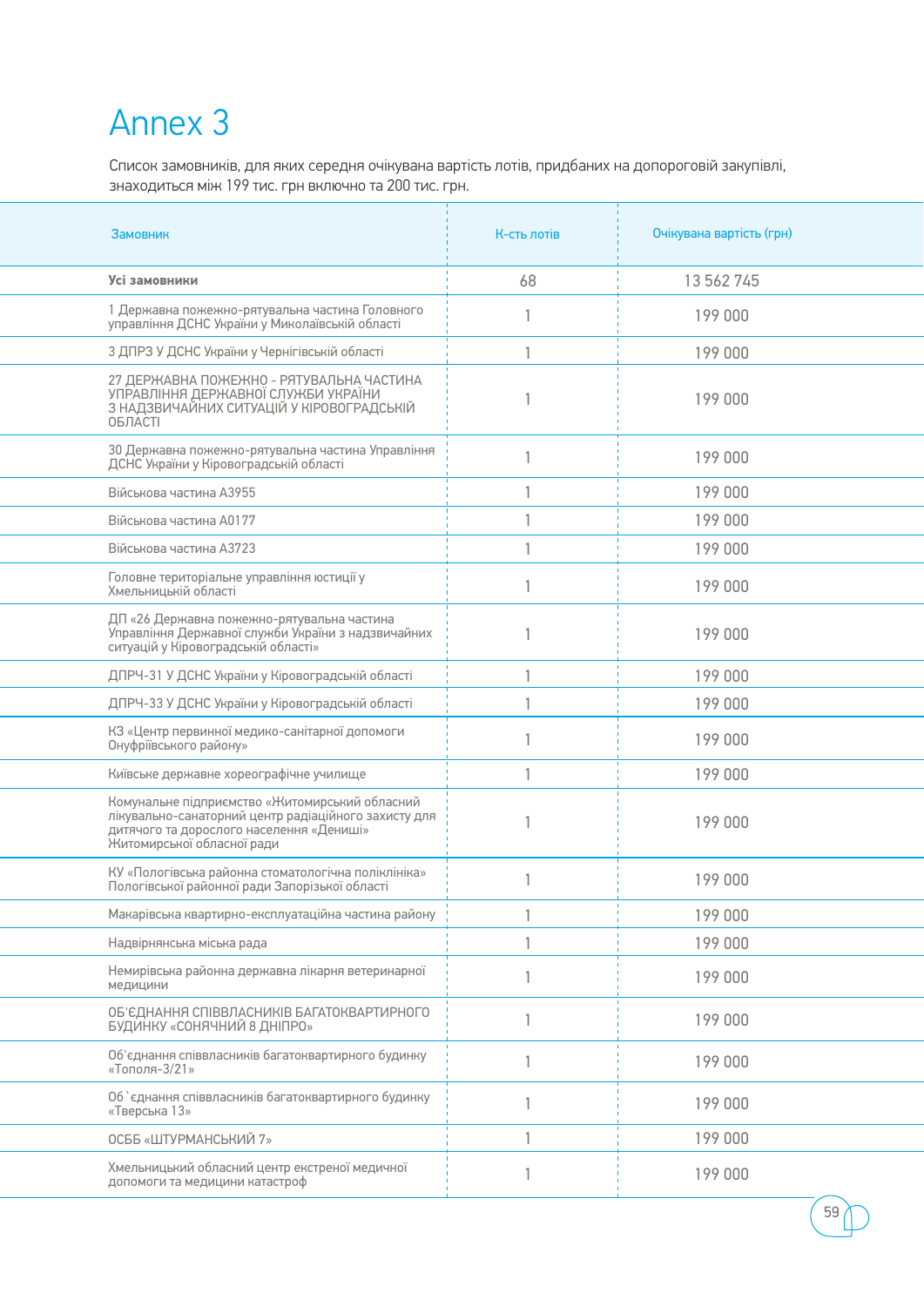# Annex 3

Список замовників, для яких середня очікувана вартість лотів, придбаних на допороговій закупівлі, знаходиться між 199 тис. грн включно та 200 тис. грн.

| Замовник | К-сть лотів | Очікувана вартість (грн) |
|---|---|---|
| **Усі замовники** | 68 | 13 562 745 |
| 1 Державна пожежно-рятувальна частина Головного управління ДСНС України у Миколаївській області | 1 | 199 000 |
| 3 ДПРЗ У ДСНС України у Чернігівській області | 1 | 199 000 |
| 27 ДЕРЖАВНА ПОЖЕЖНО - РЯТУВАЛЬНА ЧАСТИНА УПРАВЛІННЯ ДЕРЖАВНОЇ СЛУЖБИ УКРАЇНИ З НАДЗВИЧАЙНИХ СИТУАЦІЙ У КІРОВОГРАДСЬКІЙ ОБЛАСТІ | 1 | 199 000 |
| 30 Державна пожежно-рятувальна частина Управління ДСНС України у Кіровоградській області | 1 | 199 000 |
| Військова частина А3955 | 1 | 199 000 |
| Військова частина А0177 | 1 | 199 000 |
| Військова частина А3723 | 1 | 199 000 |
| Головне територіальне управління юстиції у Хмельницькій області | 1 | 199 000 |
| ДП «26 Державна пожежно-рятувальна частина Управління Державної служби України з надзвичайних ситуацій у Кіровоградській області» | 1 | 199 000 |
| ДПРЧ-31 У ДСНС України у Кіровоградській області | 1 | 199 000 |
| ДПРЧ-33 У ДСНС України у Кіровоградській області | 1 | 199 000 |
| КЗ «Центр первинної медико-санітарної допомоги Онуфріївського району» | 1 | 199 000 |
| Київське державне хореографічне училище | 1 | 199 000 |
| Комунальне підприємство «Житомирський обласний лікувально-санаторний центр радіаційного захисту для дитячого та дорослого населення «Дениші» Житомирської обласної ради | 1 | 199 000 |
| КУ «Пологівська районна стоматологічна поліклініка» Пологівської районної ради Запорізької області | 1 | 199 000 |
| Макарівська квартирно-експлуатаційна частина району | 1 | 199 000 |
| Надвірнянська міська рада | 1 | 199 000 |
| Немирівська районна державна лікарня ветеринарної медицини | 1 | 199 000 |
| ОБ'ЄДНАННЯ СПІВВЛАСНИКІВ БАГАТОКВАРТИРНОГО БУДИНКУ «СОНЯЧНИЙ 8 ДНІПРО» | 1 | 199 000 |
| Об'єднання співвласників багатоквартирного будинку «Тополя-3/21» | 1 | 199 000 |
| Об`єднання співвласників багатоквартирного будинку «Тверська 13» | 1 | 199 000 |
| ОСББ «ШТУРМАНСЬКИЙ 7» | 1 | 199 000 |
| Хмельницький обласний центр екстреної медичної допомоги та медицини катастроф | 1 | 199 000 |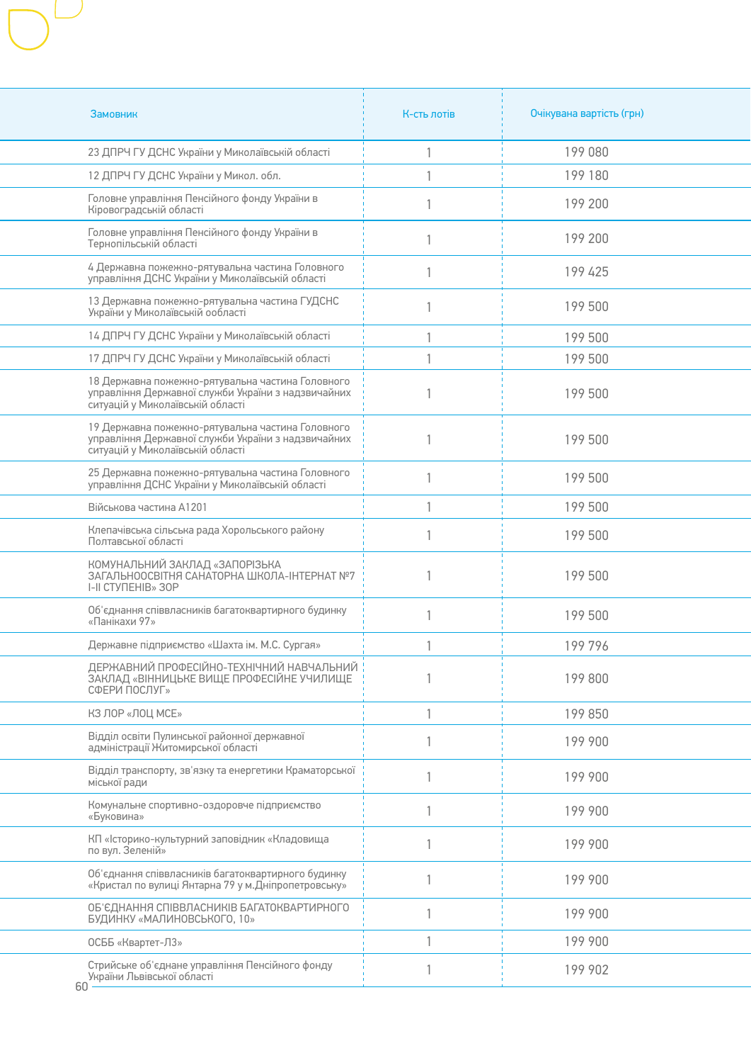| Замовник | К-сть лотів | Очікувана вартість (грн) |
|---|---|---|
| 23 ДПРЧ ГУ ДСНС України у Миколаївській області | 1 | 199 080 |
| 12 ДПРЧ ГУ ДСНС України у Микол. обл. | 1 | 199 180 |
| Головне управління Пенсійного фонду України в Кіровоградській області | 1 | 199 200 |
| Головне управління Пенсійного фонду України в Тернопільській області | 1 | 199 200 |
| 4 Державна пожежно-рятувальна частина Головного управління ДСНС України у Миколаївській області | 1 | 199 425 |
| 13 Державна пожежно-рятувальна частина ГУДСНС України у Миколаївській ообласті | 1 | 199 500 |
| 14 ДПРЧ ГУ ДСНС України у Миколаївській області | 1 | 199 500 |
| 17 ДПРЧ ГУ ДСНС України у Миколаївській області | 1 | 199 500 |
| 18 Державна пожежно-рятувальна частина Головного управління Державної служби України з надзвичайних ситуацій у Миколаївській області | 1 | 199 500 |
| 19 Державна пожежно-рятувальна частина Головного управління Державної служби України з надзвичайних ситуацій у Миколаївській області | 1 | 199 500 |
| 25 Державна пожежно-рятувальна частина Головного управління ДСНС України у Миколаївській області | 1 | 199 500 |
| Військова частина А1201 | 1 | 199 500 |
| Клепачівська сільська рада Хорольського району Полтавської області | 1 | 199 500 |
| КОМУНАЛЬНИЙ ЗАКЛАД «ЗАПОРІЗЬКА ЗАГАЛЬНООСВІТНЯ САНАТОРНА ШКОЛА-ІНТЕРНАТ №7 І-ІІ СТУПЕНІВ» ЗОР | 1 | 199 500 |
| Об'єднання співвласників багатоквартирного будинку «Панікахи 97» | 1 | 199 500 |
| Державне підприємство «Шахта ім. М.С. Сургая» | 1 | 199 796 |
| ДЕРЖАВНИЙ ПРОФЕСІЙНО-ТЕХНІЧНИЙ НАВЧАЛЬНИЙ ЗАКЛАД «ВІННИЦЬКЕ ВИЩЕ ПРОФЕСІЙНЕ УЧИЛИЩЕ СФЕРИ ПОСЛУГ» | 1 | 199 800 |
| КЗ ЛОР «ЛОЦ МСЕ» | 1 | 199 850 |
| Відділ освіти Пулинської районної державної адміністрації Житомирської області | 1 | 199 900 |
| Відділ транспорту, зв'язку та енергетики Краматорської міської ради | 1 | 199 900 |
| Комунальне спортивно-оздоровче підприємство «Буковина» | 1 | 199 900 |
| КП «Історико-культурний заповідник «Кладовища по вул. Зеленій» | 1 | 199 900 |
| Об'єднання співвласників багатоквартирного будинку «Кристал по вулиці Янтарна 79 у м.Дніпропетровську» | 1 | 199 900 |
| ОБ'ЄДНАННЯ СПІВВЛАСНИКІВ БАГАТОКВАРТИРНОГО БУДИНКУ «МАЛИНОВСЬКОГО, 10» | 1 | 199 900 |
| ОСББ «Квартет-Л3» | 1 | 199 900 |
| Стрийське об'єднане управління Пенсійного фонду України Львівської області | 1 | 199 902 |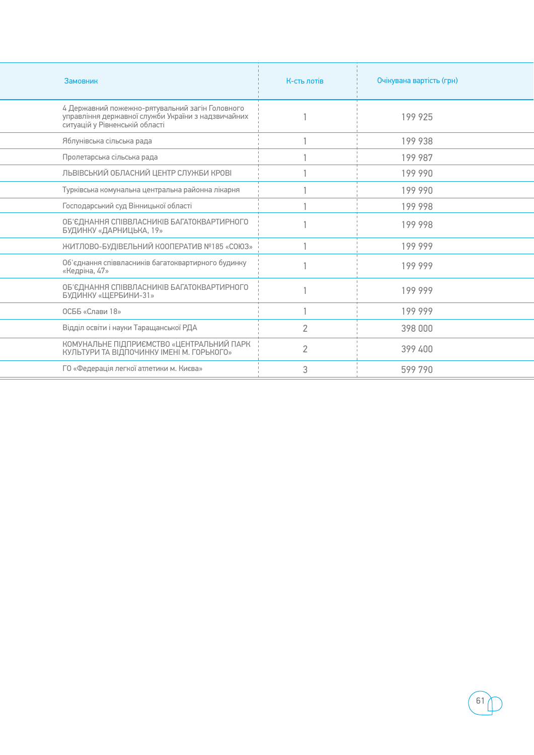| Замовник | К-сть лотів | Очікувана вартість (грн) |
|---|---|---|
| 4 Державний пожежно-рятувальний загін Головного управління державної служби України з надзвичайних ситуацій у Рівненській області | 1 | 199 925 |
| Яблунівська сільська рада | 1 | 199 938 |
| Пролетарська сільська рада | 1 | 199 987 |
| ЛЬВІВСЬКИЙ ОБЛАСНИЙ ЦЕНТР СЛУЖБИ КРОВІ | 1 | 199 990 |
| Турківська комунальна центральна районна лікарня | 1 | 199 990 |
| Господарський суд Вінницької області | 1 | 199 998 |
| ОБ'ЄДНАННЯ СПІВВЛАСНИКІВ БАГАТОКВАРТИРНОГО БУДИНКУ «ДАРНИЦЬКА, 19» | 1 | 199 998 |
| ЖИТЛОВО-БУДІВЕЛЬНИЙ КООПЕРАТИВ №185 «СОЮЗ» | 1 | 199 999 |
| Об'єднання співвласників багатоквартирного будинку «Кедріна, 47» | 1 | 199 999 |
| ОБ'ЄДНАННЯ СПІВВЛАСНИКІВ БАГАТОКВАРТИРНОГО БУДИНКУ «ЩЕРБИНИ-31» | 1 | 199 999 |
| ОСББ «Слави 18» | 1 | 199 999 |
| Відділ освіти і науки Таращанської РДА | 2 | 398 000 |
| КОМУНАЛЬНЕ ПІДПРИЄМСТВО «ЦЕНТРАЛЬНИЙ ПАРК КУЛЬТУРИ ТА ВІДПОЧИНКУ ІМЕНІ М. ГОРЬКОГО» | 2 | 399 400 |
| ГО «Федерація легкої атлетики м. Києва» | 3 | 599 790 |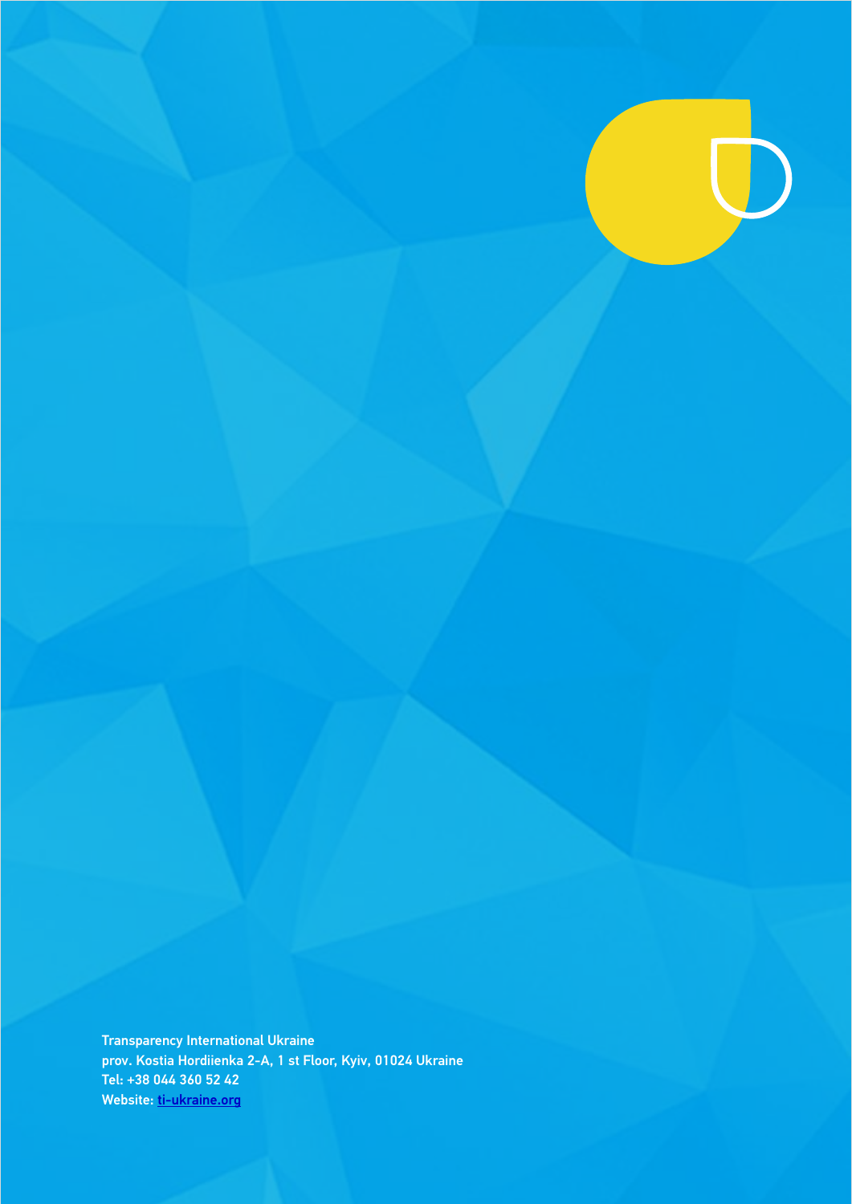Transparency International Ukraine
prov. Kostia Hordiienka 2-A, 1 st Floor, Kyiv, 01024 Ukraine
Tel: +38 044 360 52 42
Website: [ti-ukraine.org](ti-ukraine.org)